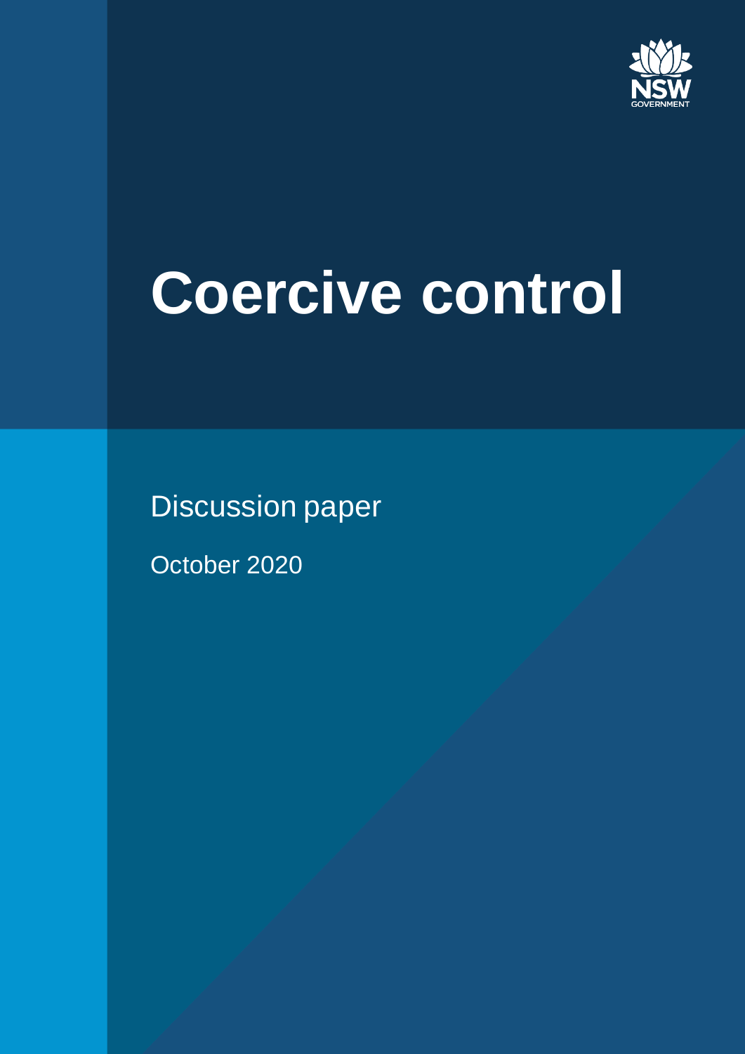NSW GOVERNMENT

# Coercive control

Discussion paper

October 2020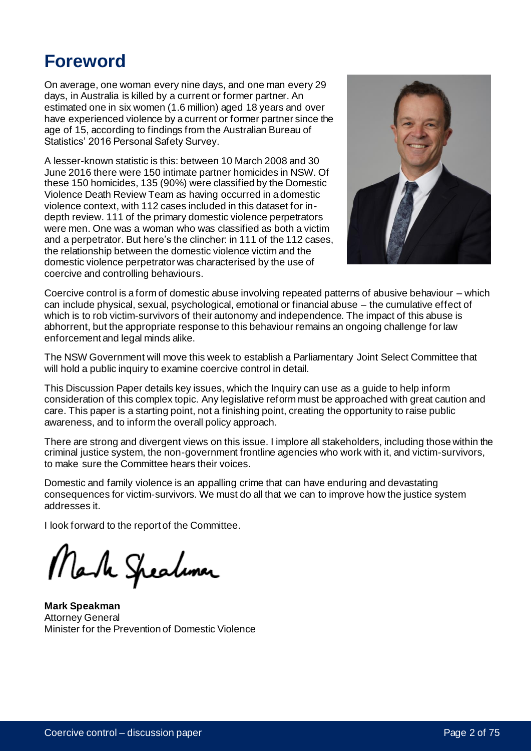# Foreword

On average, one woman every nine days, and one man every 29 days, in Australia is killed by a current or former partner. An estimated one in six women (1.6 million) aged 18 years and over have experienced violence by a current or former partner since the age of 15, according to findings from the Australian Bureau of Statistics' 2016 Personal Safety Survey.

A lesser-known statistic is this: between 10 March 2008 and 30 June 2016 there were 150 intimate partner homicides in NSW. Of these 150 homicides, 135 (90%) were classified by the Domestic Violence Death Review Team as having occurred in a domestic violence context, with 112 cases included in this dataset for in-depth review. 111 of the primary domestic violence perpetrators were men. One was a woman who was classified as both a victim and a perpetrator. But here's the clincher: in 111 of the 112 cases, the relationship between the domestic violence victim and the domestic violence perpetrator was characterised by the use of coercive and controlling behaviours.

Coercive control is a form of domestic abuse involving repeated patterns of abusive behaviour – which can include physical, sexual, psychological, emotional or financial abuse – the cumulative effect of which is to rob victim-survivors of their autonomy and independence. The impact of this abuse is abhorrent, but the appropriate response to this behaviour remains an ongoing challenge for law enforcement and legal minds alike.

The NSW Government will move this week to establish a Parliamentary Joint Select Committee that will hold a public inquiry to examine coercive control in detail.

This Discussion Paper details key issues, which the Inquiry can use as a guide to help inform consideration of this complex topic. Any legislative reform must be approached with great caution and care. This paper is a starting point, not a finishing point, creating the opportunity to raise public awareness, and to inform the overall policy approach.

There are strong and divergent views on this issue. I implore all stakeholders, including those within the criminal justice system, the non-government frontline agencies who work with it, and victim-survivors, to make sure the Committee hears their voices.

Domestic and family violence is an appalling crime that can have enduring and devastating consequences for victim-survivors. We must do all that we can to improve how the justice system addresses it.

I look forward to the report of the Committee.

Mark Speakman

**Mark Speakman**
Attorney General
Minister for the Prevention of Domestic Violence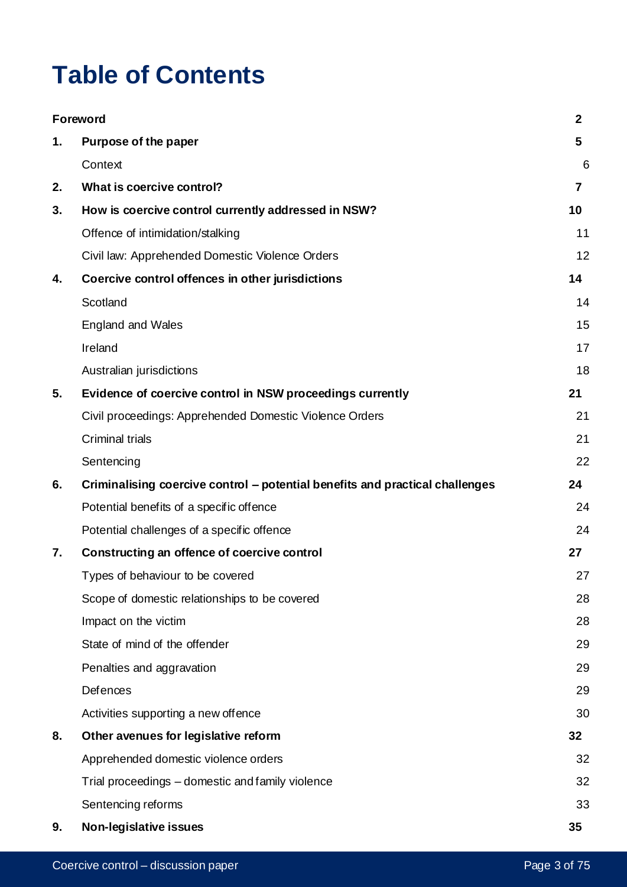# Table of Contents

| | | |
|---|---|---|
| **Foreword** | | **2** |
| **1.** | **Purpose of the paper** | **5** |
| | Context | 6 |
| **2.** | **What is coercive control?** | **7** |
| **3.** | **How is coercive control currently addressed in NSW?** | **10** |
| | Offence of intimidation/stalking | 11 |
| | Civil law: Apprehended Domestic Violence Orders | 12 |
| **4.** | **Coercive control offences in other jurisdictions** | **14** |
| | Scotland | 14 |
| | England and Wales | 15 |
| | Ireland | 17 |
| | Australian jurisdictions | 18 |
| **5.** | **Evidence of coercive control in NSW proceedings currently** | **21** |
| | Civil proceedings: Apprehended Domestic Violence Orders | 21 |
| | Criminal trials | 21 |
| | Sentencing | 22 |
| **6.** | **Criminalising coercive control – potential benefits and practical challenges** | **24** |
| | Potential benefits of a specific offence | 24 |
| | Potential challenges of a specific offence | 24 |
| **7.** | **Constructing an offence of coercive control** | **27** |
| | Types of behaviour to be covered | 27 |
| | Scope of domestic relationships to be covered | 28 |
| | Impact on the victim | 28 |
| | State of mind of the offender | 29 |
| | Penalties and aggravation | 29 |
| | Defences | 29 |
| | Activities supporting a new offence | 30 |
| **8.** | **Other avenues for legislative reform** | **32** |
| | Apprehended domestic violence orders | 32 |
| | Trial proceedings – domestic and family violence | 32 |
| | Sentencing reforms | 33 |
| **9.** | **Non-legislative issues** | **35** |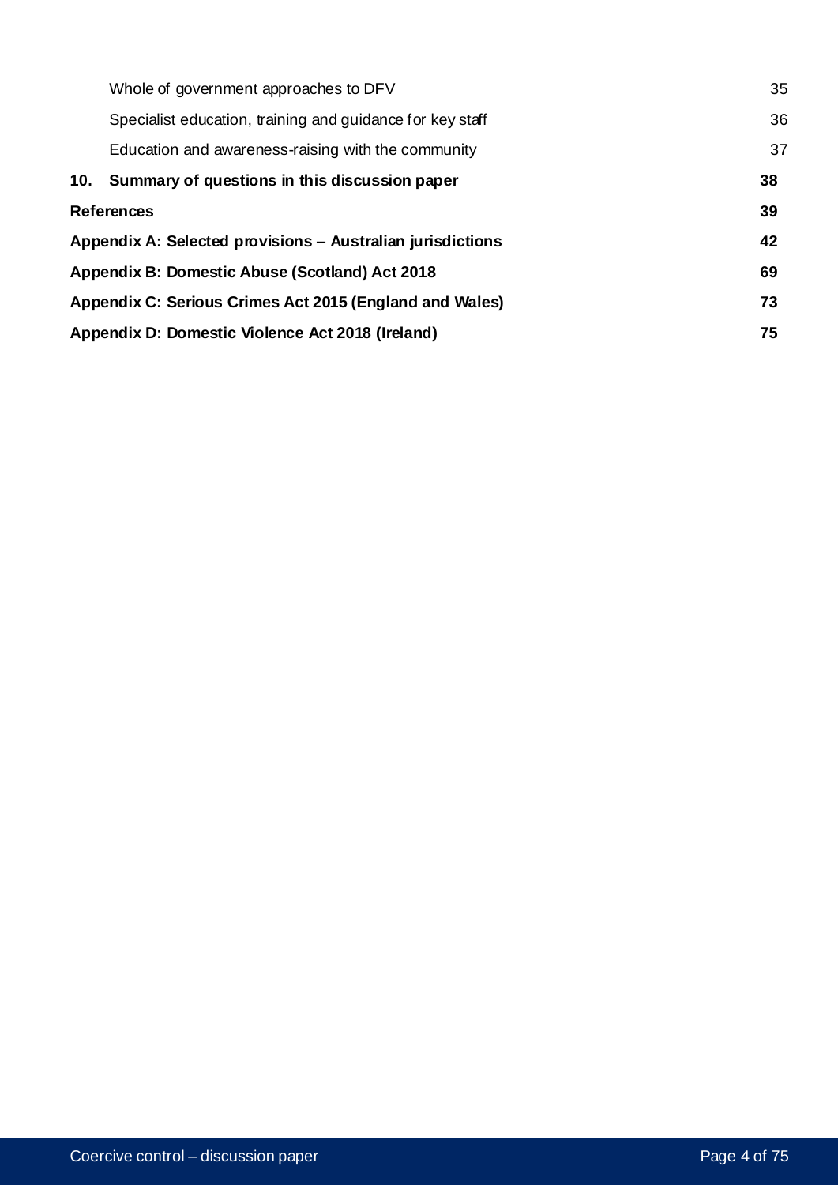Whole of government approaches to DFV 35

Specialist education, training and guidance for key staff 36

Education and awareness-raising with the community 37

**10. Summary of questions in this discussion paper 38**

**References 39**

**Appendix A: Selected provisions – Australian jurisdictions 42**

**Appendix B: Domestic Abuse (Scotland) Act 2018 69**

**Appendix C: Serious Crimes Act 2015 (England and Wales) 73**

**Appendix D: Domestic Violence Act 2018 (Ireland) 75**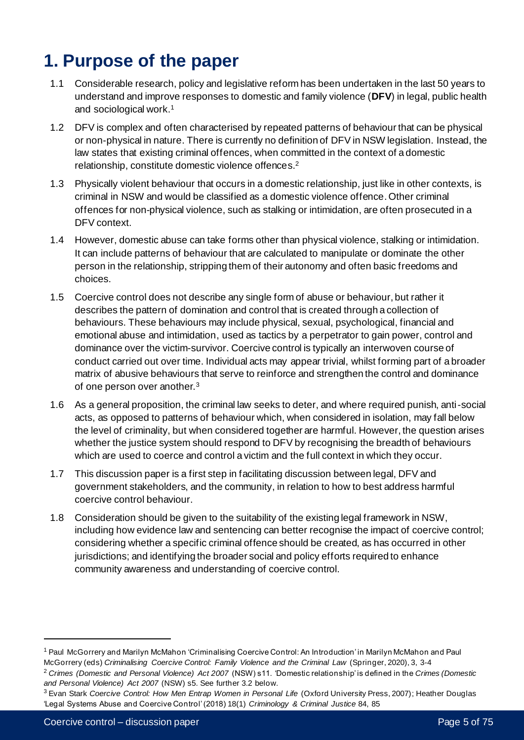# 1. Purpose of the paper

1.1 Considerable research, policy and legislative reform has been undertaken in the last 50 years to understand and improve responses to domestic and family violence (**DFV**) in legal, public health and sociological work.[1]

1.2 DFV is complex and often characterised by repeated patterns of behaviour that can be physical or non-physical in nature. There is currently no definition of DFV in NSW legislation. Instead, the law states that existing criminal offences, when committed in the context of a domestic relationship, constitute domestic violence offences.[2]

1.3 Physically violent behaviour that occurs in a domestic relationship, just like in other contexts, is criminal in NSW and would be classified as a domestic violence offence. Other criminal offences for non-physical violence, such as stalking or intimidation, are often prosecuted in a DFV context.

1.4 However, domestic abuse can take forms other than physical violence, stalking or intimidation. It can include patterns of behaviour that are calculated to manipulate or dominate the other person in the relationship, stripping them of their autonomy and often basic freedoms and choices.

1.5 Coercive control does not describe any single form of abuse or behaviour, but rather it describes the pattern of domination and control that is created through a collection of behaviours. These behaviours may include physical, sexual, psychological, financial and emotional abuse and intimidation, used as tactics by a perpetrator to gain power, control and dominance over the victim-survivor. Coercive control is typically an interwoven course of conduct carried out over time. Individual acts may appear trivial, whilst forming part of a broader matrix of abusive behaviours that serve to reinforce and strengthen the control and dominance of one person over another.[3]

1.6 As a general proposition, the criminal law seeks to deter, and where required punish, anti-social acts, as opposed to patterns of behaviour which, when considered in isolation, may fall below the level of criminality, but when considered together are harmful. However, the question arises whether the justice system should respond to DFV by recognising the breadth of behaviours which are used to coerce and control a victim and the full context in which they occur.

1.7 This discussion paper is a first step in facilitating discussion between legal, DFV and government stakeholders, and the community, in relation to how to best address harmful coercive control behaviour.

1.8 Consideration should be given to the suitability of the existing legal framework in NSW, including how evidence law and sentencing can better recognise the impact of coercive control; considering whether a specific criminal offence should be created, as has occurred in other jurisdictions; and identifying the broader social and policy efforts required to enhance community awareness and understanding of coercive control.

---

[1] Paul McGorrery and Marilyn McMahon 'Criminalising Coercive Control: An Introduction' in Marilyn McMahon and Paul McGorrery (eds) *Criminalising Coercive Control: Family Violence and the Criminal Law* (Springer, 2020), 3, 3-4

[2] *Crimes (Domestic and Personal Violence) Act 2007* (NSW) s11. 'Domestic relationship' is defined in the *Crimes (Domestic and Personal Violence) Act 2007* (NSW) s5. See further 3.2 below.

[3] Evan Stark *Coercive Control: How Men Entrap Women in Personal Life* (Oxford University Press, 2007); Heather Douglas 'Legal Systems Abuse and Coercive Control' (2018) 18(1) *Criminology & Criminal Justice* 84, 85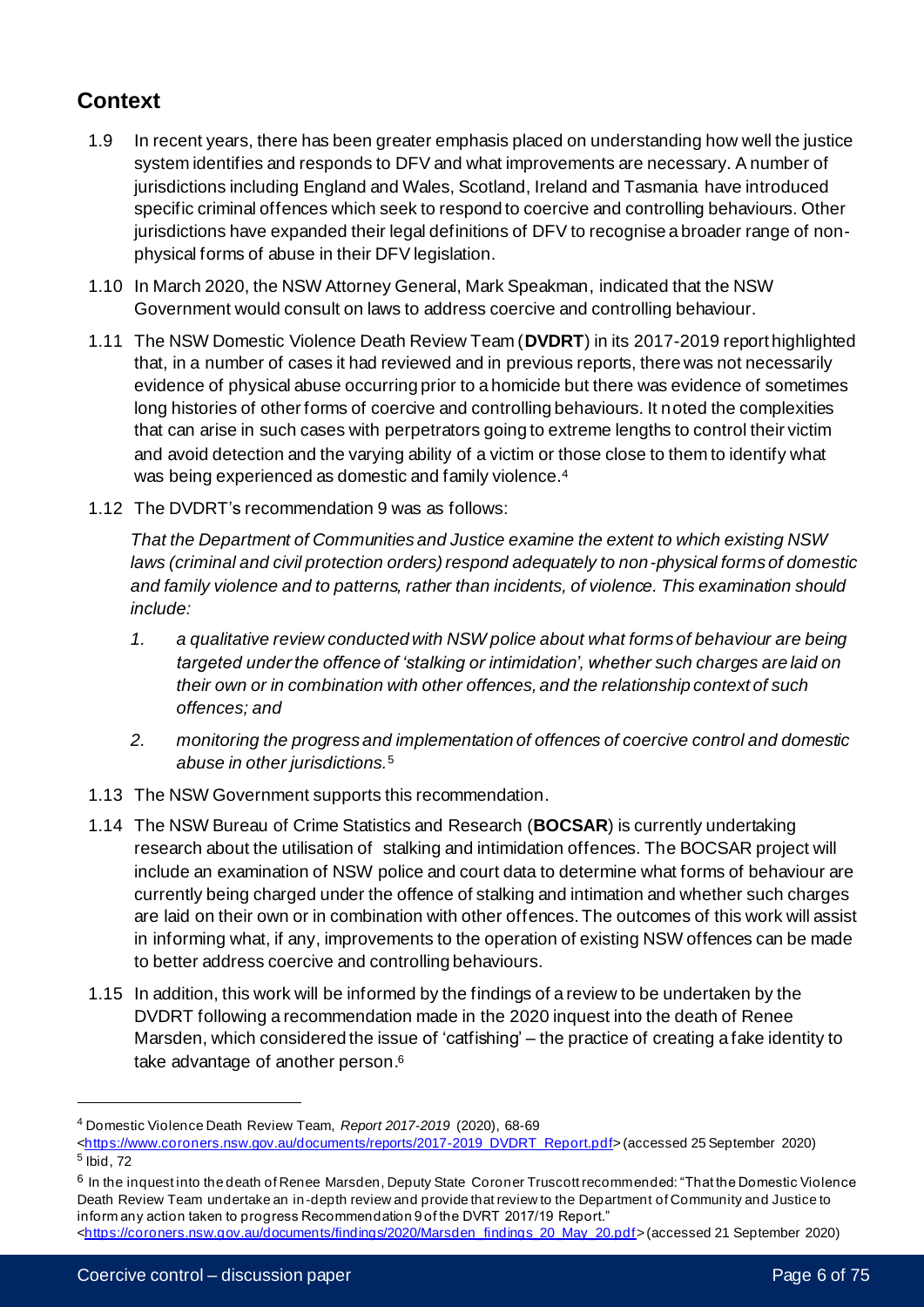## Context

1.9 In recent years, there has been greater emphasis placed on understanding how well the justice system identifies and responds to DFV and what improvements are necessary. A number of jurisdictions including England and Wales, Scotland, Ireland and Tasmania have introduced specific criminal offences which seek to respond to coercive and controlling behaviours. Other jurisdictions have expanded their legal definitions of DFV to recognise a broader range of non-physical forms of abuse in their DFV legislation.

1.10 In March 2020, the NSW Attorney General, Mark Speakman, indicated that the NSW Government would consult on laws to address coercive and controlling behaviour.

1.11 The NSW Domestic Violence Death Review Team (**DVDRT**) in its 2017-2019 report highlighted that, in a number of cases it had reviewed and in previous reports, there was not necessarily evidence of physical abuse occurring prior to a homicide but there was evidence of sometimes long histories of other forms of coercive and controlling behaviours. It noted the complexities that can arise in such cases with perpetrators going to extreme lengths to control their victim and avoid detection and the varying ability of a victim or those close to them to identify what was being experienced as domestic and family violence.[4]

1.12 The DVDRT's recommendation 9 was as follows:

*That the Department of Communities and Justice examine the extent to which existing NSW laws (criminal and civil protection orders) respond adequately to non-physical forms of domestic and family violence and to patterns, rather than incidents, of violence. This examination should include:*

1. *a qualitative review conducted with NSW police about what forms of behaviour are being targeted under the offence of 'stalking or intimidation', whether such charges are laid on their own or in combination with other offences, and the relationship context of such offences; and*
2. *monitoring the progress and implementation of offences of coercive control and domestic abuse in other jurisdictions.*[5]

1.13 The NSW Government supports this recommendation.

1.14 The NSW Bureau of Crime Statistics and Research (**BOCSAR**) is currently undertaking research about the utilisation of stalking and intimidation offences. The BOCSAR project will include an examination of NSW police and court data to determine what forms of behaviour are currently being charged under the offence of stalking and intimation and whether such charges are laid on their own or in combination with other offences. The outcomes of this work will assist in informing what, if any, improvements to the operation of existing NSW offences can be made to better address coercive and controlling behaviours.

1.15 In addition, this work will be informed by the findings of a review to be undertaken by the DVDRT following a recommendation made in the 2020 inquest into the death of Renee Marsden, which considered the issue of 'catfishing' – the practice of creating a fake identity to take advantage of another person.[6]

---

[4] Domestic Violence Death Review Team, *Report 2017-2019* (2020), 68-69 <https://www.coroners.nsw.gov.au/documents/reports/2017-2019_DVDRT_Report.pdf> (accessed 25 September 2020)

[5] Ibid, 72

[6] In the inquest into the death of Renee Marsden, Deputy State Coroner Truscott recommended: "That the Domestic Violence Death Review Team undertake an in-depth review and provide that review to the Department of Community and Justice to inform any action taken to progress Recommendation 9 of the DVRT 2017/19 Report." <https://coroners.nsw.gov.au/documents/findings/2020/Marsden_findings_20_May_20.pdf> (accessed 21 September 2020)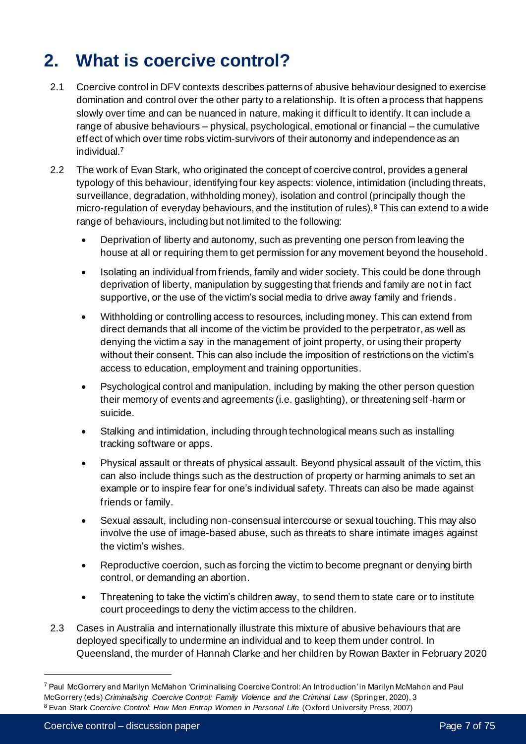# 2. What is coercive control?

2.1 Coercive control in DFV contexts describes patterns of abusive behaviour designed to exercise domination and control over the other party to a relationship. It is often a process that happens slowly over time and can be nuanced in nature, making it difficult to identify. It can include a range of abusive behaviours – physical, psychological, emotional or financial – the cumulative effect of which over time robs victim-survivors of their autonomy and independence as an individual.[7]

2.2 The work of Evan Stark, who originated the concept of coercive control, provides a general typology of this behaviour, identifying four key aspects: violence, intimidation (including threats, surveillance, degradation, withholding money), isolation and control (principally though the micro-regulation of everyday behaviours, and the institution of rules).[8] This can extend to a wide range of behaviours, including but not limited to the following:

- Deprivation of liberty and autonomy, such as preventing one person from leaving the house at all or requiring them to get permission for any movement beyond the household.
- Isolating an individual from friends, family and wider society. This could be done through deprivation of liberty, manipulation by suggesting that friends and family are not in fact supportive, or the use of the victim's social media to drive away family and friends.
- Withholding or controlling access to resources, including money. This can extend from direct demands that all income of the victim be provided to the perpetrator, as well as denying the victim a say in the management of joint property, or using their property without their consent. This can also include the imposition of restrictions on the victim's access to education, employment and training opportunities.
- Psychological control and manipulation, including by making the other person question their memory of events and agreements (i.e. gaslighting), or threatening self-harm or suicide.
- Stalking and intimidation, including through technological means such as installing tracking software or apps.
- Physical assault or threats of physical assault. Beyond physical assault of the victim, this can also include things such as the destruction of property or harming animals to set an example or to inspire fear for one's individual safety. Threats can also be made against friends or family.
- Sexual assault, including non-consensual intercourse or sexual touching. This may also involve the use of image-based abuse, such as threats to share intimate images against the victim's wishes.
- Reproductive coercion, such as forcing the victim to become pregnant or denying birth control, or demanding an abortion.
- Threatening to take the victim's children away, to send them to state care or to institute court proceedings to deny the victim access to the children.

2.3 Cases in Australia and internationally illustrate this mixture of abusive behaviours that are deployed specifically to undermine an individual and to keep them under control. In Queensland, the murder of Hannah Clarke and her children by Rowan Baxter in February 2020

---

[7] Paul McGorrery and Marilyn McMahon 'Criminalising Coercive Control: An Introduction' in Marilyn McMahon and Paul McGorrery (eds) *Criminalising Coercive Control: Family Violence and the Criminal Law* (Springer, 2020), 3

[8] Evan Stark *Coercive Control: How Men Entrap Women in Personal Life* (Oxford University Press, 2007)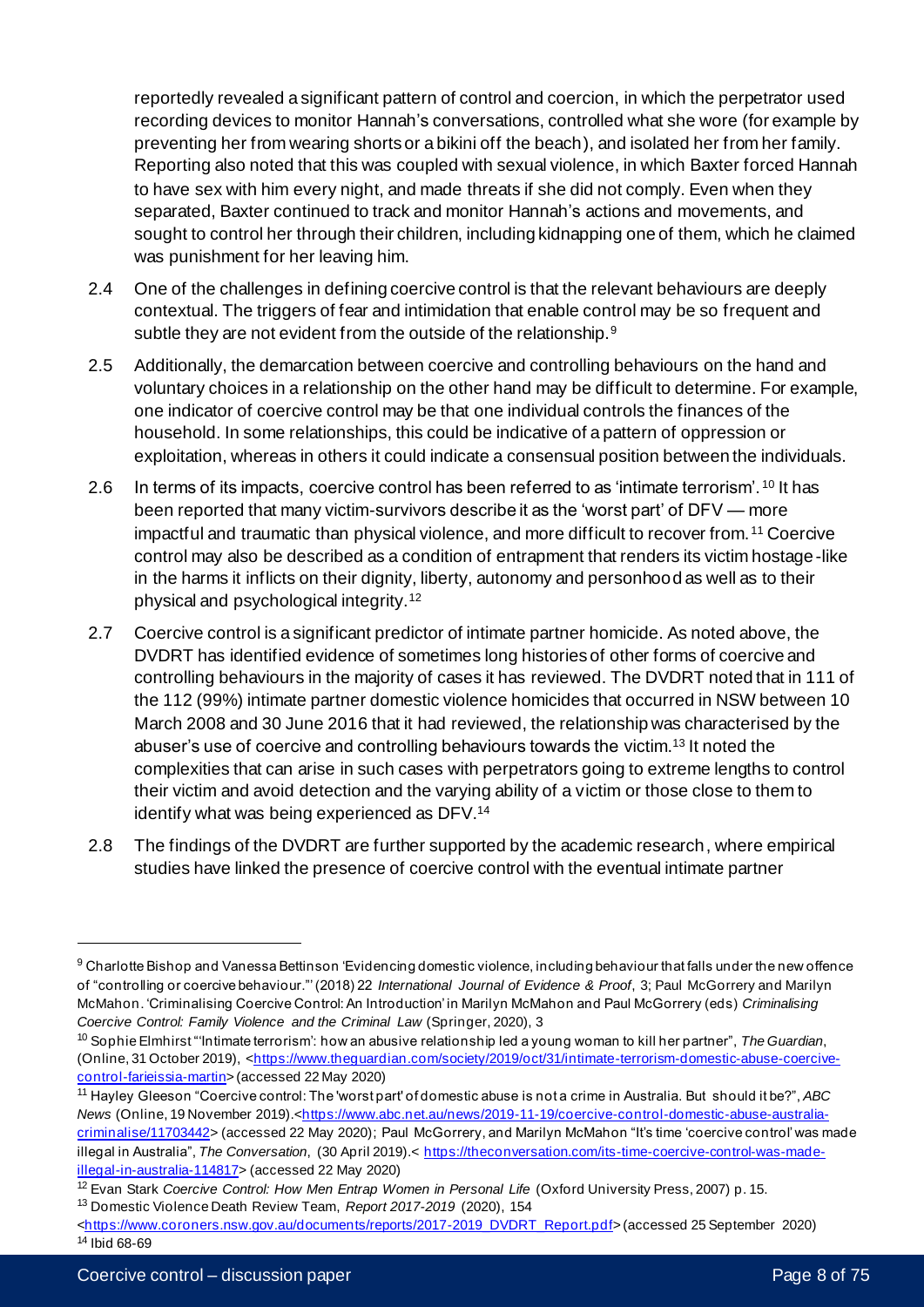reportedly revealed a significant pattern of control and coercion, in which the perpetrator used recording devices to monitor Hannah's conversations, controlled what she wore (for example by preventing her from wearing shorts or a bikini off the beach), and isolated her from her family. Reporting also noted that this was coupled with sexual violence, in which Baxter forced Hannah to have sex with him every night, and made threats if she did not comply. Even when they separated, Baxter continued to track and monitor Hannah's actions and movements, and sought to control her through their children, including kidnapping one of them, which he claimed was punishment for her leaving him.

2.4 One of the challenges in defining coercive control is that the relevant behaviours are deeply contextual. The triggers of fear and intimidation that enable control may be so frequent and subtle they are not evident from the outside of the relationship.[9]

2.5 Additionally, the demarcation between coercive and controlling behaviours on the hand and voluntary choices in a relationship on the other hand may be difficult to determine. For example, one indicator of coercive control may be that one individual controls the finances of the household. In some relationships, this could be indicative of a pattern of oppression or exploitation, whereas in others it could indicate a consensual position between the individuals.

2.6 In terms of its impacts, coercive control has been referred to as 'intimate terrorism'.[10] It has been reported that many victim-survivors describe it as the 'worst part' of DFV — more impactful and traumatic than physical violence, and more difficult to recover from.[11] Coercive control may also be described as a condition of entrapment that renders its victim hostage-like in the harms it inflicts on their dignity, liberty, autonomy and personhood as well as to their physical and psychological integrity.[12]

2.7 Coercive control is a significant predictor of intimate partner homicide. As noted above, the DVDRT has identified evidence of sometimes long histories of other forms of coercive and controlling behaviours in the majority of cases it has reviewed. The DVDRT noted that in 111 of the 112 (99%) intimate partner domestic violence homicides that occurred in NSW between 10 March 2008 and 30 June 2016 that it had reviewed, the relationship was characterised by the abuser's use of coercive and controlling behaviours towards the victim.[13] It noted the complexities that can arise in such cases with perpetrators going to extreme lengths to control their victim and avoid detection and the varying ability of a victim or those close to them to identify what was being experienced as DFV.[14]

2.8 The findings of the DVDRT are further supported by the academic research, where empirical studies have linked the presence of coercive control with the eventual intimate partner

---

[9] Charlotte Bishop and Vanessa Bettinson 'Evidencing domestic violence, including behaviour that falls under the new offence of "controlling or coercive behaviour."' (2018) 22 *International Journal of Evidence & Proof*, 3; Paul McGorrery and Marilyn McMahon. 'Criminalising Coercive Control: An Introduction' in Marilyn McMahon and Paul McGorrery (eds) *Criminalising Coercive Control: Family Violence and the Criminal Law* (Springer, 2020), 3

[10] Sophie Elmhirst "'Intimate terrorism': how an abusive relationship led a young woman to kill her partner", *The Guardian*, (Online, 31 October 2019), <https://www.theguardian.com/society/2019/oct/31/intimate-terrorism-domestic-abuse-coercive-control-farieissia-martin> (accessed 22 May 2020)

[11] Hayley Gleeson "Coercive control: The 'worst part' of domestic abuse is not a crime in Australia. But should it be?", *ABC News* (Online, 19 November 2019).<https://www.abc.net.au/news/2019-11-19/coercive-control-domestic-abuse-australia-criminalise/11703442> (accessed 22 May 2020); Paul McGorrery, and Marilyn McMahon "It's time 'coercive control' was made illegal in Australia", *The Conversation*, (30 April 2019).< https://theconversation.com/its-time-coercive-control-was-made-illegal-in-australia-114817> (accessed 22 May 2020)

[12] Evan Stark *Coercive Control: How Men Entrap Women in Personal Life* (Oxford University Press, 2007) p. 15.

[13] Domestic Violence Death Review Team, *Report 2017-2019* (2020), 154 <https://www.coroners.nsw.gov.au/documents/reports/2017-2019_DVDRT_Report.pdf> (accessed 25 September 2020)

[14] Ibid 68-69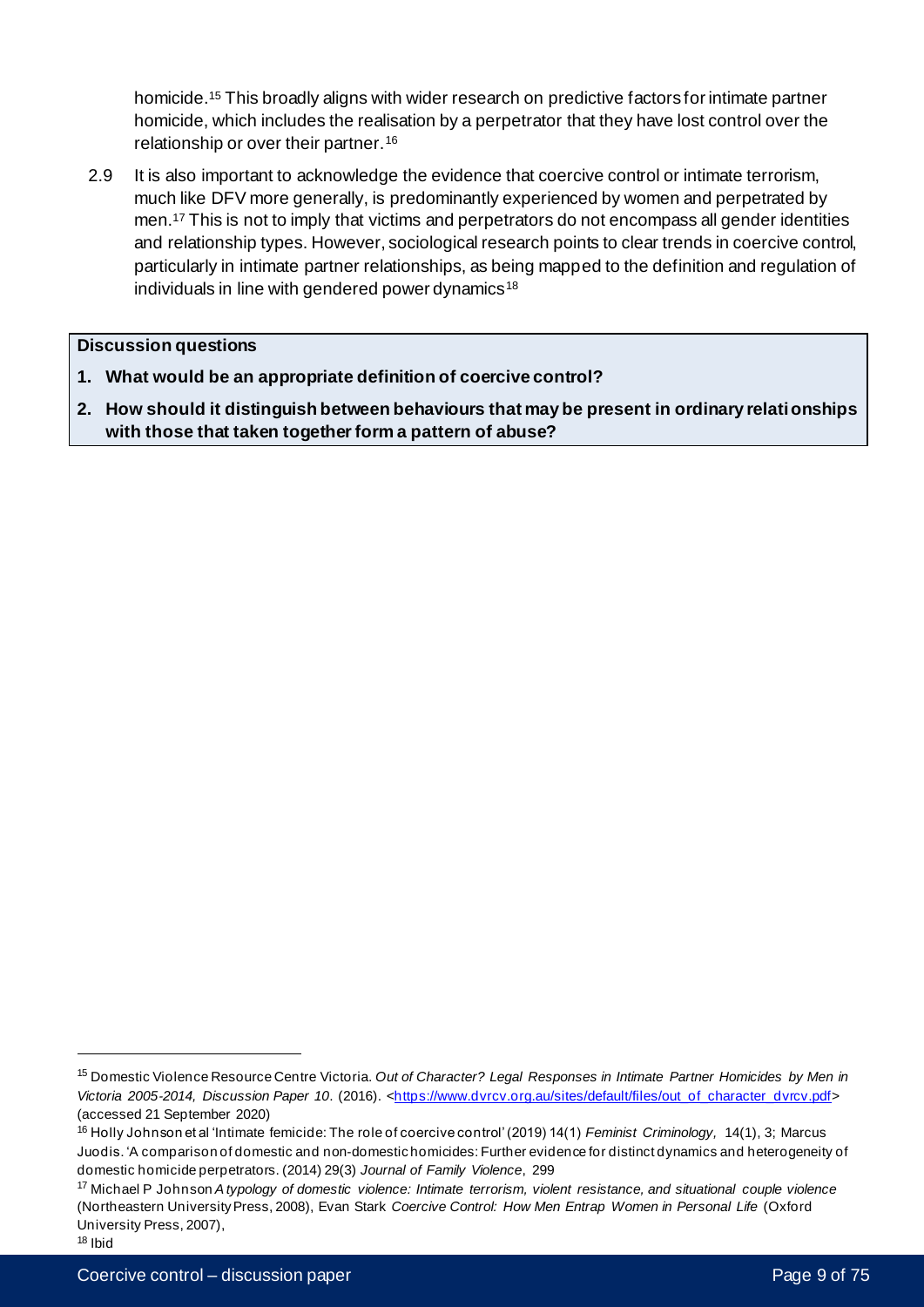homicide.[15] This broadly aligns with wider research on predictive factors for intimate partner homicide, which includes the realisation by a perpetrator that they have lost control over the relationship or over their partner.[16]

2.9 It is also important to acknowledge the evidence that coercive control or intimate terrorism, much like DFV more generally, is predominantly experienced by women and perpetrated by men.[17] This is not to imply that victims and perpetrators do not encompass all gender identities and relationship types. However, sociological research points to clear trends in coercive control, particularly in intimate partner relationships, as being mapped to the definition and regulation of individuals in line with gendered power dynamics[18]

> **Discussion questions**
>
> 1. **What would be an appropriate definition of coercive control?**
> 2. **How should it distinguish between behaviours that may be present in ordinary relationships with those that taken together form a pattern of abuse?**

---

[15] Domestic Violence Resource Centre Victoria. *Out of Character? Legal Responses in Intimate Partner Homicides by Men in Victoria 2005-2014, Discussion Paper 10*. (2016). <https://www.dvrcv.org.au/sites/default/files/out_of_character_dvrcv.pdf> (accessed 21 September 2020)

[16] Holly Johnson et al 'Intimate femicide: The role of coercive control' (2019) 14(1) *Feminist Criminology*, 14(1), 3; Marcus Juodis. 'A comparison of domestic and non-domestic homicides: Further evidence for distinct dynamics and heterogeneity of domestic homicide perpetrators. (2014) 29(3) *Journal of Family Violence*, 299

[17] Michael P Johnson *A typology of domestic violence: Intimate terrorism, violent resistance, and situational couple violence* (Northeastern University Press, 2008), Evan Stark *Coercive Control: How Men Entrap Women in Personal Life* (Oxford University Press, 2007),

[18] Ibid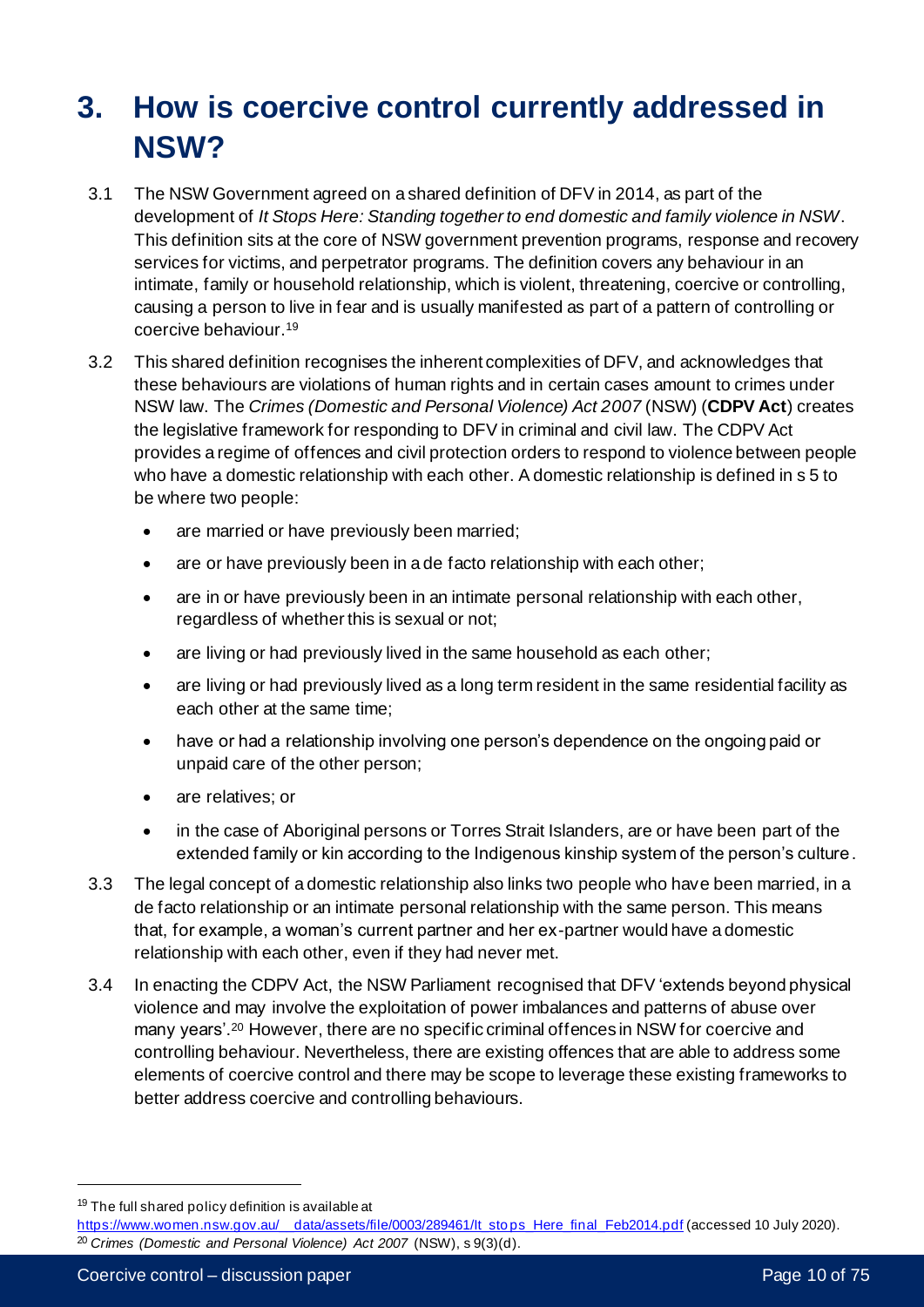# 3. How is coercive control currently addressed in NSW?

3.1 The NSW Government agreed on a shared definition of DFV in 2014, as part of the development of *It Stops Here: Standing together to end domestic and family violence in NSW*. This definition sits at the core of NSW government prevention programs, response and recovery services for victims, and perpetrator programs. The definition covers any behaviour in an intimate, family or household relationship, which is violent, threatening, coercive or controlling, causing a person to live in fear and is usually manifested as part of a pattern of controlling or coercive behaviour.[19]

3.2 This shared definition recognises the inherent complexities of DFV, and acknowledges that these behaviours are violations of human rights and in certain cases amount to crimes under NSW law. The *Crimes (Domestic and Personal Violence) Act 2007* (NSW) (**CDPV Act**) creates the legislative framework for responding to DFV in criminal and civil law. The CDPV Act provides a regime of offences and civil protection orders to respond to violence between people who have a domestic relationship with each other. A domestic relationship is defined in s 5 to be where two people:

- are married or have previously been married;
- are or have previously been in a de facto relationship with each other;
- are in or have previously been in an intimate personal relationship with each other, regardless of whether this is sexual or not;
- are living or had previously lived in the same household as each other;
- are living or had previously lived as a long term resident in the same residential facility as each other at the same time;
- have or had a relationship involving one person's dependence on the ongoing paid or unpaid care of the other person;
- are relatives; or
- in the case of Aboriginal persons or Torres Strait Islanders, are or have been part of the extended family or kin according to the Indigenous kinship system of the person's culture.

3.3 The legal concept of a domestic relationship also links two people who have been married, in a de facto relationship or an intimate personal relationship with the same person. This means that, for example, a woman's current partner and her ex-partner would have a domestic relationship with each other, even if they had never met.

3.4 In enacting the CDPV Act, the NSW Parliament recognised that DFV 'extends beyond physical violence and may involve the exploitation of power imbalances and patterns of abuse over many years'.[20] However, there are no specific criminal offences in NSW for coercive and controlling behaviour. Nevertheless, there are existing offences that are able to address some elements of coercive control and there may be scope to leverage these existing frameworks to better address coercive and controlling behaviours.

---

[19] The full shared policy definition is available at https://www.women.nsw.gov.au/__data/assets/file/0003/289461/It_stops_Here_final_Feb2014.pdf (accessed 10 July 2020).

[20] *Crimes (Domestic and Personal Violence) Act 2007* (NSW), s 9(3)(d).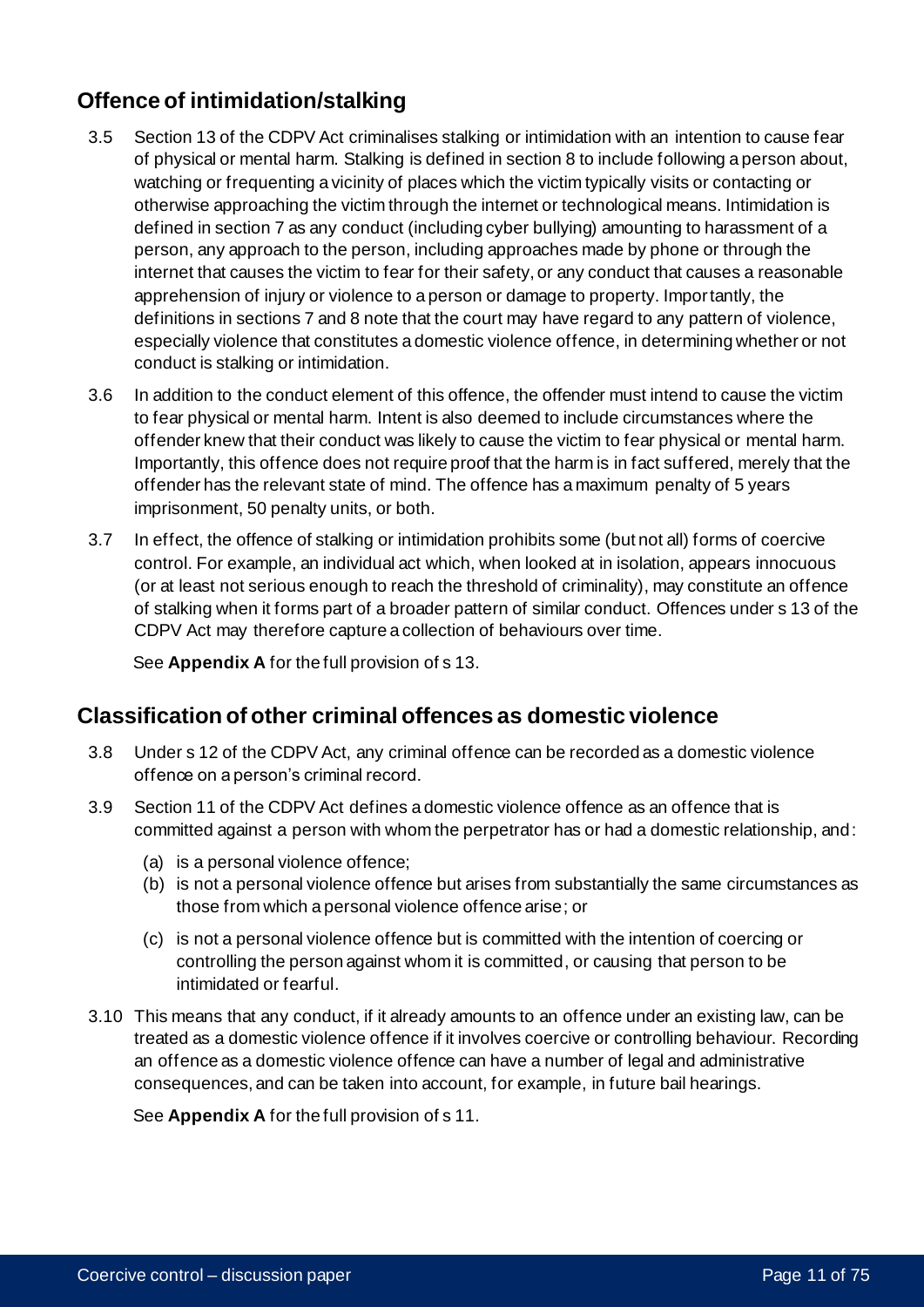## Offence of intimidation/stalking

3.5 Section 13 of the CDPV Act criminalises stalking or intimidation with an intention to cause fear of physical or mental harm. Stalking is defined in section 8 to include following a person about, watching or frequenting a vicinity of places which the victim typically visits or contacting or otherwise approaching the victim through the internet or technological means. Intimidation is defined in section 7 as any conduct (including cyber bullying) amounting to harassment of a person, any approach to the person, including approaches made by phone or through the internet that causes the victim to fear for their safety, or any conduct that causes a reasonable apprehension of injury or violence to a person or damage to property. Importantly, the definitions in sections 7 and 8 note that the court may have regard to any pattern of violence, especially violence that constitutes a domestic violence offence, in determining whether or not conduct is stalking or intimidation.

3.6 In addition to the conduct element of this offence, the offender must intend to cause the victim to fear physical or mental harm. Intent is also deemed to include circumstances where the offender knew that their conduct was likely to cause the victim to fear physical or mental harm. Importantly, this offence does not require proof that the harm is in fact suffered, merely that the offender has the relevant state of mind. The offence has a maximum penalty of 5 years imprisonment, 50 penalty units, or both.

3.7 In effect, the offence of stalking or intimidation prohibits some (but not all) forms of coercive control. For example, an individual act which, when looked at in isolation, appears innocuous (or at least not serious enough to reach the threshold of criminality), may constitute an offence of stalking when it forms part of a broader pattern of similar conduct. Offences under s 13 of the CDPV Act may therefore capture a collection of behaviours over time.

See **Appendix A** for the full provision of s 13.

## Classification of other criminal offences as domestic violence

3.8 Under s 12 of the CDPV Act, any criminal offence can be recorded as a domestic violence offence on a person's criminal record.

3.9 Section 11 of the CDPV Act defines a domestic violence offence as an offence that is committed against a person with whom the perpetrator has or had a domestic relationship, and:

(a) is a personal violence offence;

(b) is not a personal violence offence but arises from substantially the same circumstances as those from which a personal violence offence arise; or

(c) is not a personal violence offence but is committed with the intention of coercing or controlling the person against whom it is committed, or causing that person to be intimidated or fearful.

3.10 This means that any conduct, if it already amounts to an offence under an existing law, can be treated as a domestic violence offence if it involves coercive or controlling behaviour. Recording an offence as a domestic violence offence can have a number of legal and administrative consequences, and can be taken into account, for example, in future bail hearings.

See **Appendix A** for the full provision of s 11.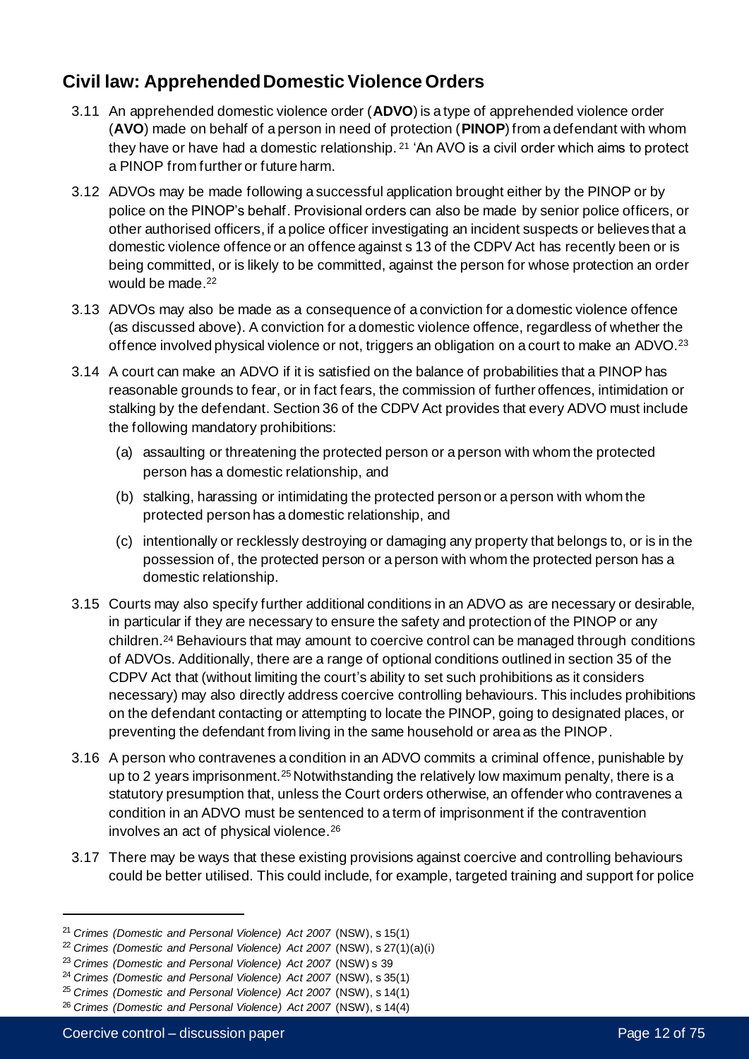## Civil law: Apprehended Domestic Violence Orders

3.11 An apprehended domestic violence order (**ADVO**) is a type of apprehended violence order (**AVO**) made on behalf of a person in need of protection (**PINOP**) from a defendant with whom they have or have had a domestic relationship.[21] 'An AVO is a civil order which aims to protect a PINOP from further or future harm.

3.12 ADVOs may be made following a successful application brought either by the PINOP or by police on the PINOP's behalf. Provisional orders can also be made by senior police officers, or other authorised officers, if a police officer investigating an incident suspects or believes that a domestic violence offence or an offence against s 13 of the CDPV Act has recently been or is being committed, or is likely to be committed, against the person for whose protection an order would be made.[22]

3.13 ADVOs may also be made as a consequence of a conviction for a domestic violence offence (as discussed above). A conviction for a domestic violence offence, regardless of whether the offence involved physical violence or not, triggers an obligation on a court to make an ADVO.[23]

3.14 A court can make an ADVO if it is satisfied on the balance of probabilities that a PINOP has reasonable grounds to fear, or in fact fears, the commission of further offences, intimidation or stalking by the defendant. Section 36 of the CDPV Act provides that every ADVO must include the following mandatory prohibitions:

(a) assaulting or threatening the protected person or a person with whom the protected person has a domestic relationship, and

(b) stalking, harassing or intimidating the protected person or a person with whom the protected person has a domestic relationship, and

(c) intentionally or recklessly destroying or damaging any property that belongs to, or is in the possession of, the protected person or a person with whom the protected person has a domestic relationship.

3.15 Courts may also specify further additional conditions in an ADVO as are necessary or desirable, in particular if they are necessary to ensure the safety and protection of the PINOP or any children.[24] Behaviours that may amount to coercive control can be managed through conditions of ADVOs. Additionally, there are a range of optional conditions outlined in section 35 of the CDPV Act that (without limiting the court's ability to set such prohibitions as it considers necessary) may also directly address coercive controlling behaviours. This includes prohibitions on the defendant contacting or attempting to locate the PINOP, going to designated places, or preventing the defendant from living in the same household or area as the PINOP.

3.16 A person who contravenes a condition in an ADVO commits a criminal offence, punishable by up to 2 years imprisonment.[25] Notwithstanding the relatively low maximum penalty, there is a statutory presumption that, unless the Court orders otherwise, an offender who contravenes a condition in an ADVO must be sentenced to a term of imprisonment if the contravention involves an act of physical violence.[26]

3.17 There may be ways that these existing provisions against coercive and controlling behaviours could be better utilised. This could include, for example, targeted training and support for police

---

[21] *Crimes (Domestic and Personal Violence) Act 2007* (NSW), s 15(1)

[22] *Crimes (Domestic and Personal Violence) Act 2007* (NSW), s 27(1)(a)(i)

[23] *Crimes (Domestic and Personal Violence) Act 2007* (NSW) s 39

[24] *Crimes (Domestic and Personal Violence) Act 2007* (NSW), s 35(1)

[25] *Crimes (Domestic and Personal Violence) Act 2007* (NSW), s 14(1)

[26] *Crimes (Domestic and Personal Violence) Act 2007* (NSW), s 14(4)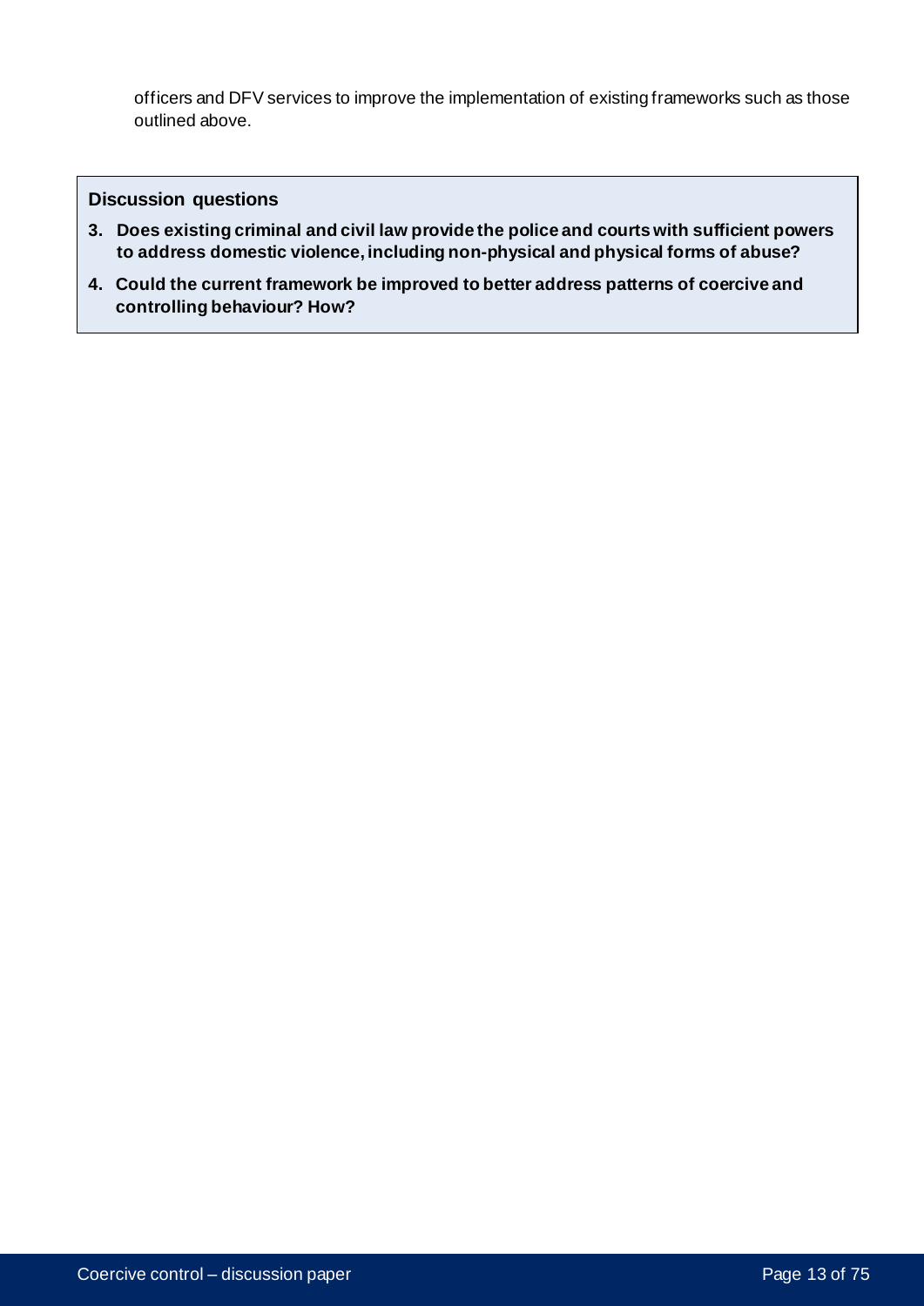officers and DFV services to improve the implementation of existing frameworks such as those outlined above.

**Discussion questions**

3. **Does existing criminal and civil law provide the police and courts with sufficient powers to address domestic violence, including non-physical and physical forms of abuse?**
4. **Could the current framework be improved to better address patterns of coercive and controlling behaviour? How?**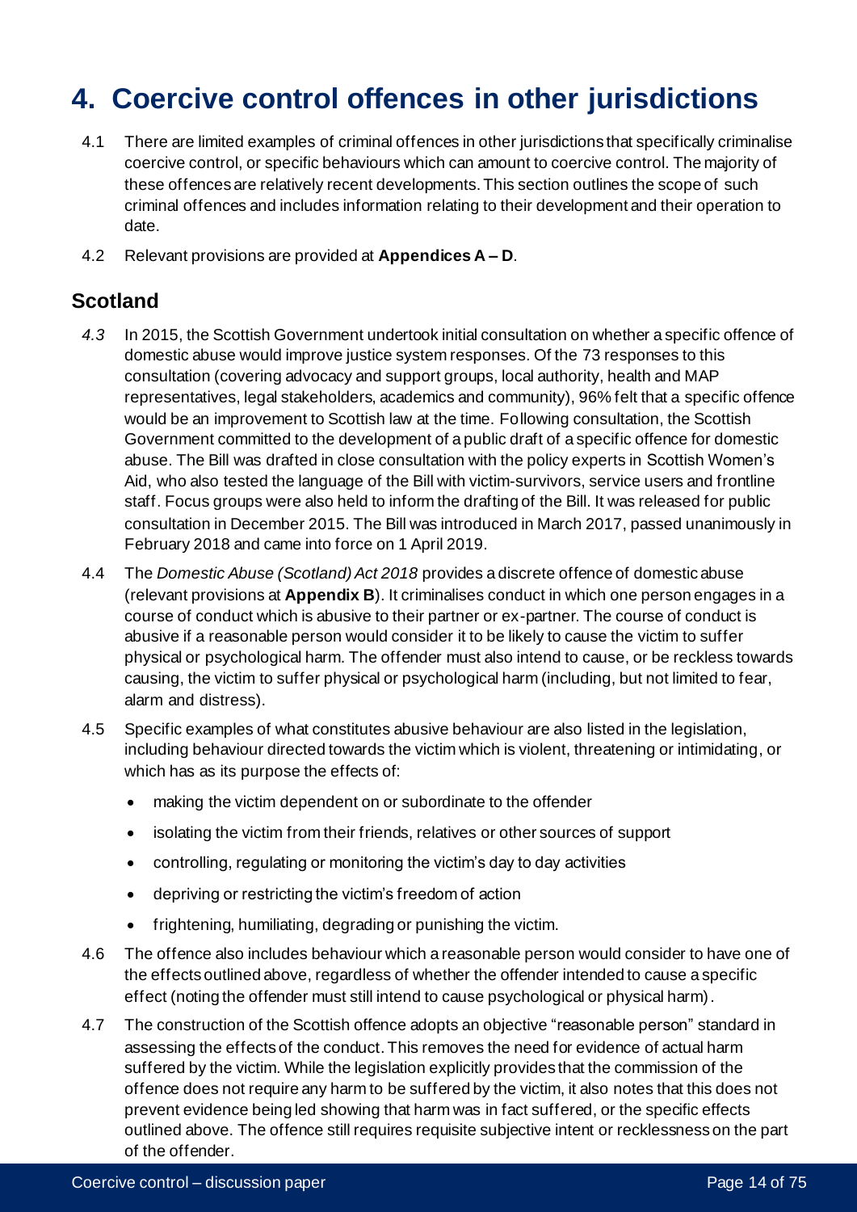# 4. Coercive control offences in other jurisdictions

4.1 There are limited examples of criminal offences in other jurisdictions that specifically criminalise coercive control, or specific behaviours which can amount to coercive control. The majority of these offences are relatively recent developments. This section outlines the scope of such criminal offences and includes information relating to their development and their operation to date.

4.2 Relevant provisions are provided at **Appendices A – D**.

## Scotland

*4.3* In 2015, the Scottish Government undertook initial consultation on whether a specific offence of domestic abuse would improve justice system responses. Of the 73 responses to this consultation (covering advocacy and support groups, local authority, health and MAP representatives, legal stakeholders, academics and community), 96% felt that a specific offence would be an improvement to Scottish law at the time. Following consultation, the Scottish Government committed to the development of a public draft of a specific offence for domestic abuse. The Bill was drafted in close consultation with the policy experts in Scottish Women's Aid, who also tested the language of the Bill with victim-survivors, service users and frontline staff. Focus groups were also held to inform the drafting of the Bill. It was released for public consultation in December 2015. The Bill was introduced in March 2017, passed unanimously in February 2018 and came into force on 1 April 2019.

4.4 The *Domestic Abuse (Scotland) Act 2018* provides a discrete offence of domestic abuse (relevant provisions at **Appendix B**). It criminalises conduct in which one person engages in a course of conduct which is abusive to their partner or ex-partner. The course of conduct is abusive if a reasonable person would consider it to be likely to cause the victim to suffer physical or psychological harm. The offender must also intend to cause, or be reckless towards causing, the victim to suffer physical or psychological harm (including, but not limited to fear, alarm and distress).

4.5 Specific examples of what constitutes abusive behaviour are also listed in the legislation, including behaviour directed towards the victim which is violent, threatening or intimidating, or which has as its purpose the effects of:

- making the victim dependent on or subordinate to the offender
- isolating the victim from their friends, relatives or other sources of support
- controlling, regulating or monitoring the victim's day to day activities
- depriving or restricting the victim's freedom of action
- frightening, humiliating, degrading or punishing the victim.

4.6 The offence also includes behaviour which a reasonable person would consider to have one of the effects outlined above, regardless of whether the offender intended to cause a specific effect (noting the offender must still intend to cause psychological or physical harm).

4.7 The construction of the Scottish offence adopts an objective "reasonable person" standard in assessing the effects of the conduct. This removes the need for evidence of actual harm suffered by the victim. While the legislation explicitly provides that the commission of the offence does not require any harm to be suffered by the victim, it also notes that this does not prevent evidence being led showing that harm was in fact suffered, or the specific effects outlined above. The offence still requires requisite subjective intent or recklessness on the part of the offender.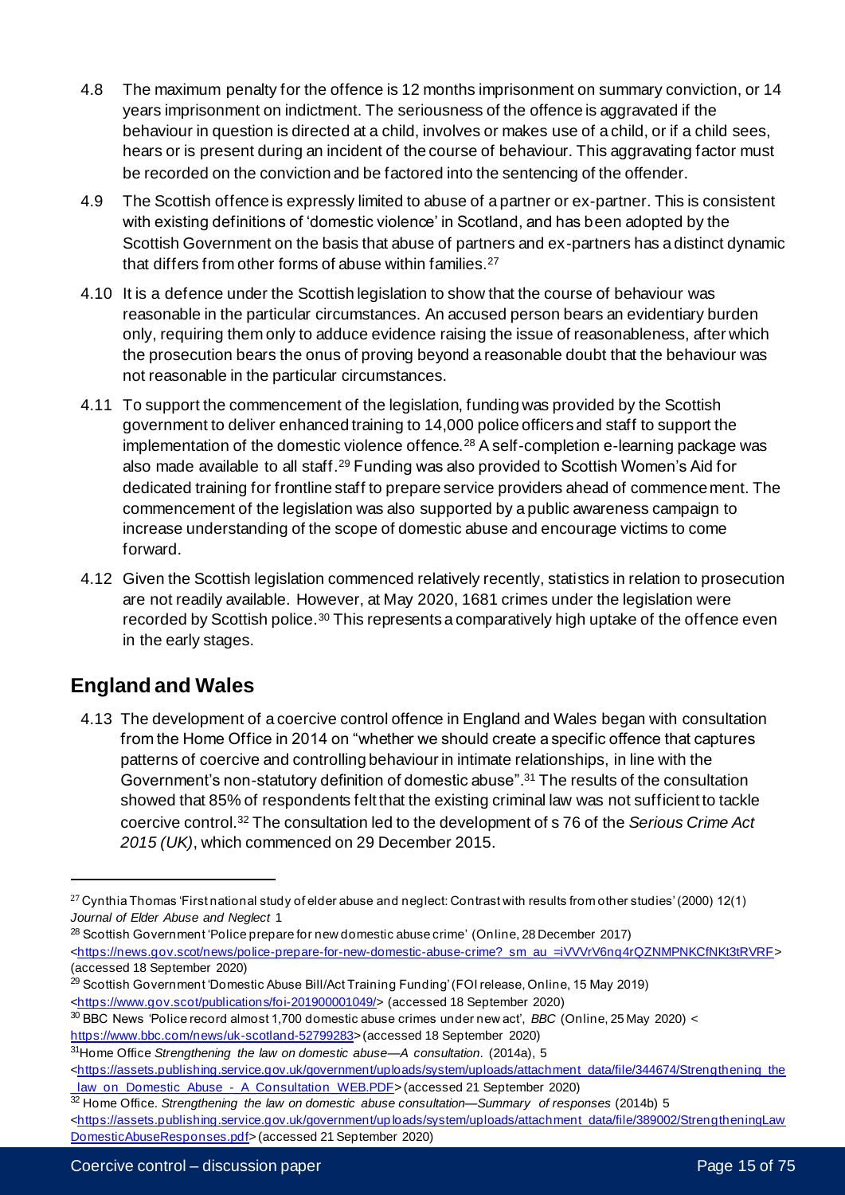4.8 The maximum penalty for the offence is 12 months imprisonment on summary conviction, or 14 years imprisonment on indictment. The seriousness of the offence is aggravated if the behaviour in question is directed at a child, involves or makes use of a child, or if a child sees, hears or is present during an incident of the course of behaviour. This aggravating factor must be recorded on the conviction and be factored into the sentencing of the offender.

4.9 The Scottish offence is expressly limited to abuse of a partner or ex-partner. This is consistent with existing definitions of 'domestic violence' in Scotland, and has been adopted by the Scottish Government on the basis that abuse of partners and ex-partners has a distinct dynamic that differs from other forms of abuse within families.[27]

4.10 It is a defence under the Scottish legislation to show that the course of behaviour was reasonable in the particular circumstances. An accused person bears an evidentiary burden only, requiring them only to adduce evidence raising the issue of reasonableness, after which the prosecution bears the onus of proving beyond a reasonable doubt that the behaviour was not reasonable in the particular circumstances.

4.11 To support the commencement of the legislation, funding was provided by the Scottish government to deliver enhanced training to 14,000 police officers and staff to support the implementation of the domestic violence offence.[28] A self-completion e-learning package was also made available to all staff.[29] Funding was also provided to Scottish Women's Aid for dedicated training for frontline staff to prepare service providers ahead of commencement. The commencement of the legislation was also supported by a public awareness campaign to increase understanding of the scope of domestic abuse and encourage victims to come forward.

4.12 Given the Scottish legislation commenced relatively recently, statistics in relation to prosecution are not readily available. However, at May 2020, 1681 crimes under the legislation were recorded by Scottish police.[30] This represents a comparatively high uptake of the offence even in the early stages.

## England and Wales

4.13 The development of a coercive control offence in England and Wales began with consultation from the Home Office in 2014 on "whether we should create a specific offence that captures patterns of coercive and controlling behaviour in intimate relationships, in line with the Government's non-statutory definition of domestic abuse".[31] The results of the consultation showed that 85% of respondents felt that the existing criminal law was not sufficient to tackle coercive control.[32] The consultation led to the development of s 76 of the *Serious Crime Act 2015 (UK)*, which commenced on 29 December 2015.

---

[27] Cynthia Thomas 'First national study of elder abuse and neglect: Contrast with results from other studies' (2000) 12(1) *Journal of Elder Abuse and Neglect* 1

[28] Scottish Government 'Police prepare for new domestic abuse crime' (Online, 28 December 2017) <https://news.gov.scot/news/police-prepare-for-new-domestic-abuse-crime?_sm_au_=iVVVrV6nq4rQZNMPNKCfNKt3tRVRF> (accessed 18 September 2020)

[29] Scottish Government 'Domestic Abuse Bill/Act Training Funding' (FOI release, Online, 15 May 2019) <https://www.gov.scot/publications/foi-201900001049/> (accessed 18 September 2020)

[30] BBC News 'Police record almost 1,700 domestic abuse crimes under new act', *BBC* (Online, 25 May 2020) < https://www.bbc.com/news/uk-scotland-52799283> (accessed 18 September 2020)

[31] Home Office *Strengthening the law on domestic abuse—A consultation*. (2014a), 5 <https://assets.publishing.service.gov.uk/government/uploads/system/uploads/attachment_data/file/344674/Strengthening_the_law_on_Domestic_Abuse_-_A_Consultation_WEB.PDF> (accessed 21 September 2020)

[32] Home Office. *Strengthening the law on domestic abuse consultation—Summary of responses* (2014b) 5 <https://assets.publishing.service.gov.uk/government/uploads/system/uploads/attachment_data/file/389002/StrengtheningLawDomesticAbuseResponses.pdf> (accessed 21 September 2020)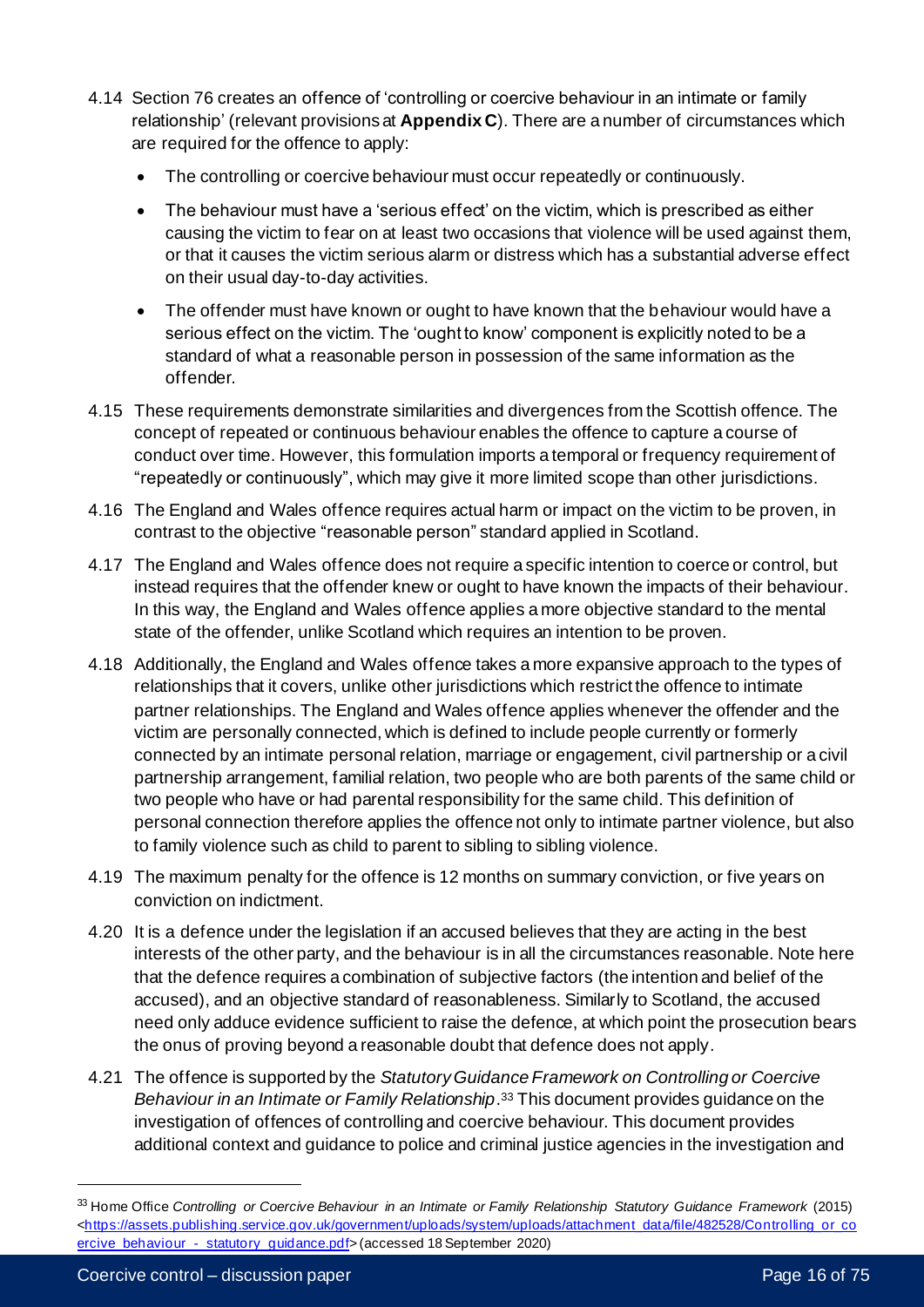4.14 Section 76 creates an offence of 'controlling or coercive behaviour in an intimate or family relationship' (relevant provisions at **Appendix C**). There are a number of circumstances which are required for the offence to apply:

- The controlling or coercive behaviour must occur repeatedly or continuously.
- The behaviour must have a 'serious effect' on the victim, which is prescribed as either causing the victim to fear on at least two occasions that violence will be used against them, or that it causes the victim serious alarm or distress which has a substantial adverse effect on their usual day-to-day activities.
- The offender must have known or ought to have known that the behaviour would have a serious effect on the victim. The 'ought to know' component is explicitly noted to be a standard of what a reasonable person in possession of the same information as the offender.

4.15 These requirements demonstrate similarities and divergences from the Scottish offence. The concept of repeated or continuous behaviour enables the offence to capture a course of conduct over time. However, this formulation imports a temporal or frequency requirement of "repeatedly or continuously", which may give it more limited scope than other jurisdictions.

4.16 The England and Wales offence requires actual harm or impact on the victim to be proven, in contrast to the objective "reasonable person" standard applied in Scotland.

4.17 The England and Wales offence does not require a specific intention to coerce or control, but instead requires that the offender knew or ought to have known the impacts of their behaviour. In this way, the England and Wales offence applies a more objective standard to the mental state of the offender, unlike Scotland which requires an intention to be proven.

4.18 Additionally, the England and Wales offence takes a more expansive approach to the types of relationships that it covers, unlike other jurisdictions which restrict the offence to intimate partner relationships. The England and Wales offence applies whenever the offender and the victim are personally connected, which is defined to include people currently or formerly connected by an intimate personal relation, marriage or engagement, civil partnership or a civil partnership arrangement, familial relation, two people who are both parents of the same child or two people who have or had parental responsibility for the same child. This definition of personal connection therefore applies the offence not only to intimate partner violence, but also to family violence such as child to parent to sibling to sibling violence.

4.19 The maximum penalty for the offence is 12 months on summary conviction, or five years on conviction on indictment.

4.20 It is a defence under the legislation if an accused believes that they are acting in the best interests of the other party, and the behaviour is in all the circumstances reasonable. Note here that the defence requires a combination of subjective factors (the intention and belief of the accused), and an objective standard of reasonableness. Similarly to Scotland, the accused need only adduce evidence sufficient to raise the defence, at which point the prosecution bears the onus of proving beyond a reasonable doubt that defence does not apply.

4.21 The offence is supported by the *Statutory Guidance Framework on Controlling or Coercive Behaviour in an Intimate or Family Relationship*.[33] This document provides guidance on the investigation of offences of controlling and coercive behaviour. This document provides additional context and guidance to police and criminal justice agencies in the investigation and

---

[33] Home Office *Controlling or Coercive Behaviour in an Intimate or Family Relationship Statutory Guidance Framework* (2015) <https://assets.publishing.service.gov.uk/government/uploads/system/uploads/attachment_data/file/482528/Controlling_or_coercive_behaviour_-_statutory_guidance.pdf> (accessed 18 September 2020)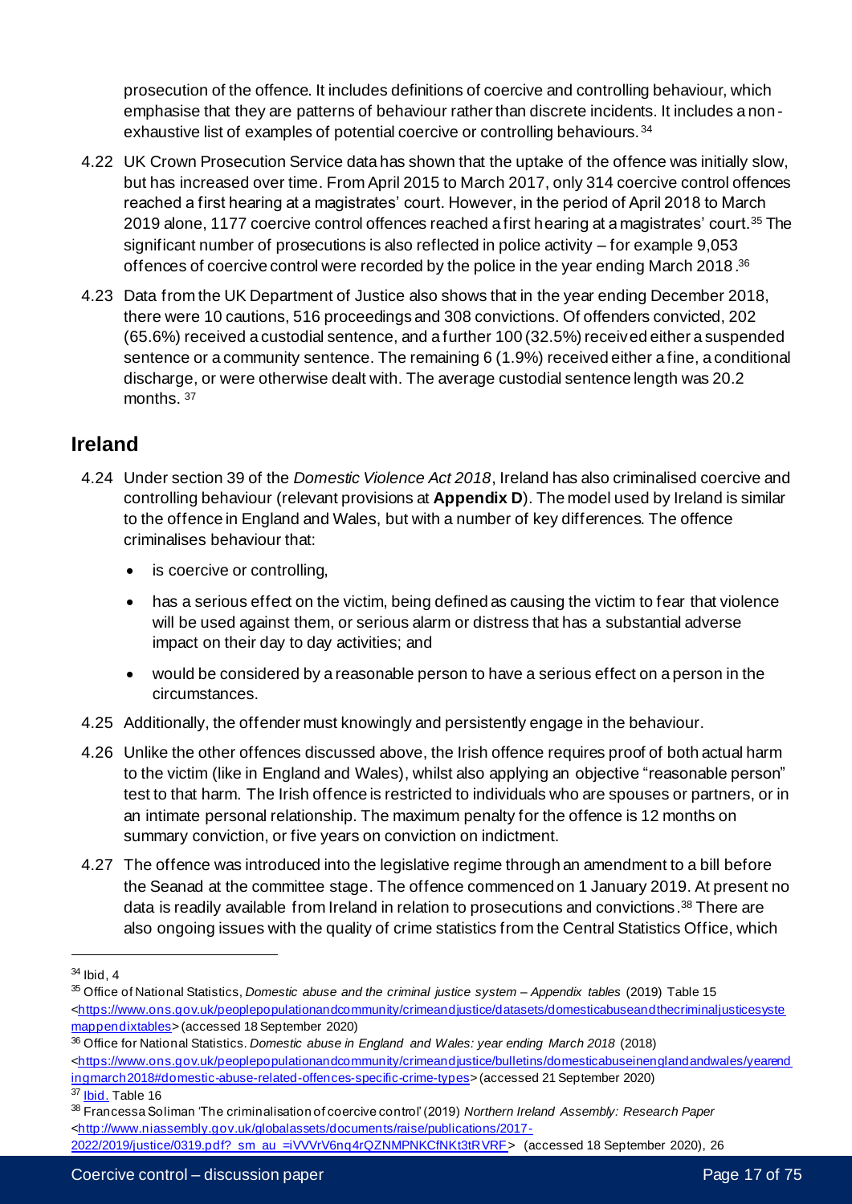prosecution of the offence. It includes definitions of coercive and controlling behaviour, which emphasise that they are patterns of behaviour rather than discrete incidents. It includes a non-exhaustive list of examples of potential coercive or controlling behaviours.[34]

4.22 UK Crown Prosecution Service data has shown that the uptake of the offence was initially slow, but has increased over time. From April 2015 to March 2017, only 314 coercive control offences reached a first hearing at a magistrates' court. However, in the period of April 2018 to March 2019 alone, 1177 coercive control offences reached a first hearing at a magistrates' court.[35] The significant number of prosecutions is also reflected in police activity – for example 9,053 offences of coercive control were recorded by the police in the year ending March 2018.[36]

4.23 Data from the UK Department of Justice also shows that in the year ending December 2018, there were 10 cautions, 516 proceedings and 308 convictions. Of offenders convicted, 202 (65.6%) received a custodial sentence, and a further 100 (32.5%) received either a suspended sentence or a community sentence. The remaining 6 (1.9%) received either a fine, a conditional discharge, or were otherwise dealt with. The average custodial sentence length was 20.2 months.[37]

## Ireland

4.24 Under section 39 of the *Domestic Violence Act 2018*, Ireland has also criminalised coercive and controlling behaviour (relevant provisions at **Appendix D**). The model used by Ireland is similar to the offence in England and Wales, but with a number of key differences. The offence criminalises behaviour that:

- is coercive or controlling,
- has a serious effect on the victim, being defined as causing the victim to fear that violence will be used against them, or serious alarm or distress that has a substantial adverse impact on their day to day activities; and
- would be considered by a reasonable person to have a serious effect on a person in the circumstances.

4.25 Additionally, the offender must knowingly and persistently engage in the behaviour.

4.26 Unlike the other offences discussed above, the Irish offence requires proof of both actual harm to the victim (like in England and Wales), whilst also applying an objective "reasonable person" test to that harm. The Irish offence is restricted to individuals who are spouses or partners, or in an intimate personal relationship. The maximum penalty for the offence is 12 months on summary conviction, or five years on conviction on indictment.

4.27 The offence was introduced into the legislative regime through an amendment to a bill before the Seanad at the committee stage. The offence commenced on 1 January 2019. At present no data is readily available from Ireland in relation to prosecutions and convictions.[38] There are also ongoing issues with the quality of crime statistics from the Central Statistics Office, which

---

[34] Ibid, 4

[35] Office of National Statistics, *Domestic abuse and the criminal justice system – Appendix tables* (2019) Table 15 <https://www.ons.gov.uk/peoplepopulationandcommunity/crimeandjustice/datasets/domesticabuseandthecriminaljusticesystemappendixtables> (accessed 18 September 2020)

[36] Office for National Statistics. *Domestic abuse in England and Wales: year ending March 2018* (2018) <https://www.ons.gov.uk/peoplepopulationandcommunity/crimeandjustice/bulletins/domesticabuseinenglandandwales/yearendingmarch2018#domestic-abuse-related-offences-specific-crime-types> (accessed 21 September 2020)

[37] Ibid. Table 16

[38] Francessa Soliman 'The criminalisation of coercive control' (2019) *Northern Ireland Assembly: Research Paper* <http://www.niassembly.gov.uk/globalassets/documents/raise/publications/2017-2022/2019/justice/0319.pdf?_sm_au_=iVVVrV6nq4rQZNMPNKCfNKt3tRVRF> (accessed 18 September 2020), 26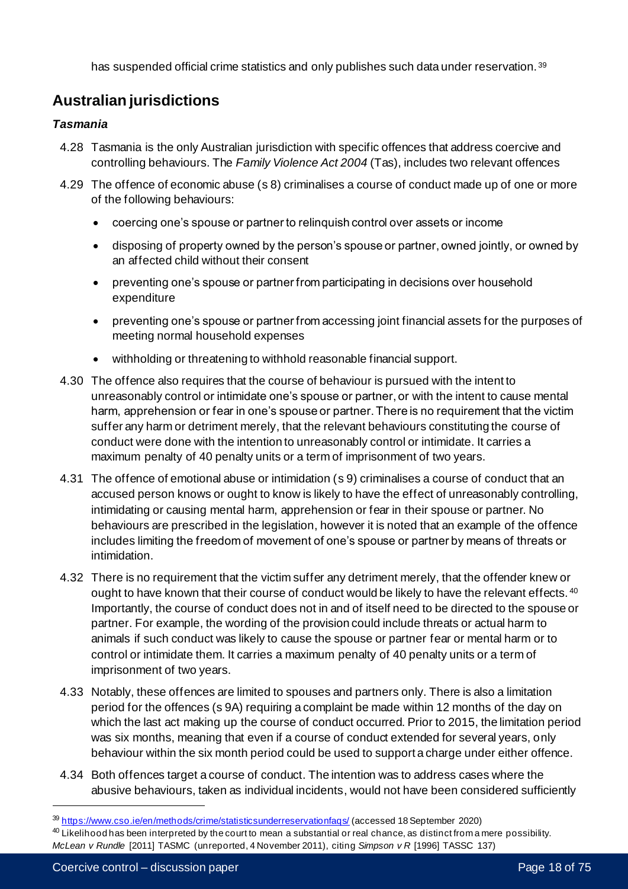has suspended official crime statistics and only publishes such data under reservation.[39]

## Australian jurisdictions

### *Tasmania*

4.28 Tasmania is the only Australian jurisdiction with specific offences that address coercive and controlling behaviours. The *Family Violence Act 2004* (Tas), includes two relevant offences

4.29 The offence of economic abuse (s 8) criminalises a course of conduct made up of one or more of the following behaviours:

- coercing one's spouse or partner to relinquish control over assets or income
- disposing of property owned by the person's spouse or partner, owned jointly, or owned by an affected child without their consent
- preventing one's spouse or partner from participating in decisions over household expenditure
- preventing one's spouse or partner from accessing joint financial assets for the purposes of meeting normal household expenses
- withholding or threatening to withhold reasonable financial support.

4.30 The offence also requires that the course of behaviour is pursued with the intent to unreasonably control or intimidate one's spouse or partner, or with the intent to cause mental harm, apprehension or fear in one's spouse or partner. There is no requirement that the victim suffer any harm or detriment merely, that the relevant behaviours constituting the course of conduct were done with the intention to unreasonably control or intimidate. It carries a maximum penalty of 40 penalty units or a term of imprisonment of two years.

4.31 The offence of emotional abuse or intimidation (s 9) criminalises a course of conduct that an accused person knows or ought to know is likely to have the effect of unreasonably controlling, intimidating or causing mental harm, apprehension or fear in their spouse or partner. No behaviours are prescribed in the legislation, however it is noted that an example of the offence includes limiting the freedom of movement of one's spouse or partner by means of threats or intimidation.

4.32 There is no requirement that the victim suffer any detriment merely, that the offender knew or ought to have known that their course of conduct would be likely to have the relevant effects.[40] Importantly, the course of conduct does not in and of itself need to be directed to the spouse or partner. For example, the wording of the provision could include threats or actual harm to animals if such conduct was likely to cause the spouse or partner fear or mental harm or to control or intimidate them. It carries a maximum penalty of 40 penalty units or a term of imprisonment of two years.

4.33 Notably, these offences are limited to spouses and partners only. There is also a limitation period for the offences (s 9A) requiring a complaint be made within 12 months of the day on which the last act making up the course of conduct occurred. Prior to 2015, the limitation period was six months, meaning that even if a course of conduct extended for several years, only behaviour within the six month period could be used to support a charge under either offence.

4.34 Both offences target a course of conduct. The intention was to address cases where the abusive behaviours, taken as individual incidents, would not have been considered sufficiently

---

[39] https://www.cso.ie/en/methods/crime/statisticsunderreservationfaqs/ (accessed 18 September 2020)

[40] Likelihood has been interpreted by the court to mean a substantial or real chance, as distinct from a mere possibility. *McLean v Rundle* [2011] TASMC (unreported, 4 November 2011), citing *Simpson v R* [1996] TASSC 137)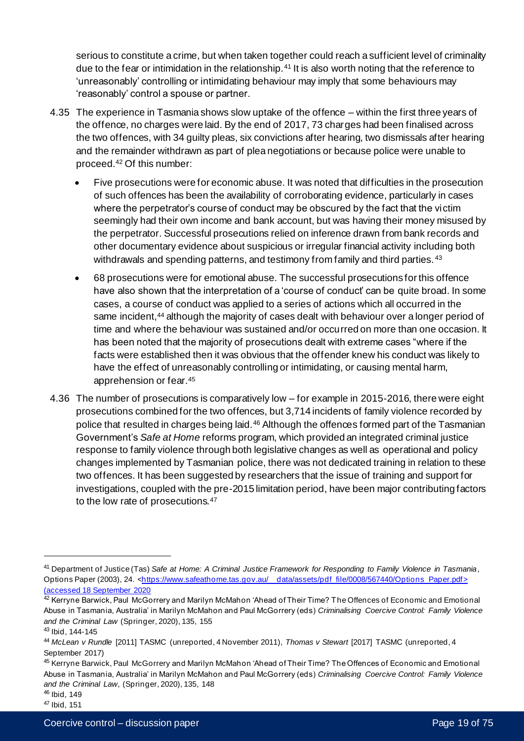serious to constitute a crime, but when taken together could reach a sufficient level of criminality due to the fear or intimidation in the relationship.[41] It is also worth noting that the reference to 'unreasonably' controlling or intimidating behaviour may imply that some behaviours may 'reasonably' control a spouse or partner.

4.35 The experience in Tasmania shows slow uptake of the offence – within the first three years of the offence, no charges were laid. By the end of 2017, 73 charges had been finalised across the two offences, with 34 guilty pleas, six convictions after hearing, two dismissals after hearing and the remainder withdrawn as part of plea negotiations or because police were unable to proceed.[42] Of this number:

- Five prosecutions were for economic abuse. It was noted that difficulties in the prosecution of such offences has been the availability of corroborating evidence, particularly in cases where the perpetrator's course of conduct may be obscured by the fact that the victim seemingly had their own income and bank account, but was having their money misused by the perpetrator. Successful prosecutions relied on inference drawn from bank records and other documentary evidence about suspicious or irregular financial activity including both withdrawals and spending patterns, and testimony from family and third parties.[43]
- 68 prosecutions were for emotional abuse. The successful prosecutions for this offence have also shown that the interpretation of a 'course of conduct' can be quite broad. In some cases, a course of conduct was applied to a series of actions which all occurred in the same incident,[44] although the majority of cases dealt with behaviour over a longer period of time and where the behaviour was sustained and/or occurred on more than one occasion. It has been noted that the majority of prosecutions dealt with extreme cases "where if the facts were established then it was obvious that the offender knew his conduct was likely to have the effect of unreasonably controlling or intimidating, or causing mental harm, apprehension or fear.[45]

4.36 The number of prosecutions is comparatively low – for example in 2015-2016, there were eight prosecutions combined for the two offences, but 3,714 incidents of family violence recorded by police that resulted in charges being laid.[46] Although the offences formed part of the Tasmanian Government's *Safe at Home* reforms program, which provided an integrated criminal justice response to family violence through both legislative changes as well as operational and policy changes implemented by Tasmanian police, there was not dedicated training in relation to these two offences. It has been suggested by researchers that the issue of training and support for investigations, coupled with the pre-2015 limitation period, have been major contributing factors to the low rate of prosecutions.[47]

---

[41] Department of Justice (Tas) *Safe at Home: A Criminal Justice Framework for Responding to Family Violence in Tasmania*, Options Paper (2003), 24. <https://www.safeathome.tas.gov.au/__data/assets/pdf_file/0008/567440/Options_Paper.pdf> (accessed 18 September 2020

[42] Kerryne Barwick, Paul McGorrery and Marilyn McMahon 'Ahead of Their Time? The Offences of Economic and Emotional Abuse in Tasmania, Australia' in Marilyn McMahon and Paul McGorrery (eds) *Criminalising Coercive Control: Family Violence and the Criminal Law* (Springer, 2020), 135, 155

[43] Ibid, 144-145

[44] *McLean v Rundle* [2011] TASMC (unreported, 4 November 2011), *Thomas v Stewart* [2017] TASMC (unreported, 4 September 2017)

[45] Kerryne Barwick, Paul McGorrery and Marilyn McMahon 'Ahead of Their Time? The Offences of Economic and Emotional Abuse in Tasmania, Australia' in Marilyn McMahon and Paul McGorrery (eds) *Criminalising Coercive Control: Family Violence and the Criminal Law*, (Springer, 2020), 135, 148

[46] Ibid, 149

[47] Ibid, 151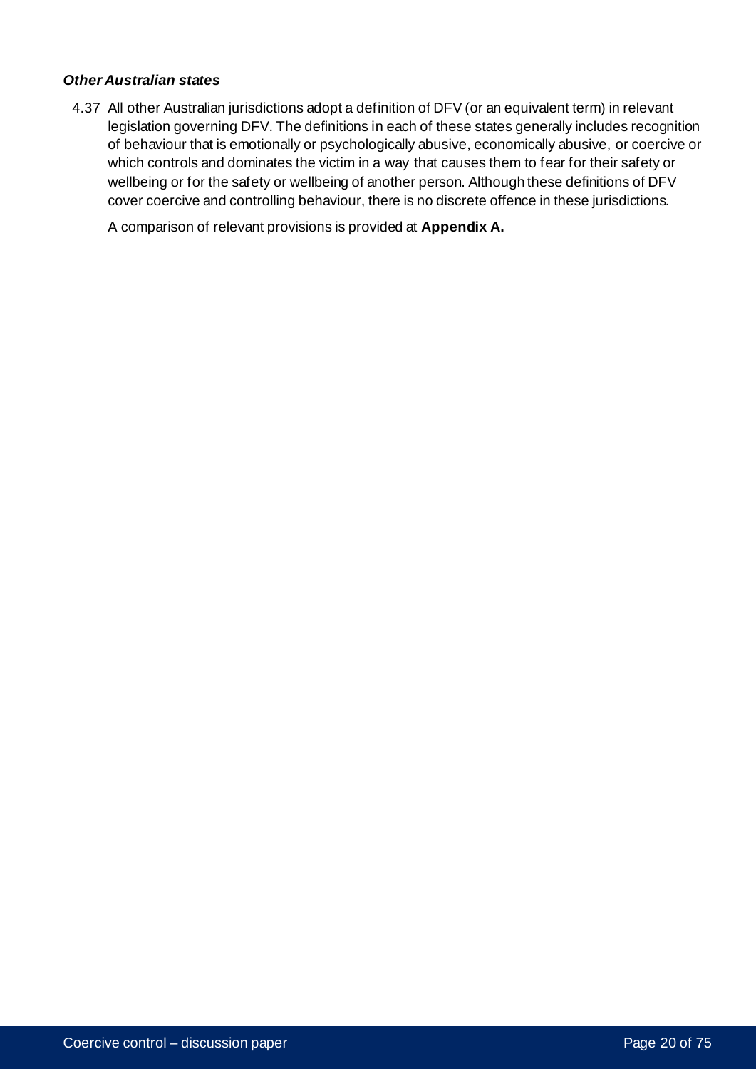### *Other Australian states*

4.37 All other Australian jurisdictions adopt a definition of DFV (or an equivalent term) in relevant legislation governing DFV. The definitions in each of these states generally includes recognition of behaviour that is emotionally or psychologically abusive, economically abusive, or coercive or which controls and dominates the victim in a way that causes them to fear for their safety or wellbeing or for the safety or wellbeing of another person. Although these definitions of DFV cover coercive and controlling behaviour, there is no discrete offence in these jurisdictions.

A comparison of relevant provisions is provided at **Appendix A.**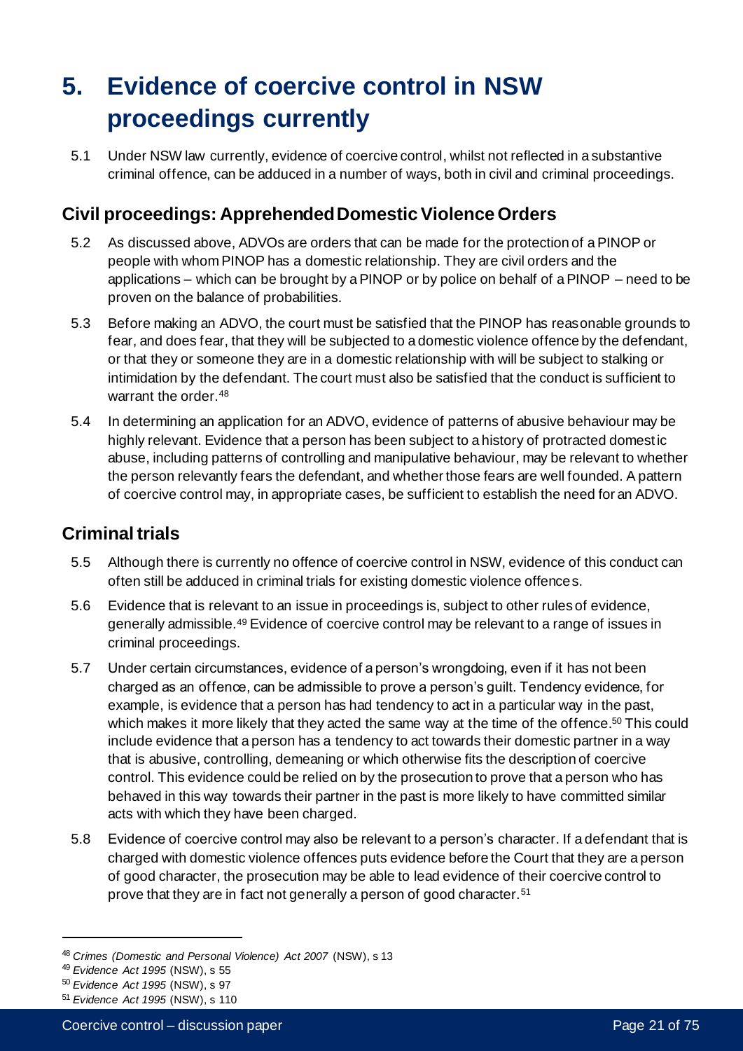# 5. Evidence of coercive control in NSW proceedings currently

5.1 Under NSW law currently, evidence of coercive control, whilst not reflected in a substantive criminal offence, can be adduced in a number of ways, both in civil and criminal proceedings.

## Civil proceedings: Apprehended Domestic Violence Orders

5.2 As discussed above, ADVOs are orders that can be made for the protection of a PINOP or people with whom PINOP has a domestic relationship. They are civil orders and the applications – which can be brought by a PINOP or by police on behalf of a PINOP – need to be proven on the balance of probabilities.

5.3 Before making an ADVO, the court must be satisfied that the PINOP has reasonable grounds to fear, and does fear, that they will be subjected to a domestic violence offence by the defendant, or that they or someone they are in a domestic relationship with will be subject to stalking or intimidation by the defendant. The court must also be satisfied that the conduct is sufficient to warrant the order.[48]

5.4 In determining an application for an ADVO, evidence of patterns of abusive behaviour may be highly relevant. Evidence that a person has been subject to a history of protracted domestic abuse, including patterns of controlling and manipulative behaviour, may be relevant to whether the person relevantly fears the defendant, and whether those fears are well founded. A pattern of coercive control may, in appropriate cases, be sufficient to establish the need for an ADVO.

## Criminal trials

5.5 Although there is currently no offence of coercive control in NSW, evidence of this conduct can often still be adduced in criminal trials for existing domestic violence offences.

5.6 Evidence that is relevant to an issue in proceedings is, subject to other rules of evidence, generally admissible.[49] Evidence of coercive control may be relevant to a range of issues in criminal proceedings.

5.7 Under certain circumstances, evidence of a person's wrongdoing, even if it has not been charged as an offence, can be admissible to prove a person's guilt. Tendency evidence, for example, is evidence that a person has had tendency to act in a particular way in the past, which makes it more likely that they acted the same way at the time of the offence.[50] This could include evidence that a person has a tendency to act towards their domestic partner in a way that is abusive, controlling, demeaning or which otherwise fits the description of coercive control. This evidence could be relied on by the prosecution to prove that a person who has behaved in this way towards their partner in the past is more likely to have committed similar acts with which they have been charged.

5.8 Evidence of coercive control may also be relevant to a person's character. If a defendant that is charged with domestic violence offences puts evidence before the Court that they are a person of good character, the prosecution may be able to lead evidence of their coercive control to prove that they are in fact not generally a person of good character.[51]

---

[48] *Crimes (Domestic and Personal Violence) Act 2007* (NSW), s 13

[49] *Evidence Act 1995* (NSW), s 55

[50] *Evidence Act 1995* (NSW), s 97

[51] *Evidence Act 1995* (NSW), s 110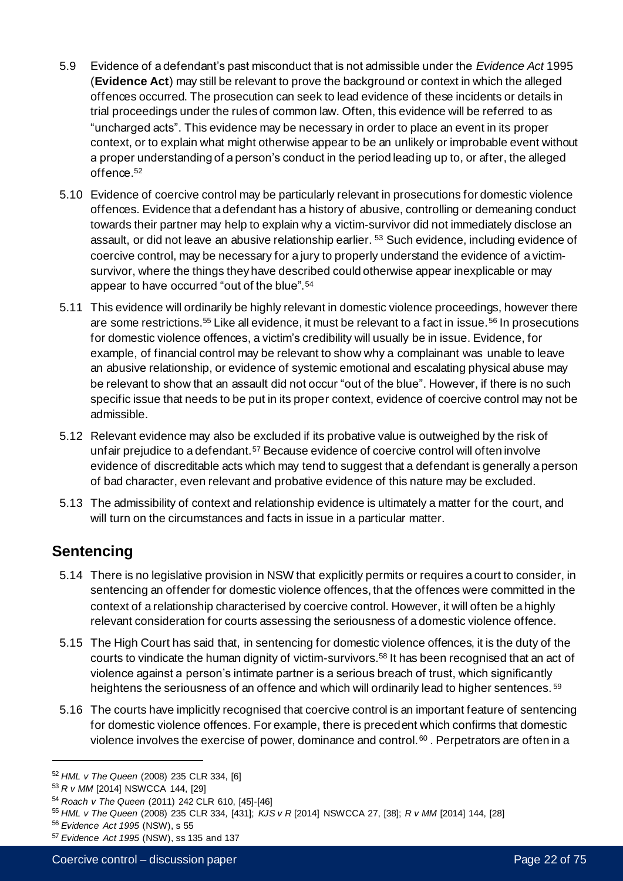5.9 Evidence of a defendant's past misconduct that is not admissible under the *Evidence Act* 1995 (**Evidence Act**) may still be relevant to prove the background or context in which the alleged offences occurred. The prosecution can seek to lead evidence of these incidents or details in trial proceedings under the rules of common law. Often, this evidence will be referred to as "uncharged acts". This evidence may be necessary in order to place an event in its proper context, or to explain what might otherwise appear to be an unlikely or improbable event without a proper understanding of a person's conduct in the period leading up to, or after, the alleged offence.[52]

5.10 Evidence of coercive control may be particularly relevant in prosecutions for domestic violence offences. Evidence that a defendant has a history of abusive, controlling or demeaning conduct towards their partner may help to explain why a victim-survivor did not immediately disclose an assault, or did not leave an abusive relationship earlier. [53] Such evidence, including evidence of coercive control, may be necessary for a jury to properly understand the evidence of a victim-survivor, where the things they have described could otherwise appear inexplicable or may appear to have occurred "out of the blue".[54]

5.11 This evidence will ordinarily be highly relevant in domestic violence proceedings, however there are some restrictions.[55] Like all evidence, it must be relevant to a fact in issue.[56] In prosecutions for domestic violence offences, a victim's credibility will usually be in issue. Evidence, for example, of financial control may be relevant to show why a complainant was unable to leave an abusive relationship, or evidence of systemic emotional and escalating physical abuse may be relevant to show that an assault did not occur "out of the blue". However, if there is no such specific issue that needs to be put in its proper context, evidence of coercive control may not be admissible.

5.12 Relevant evidence may also be excluded if its probative value is outweighed by the risk of unfair prejudice to a defendant.[57] Because evidence of coercive control will often involve evidence of discreditable acts which may tend to suggest that a defendant is generally a person of bad character, even relevant and probative evidence of this nature may be excluded.

5.13 The admissibility of context and relationship evidence is ultimately a matter for the court, and will turn on the circumstances and facts in issue in a particular matter.

## Sentencing

5.14 There is no legislative provision in NSW that explicitly permits or requires a court to consider, in sentencing an offender for domestic violence offences, that the offences were committed in the context of a relationship characterised by coercive control. However, it will often be a highly relevant consideration for courts assessing the seriousness of a domestic violence offence.

5.15 The High Court has said that, in sentencing for domestic violence offences, it is the duty of the courts to vindicate the human dignity of victim-survivors.[58] It has been recognised that an act of violence against a person's intimate partner is a serious breach of trust, which significantly heightens the seriousness of an offence and which will ordinarily lead to higher sentences.[59]

5.16 The courts have implicitly recognised that coercive control is an important feature of sentencing for domestic violence offences. For example, there is precedent which confirms that domestic violence involves the exercise of power, dominance and control.[60] . Perpetrators are often in a

---

[52] *HML v The Queen* (2008) 235 CLR 334, [6]

[53] *R v MM* [2014] NSWCCA 144, [29]

[54] *Roach v The Queen* (2011) 242 CLR 610, [45]-[46]

[55] *HML v The Queen* (2008) 235 CLR 334, [431]; *KJS v R* [2014] NSWCCA 27, [38]; *R v MM* [2014] 144, [28]

[56] *Evidence Act 1995* (NSW), s 55

[57] *Evidence Act 1995* (NSW), ss 135 and 137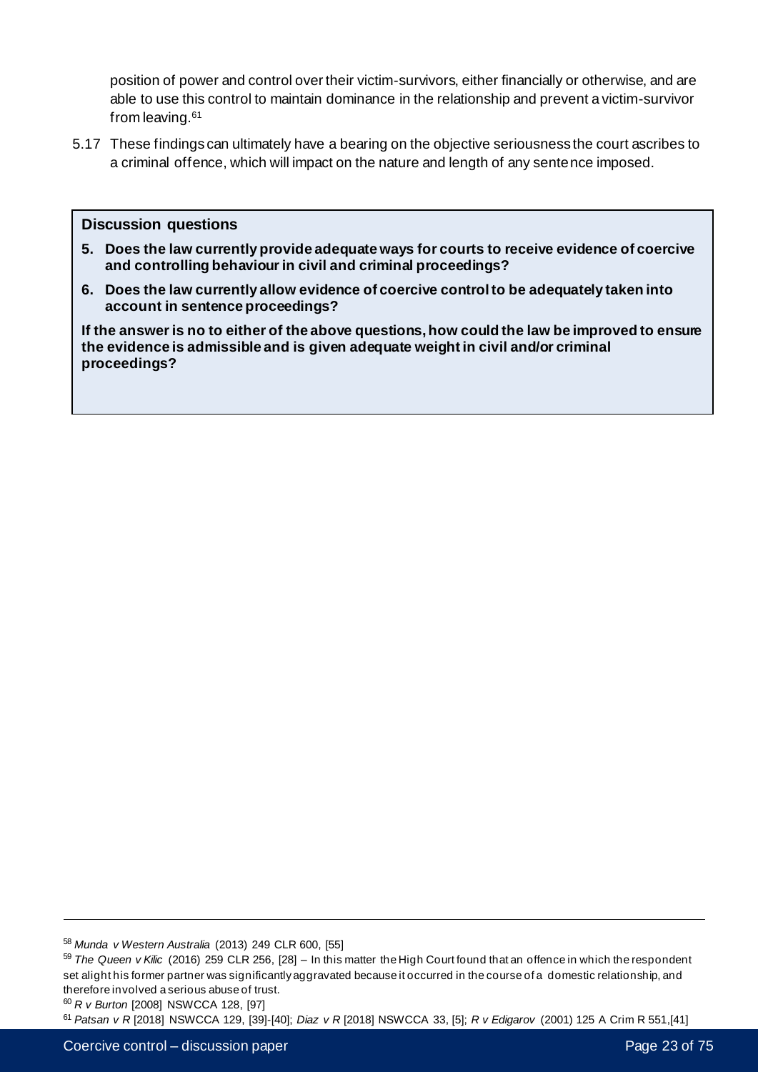position of power and control over their victim-survivors, either financially or otherwise, and are able to use this control to maintain dominance in the relationship and prevent a victim-survivor from leaving.[61]

5.17 These findings can ultimately have a bearing on the objective seriousness the court ascribes to a criminal offence, which will impact on the nature and length of any sentence imposed.

> **Discussion questions**
>
> **5. Does the law currently provide adequate ways for courts to receive evidence of coercive and controlling behaviour in civil and criminal proceedings?**
>
> **6. Does the law currently allow evidence of coercive control to be adequately taken into account in sentence proceedings?**
>
> **If the answer is no to either of the above questions, how could the law be improved to ensure the evidence is admissible and is given adequate weight in civil and/or criminal proceedings?**

---

[58] *Munda v Western Australia* (2013) 249 CLR 600, [55]

[59] *The Queen v Kilic* (2016) 259 CLR 256, [28] – In this matter the High Court found that an offence in which the respondent set alight his former partner was significantly aggravated because it occurred in the course of a domestic relationship, and therefore involved a serious abuse of trust.

[60] *R v Burton* [2008] NSWCCA 128, [97]

[61] *Patsan v R* [2018] NSWCCA 129, [39]-[40]; *Diaz v R* [2018] NSWCCA 33, [5]; *R v Edigarov* (2001) 125 A Crim R 551,[41]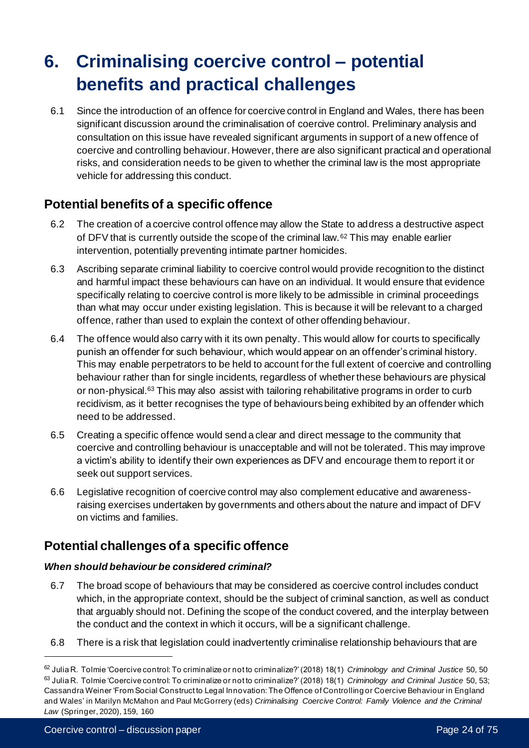# 6. Criminalising coercive control – potential benefits and practical challenges

6.1 Since the introduction of an offence for coercive control in England and Wales, there has been significant discussion around the criminalisation of coercive control. Preliminary analysis and consultation on this issue have revealed significant arguments in support of a new offence of coercive and controlling behaviour. However, there are also significant practical and operational risks, and consideration needs to be given to whether the criminal law is the most appropriate vehicle for addressing this conduct.

## Potential benefits of a specific offence

6.2 The creation of a coercive control offence may allow the State to address a destructive aspect of DFV that is currently outside the scope of the criminal law.[62] This may enable earlier intervention, potentially preventing intimate partner homicides.

6.3 Ascribing separate criminal liability to coercive control would provide recognition to the distinct and harmful impact these behaviours can have on an individual. It would ensure that evidence specifically relating to coercive control is more likely to be admissible in criminal proceedings than what may occur under existing legislation. This is because it will be relevant to a charged offence, rather than used to explain the context of other offending behaviour.

6.4 The offence would also carry with it its own penalty. This would allow for courts to specifically punish an offender for such behaviour, which would appear on an offender's criminal history. This may enable perpetrators to be held to account for the full extent of coercive and controlling behaviour rather than for single incidents, regardless of whether these behaviours are physical or non-physical.[63] This may also assist with tailoring rehabilitative programs in order to curb recidivism, as it better recognises the type of behaviours being exhibited by an offender which need to be addressed.

6.5 Creating a specific offence would send a clear and direct message to the community that coercive and controlling behaviour is unacceptable and will not be tolerated. This may improve a victim's ability to identify their own experiences as DFV and encourage them to report it or seek out support services.

6.6 Legislative recognition of coercive control may also complement educative and awareness-raising exercises undertaken by governments and others about the nature and impact of DFV on victims and families.

## Potential challenges of a specific offence

### *When should behaviour be considered criminal?*

6.7 The broad scope of behaviours that may be considered as coercive control includes conduct which, in the appropriate context, should be the subject of criminal sanction, as well as conduct that arguably should not. Defining the scope of the conduct covered, and the interplay between the conduct and the context in which it occurs, will be a significant challenge.

6.8 There is a risk that legislation could inadvertently criminalise relationship behaviours that are

---

[62] Julia R. Tolmie 'Coercive control: To criminalize or not to criminalize?' (2018) 18(1) *Criminology and Criminal Justice* 50, 50

[63] Julia R. Tolmie 'Coercive control: To criminalize or not to criminalize?' (2018) 18(1) *Criminology and Criminal Justice* 50, 53; Cassandra Weiner 'From Social Construct to Legal Innovation: The Offence of Controlling or Coercive Behaviour in England and Wales' in Marilyn McMahon and Paul McGorrery (eds) *Criminalising Coercive Control: Family Violence and the Criminal Law* (Springer, 2020), 159, 160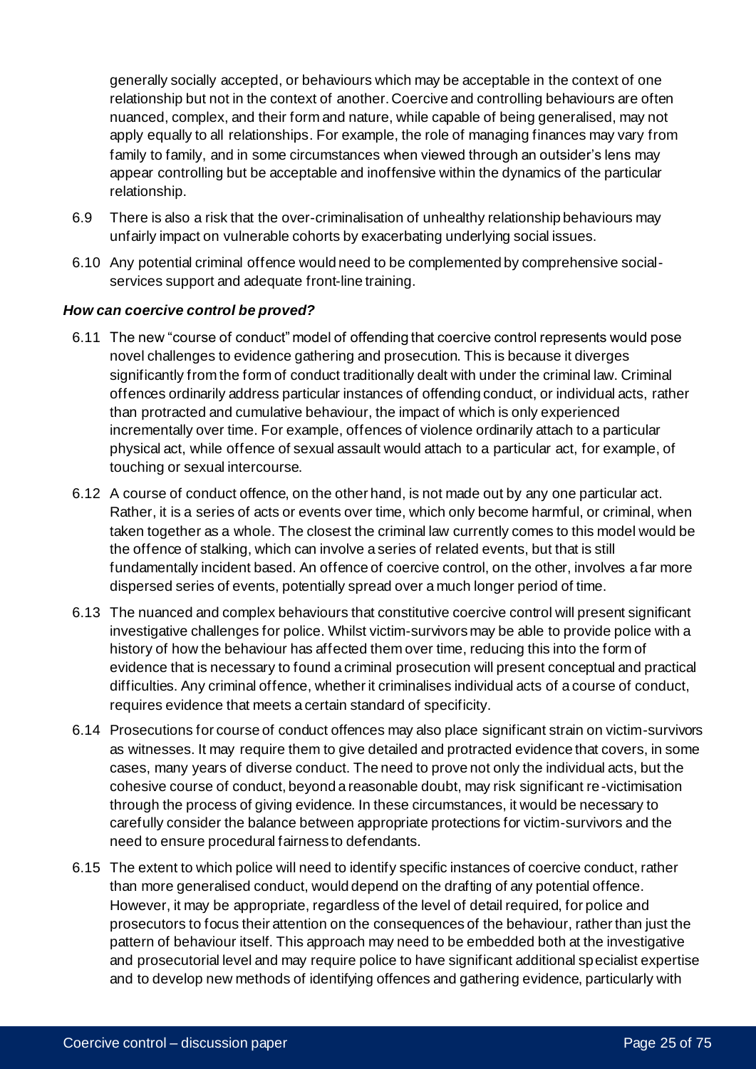generally socially accepted, or behaviours which may be acceptable in the context of one relationship but not in the context of another. Coercive and controlling behaviours are often nuanced, complex, and their form and nature, while capable of being generalised, may not apply equally to all relationships. For example, the role of managing finances may vary from family to family, and in some circumstances when viewed through an outsider's lens may appear controlling but be acceptable and inoffensive within the dynamics of the particular relationship.

6.9 There is also a risk that the over-criminalisation of unhealthy relationship behaviours may unfairly impact on vulnerable cohorts by exacerbating underlying social issues.

6.10 Any potential criminal offence would need to be complemented by comprehensive social-services support and adequate front-line training.

***How can coercive control be proved?***

6.11 The new "course of conduct" model of offending that coercive control represents would pose novel challenges to evidence gathering and prosecution. This is because it diverges significantly from the form of conduct traditionally dealt with under the criminal law. Criminal offences ordinarily address particular instances of offending conduct, or individual acts, rather than protracted and cumulative behaviour, the impact of which is only experienced incrementally over time. For example, offences of violence ordinarily attach to a particular physical act, while offence of sexual assault would attach to a particular act, for example, of touching or sexual intercourse.

6.12 A course of conduct offence, on the other hand, is not made out by any one particular act. Rather, it is a series of acts or events over time, which only become harmful, or criminal, when taken together as a whole. The closest the criminal law currently comes to this model would be the offence of stalking, which can involve a series of related events, but that is still fundamentally incident based. An offence of coercive control, on the other, involves a far more dispersed series of events, potentially spread over a much longer period of time.

6.13 The nuanced and complex behaviours that constitutive coercive control will present significant investigative challenges for police. Whilst victim-survivors may be able to provide police with a history of how the behaviour has affected them over time, reducing this into the form of evidence that is necessary to found a criminal prosecution will present conceptual and practical difficulties. Any criminal offence, whether it criminalises individual acts of a course of conduct, requires evidence that meets a certain standard of specificity.

6.14 Prosecutions for course of conduct offences may also place significant strain on victim-survivors as witnesses. It may require them to give detailed and protracted evidence that covers, in some cases, many years of diverse conduct. The need to prove not only the individual acts, but the cohesive course of conduct, beyond a reasonable doubt, may risk significant re-victimisation through the process of giving evidence. In these circumstances, it would be necessary to carefully consider the balance between appropriate protections for victim-survivors and the need to ensure procedural fairness to defendants.

6.15 The extent to which police will need to identify specific instances of coercive conduct, rather than more generalised conduct, would depend on the drafting of any potential offence. However, it may be appropriate, regardless of the level of detail required, for police and prosecutors to focus their attention on the consequences of the behaviour, rather than just the pattern of behaviour itself. This approach may need to be embedded both at the investigative and prosecutorial level and may require police to have significant additional specialist expertise and to develop new methods of identifying offences and gathering evidence, particularly with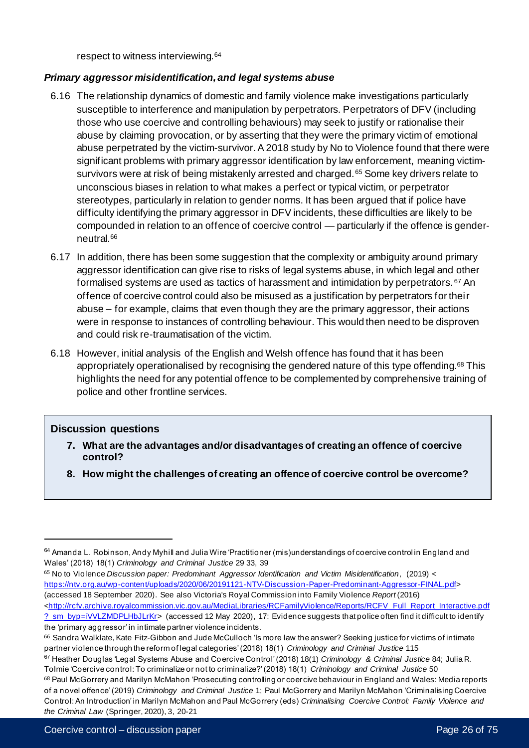respect to witness interviewing.[64]

### *Primary aggressor misidentification, and legal systems abuse*

6.16 The relationship dynamics of domestic and family violence make investigations particularly susceptible to interference and manipulation by perpetrators. Perpetrators of DFV (including those who use coercive and controlling behaviours) may seek to justify or rationalise their abuse by claiming provocation, or by asserting that they were the primary victim of emotional abuse perpetrated by the victim-survivor. A 2018 study by No to Violence found that there were significant problems with primary aggressor identification by law enforcement, meaning victim-survivors were at risk of being mistakenly arrested and charged.[65] Some key drivers relate to unconscious biases in relation to what makes a perfect or typical victim, or perpetrator stereotypes, particularly in relation to gender norms. It has been argued that if police have difficulty identifying the primary aggressor in DFV incidents, these difficulties are likely to be compounded in relation to an offence of coercive control — particularly if the offence is gender-neutral.[66]

6.17 In addition, there has been some suggestion that the complexity or ambiguity around primary aggressor identification can give rise to risks of legal systems abuse, in which legal and other formalised systems are used as tactics of harassment and intimidation by perpetrators.[67] An offence of coercive control could also be misused as a justification by perpetrators for their abuse – for example, claims that even though they are the primary aggressor, their actions were in response to instances of controlling behaviour. This would then need to be disproven and could risk re-traumatisation of the victim.

6.18 However, initial analysis of the English and Welsh offence has found that it has been appropriately operationalised by recognising the gendered nature of this type offending.[68] This highlights the need for any potential offence to be complemented by comprehensive training of police and other frontline services.

> **Discussion questions**
>
> 7. **What are the advantages and/or disadvantages of creating an offence of coercive control?**
> 8. **How might the challenges of creating an offence of coercive control be overcome?**

---

[64] Amanda L. Robinson, Andy Myhill and Julia Wire 'Practitioner (mis)understandings of coercive control in England and Wales' (2018) 18(1) *Criminology and Criminal Justice* 29 33, 39

[65] No to Violence *Discussion paper: Predominant Aggressor Identification and Victim Misidentification*, (2019) < https://ntv.org.au/wp-content/uploads/2020/06/20191121-NTV-Discussion-Paper-Predominant-Aggressor-FINAL.pdf> (accessed 18 September 2020). See also Victoria's Royal Commission into Family Violence *Report* (2016) <http://rcfv.archive.royalcommission.vic.gov.au/MediaLibraries/RCFamilyViolence/Reports/RCFV_Full_Report_Interactive.pdf?_sm_byp=iVVLZMDPLHbJLrKr> (accessed 12 May 2020), 17: Evidence suggests that police often find it difficult to identify the 'primary aggressor' in intimate partner violence incidents.

[66] Sandra Walklate, Kate Fitz-Gibbon and Jude McCulloch 'Is more law the answer? Seeking justice for victims of intimate partner violence through the reform of legal categories' (2018) 18(1) *Criminology and Criminal Justice* 115

[67] Heather Douglas 'Legal Systems Abuse and Coercive Control' (2018) 18(1) *Criminology & Criminal Justice* 84; Julia R. Tolmie 'Coercive control: To criminalize or not to criminalize?' (2018) 18(1) *Criminology and Criminal Justice* 50

[68] Paul McGorrery and Marilyn McMahon 'Prosecuting controlling or coercive behaviour in England and Wales: Media reports of a novel offence' (2019) *Criminology and Criminal Justice* 1; Paul McGorrery and Marilyn McMahon 'Criminalising Coercive Control: An Introduction' in Marilyn McMahon and Paul McGorrery (eds) *Criminalising Coercive Control: Family Violence and the Criminal Law* (Springer, 2020), 3, 20-21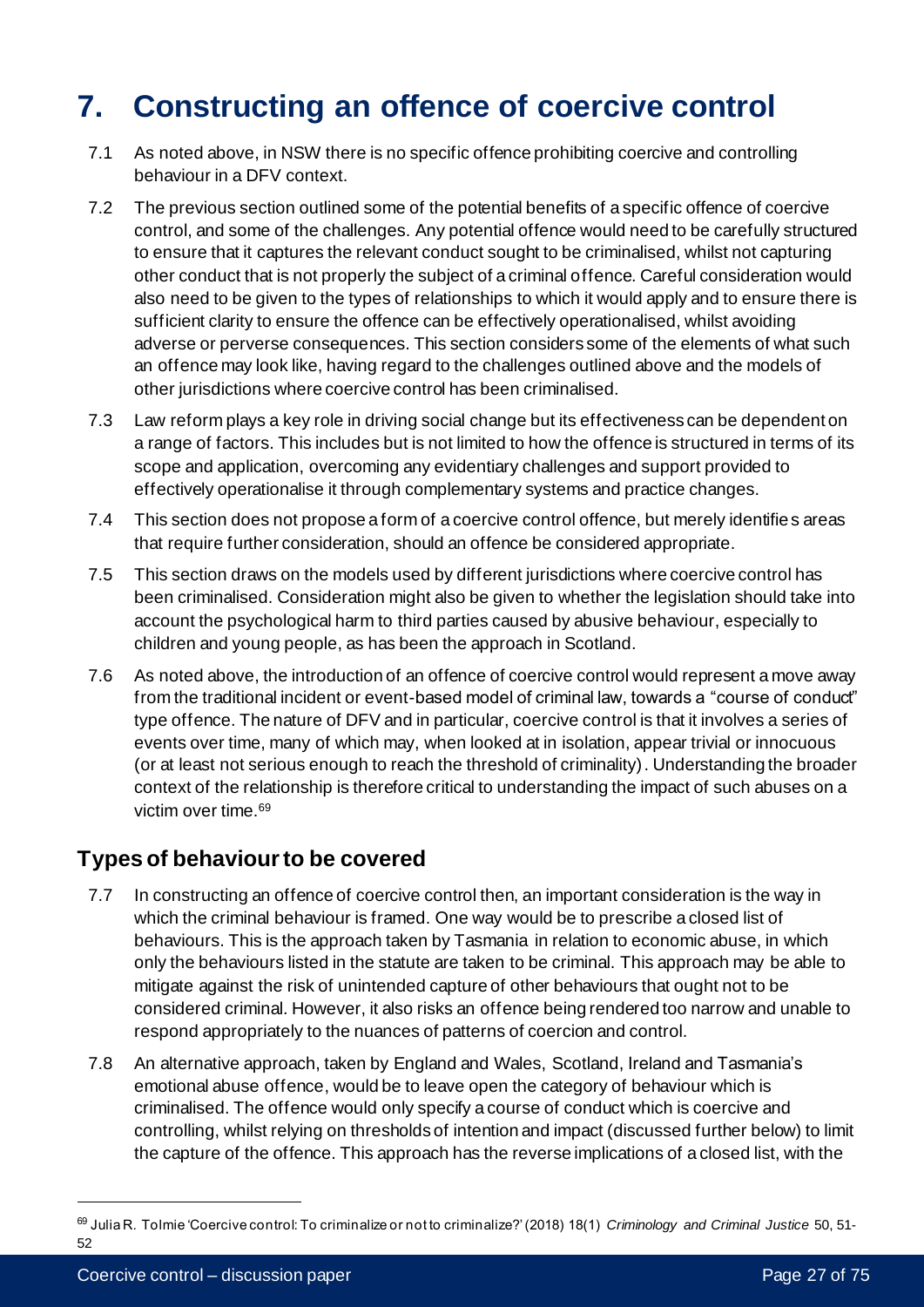# 7. Constructing an offence of coercive control

7.1 As noted above, in NSW there is no specific offence prohibiting coercive and controlling behaviour in a DFV context.

7.2 The previous section outlined some of the potential benefits of a specific offence of coercive control, and some of the challenges. Any potential offence would need to be carefully structured to ensure that it captures the relevant conduct sought to be criminalised, whilst not capturing other conduct that is not properly the subject of a criminal offence. Careful consideration would also need to be given to the types of relationships to which it would apply and to ensure there is sufficient clarity to ensure the offence can be effectively operationalised, whilst avoiding adverse or perverse consequences. This section considers some of the elements of what such an offence may look like, having regard to the challenges outlined above and the models of other jurisdictions where coercive control has been criminalised.

7.3 Law reform plays a key role in driving social change but its effectiveness can be dependent on a range of factors. This includes but is not limited to how the offence is structured in terms of its scope and application, overcoming any evidentiary challenges and support provided to effectively operationalise it through complementary systems and practice changes.

7.4 This section does not propose a form of a coercive control offence, but merely identifies areas that require further consideration, should an offence be considered appropriate.

7.5 This section draws on the models used by different jurisdictions where coercive control has been criminalised. Consideration might also be given to whether the legislation should take into account the psychological harm to third parties caused by abusive behaviour, especially to children and young people, as has been the approach in Scotland.

7.6 As noted above, the introduction of an offence of coercive control would represent a move away from the traditional incident or event-based model of criminal law, towards a "course of conduct" type offence. The nature of DFV and in particular, coercive control is that it involves a series of events over time, many of which may, when looked at in isolation, appear trivial or innocuous (or at least not serious enough to reach the threshold of criminality). Understanding the broader context of the relationship is therefore critical to understanding the impact of such abuses on a victim over time.[69]

## Types of behaviour to be covered

7.7 In constructing an offence of coercive control then, an important consideration is the way in which the criminal behaviour is framed. One way would be to prescribe a closed list of behaviours. This is the approach taken by Tasmania in relation to economic abuse, in which only the behaviours listed in the statute are taken to be criminal. This approach may be able to mitigate against the risk of unintended capture of other behaviours that ought not to be considered criminal. However, it also risks an offence being rendered too narrow and unable to respond appropriately to the nuances of patterns of coercion and control.

7.8 An alternative approach, taken by England and Wales, Scotland, Ireland and Tasmania's emotional abuse offence, would be to leave open the category of behaviour which is criminalised. The offence would only specify a course of conduct which is coercive and controlling, whilst relying on thresholds of intention and impact (discussed further below) to limit the capture of the offence. This approach has the reverse implications of a closed list, with the

---

[69] Julia R. Tolmie 'Coercive control: To criminalize or not to criminalize?' (2018) 18(1) *Criminology and Criminal Justice* 50, 51-52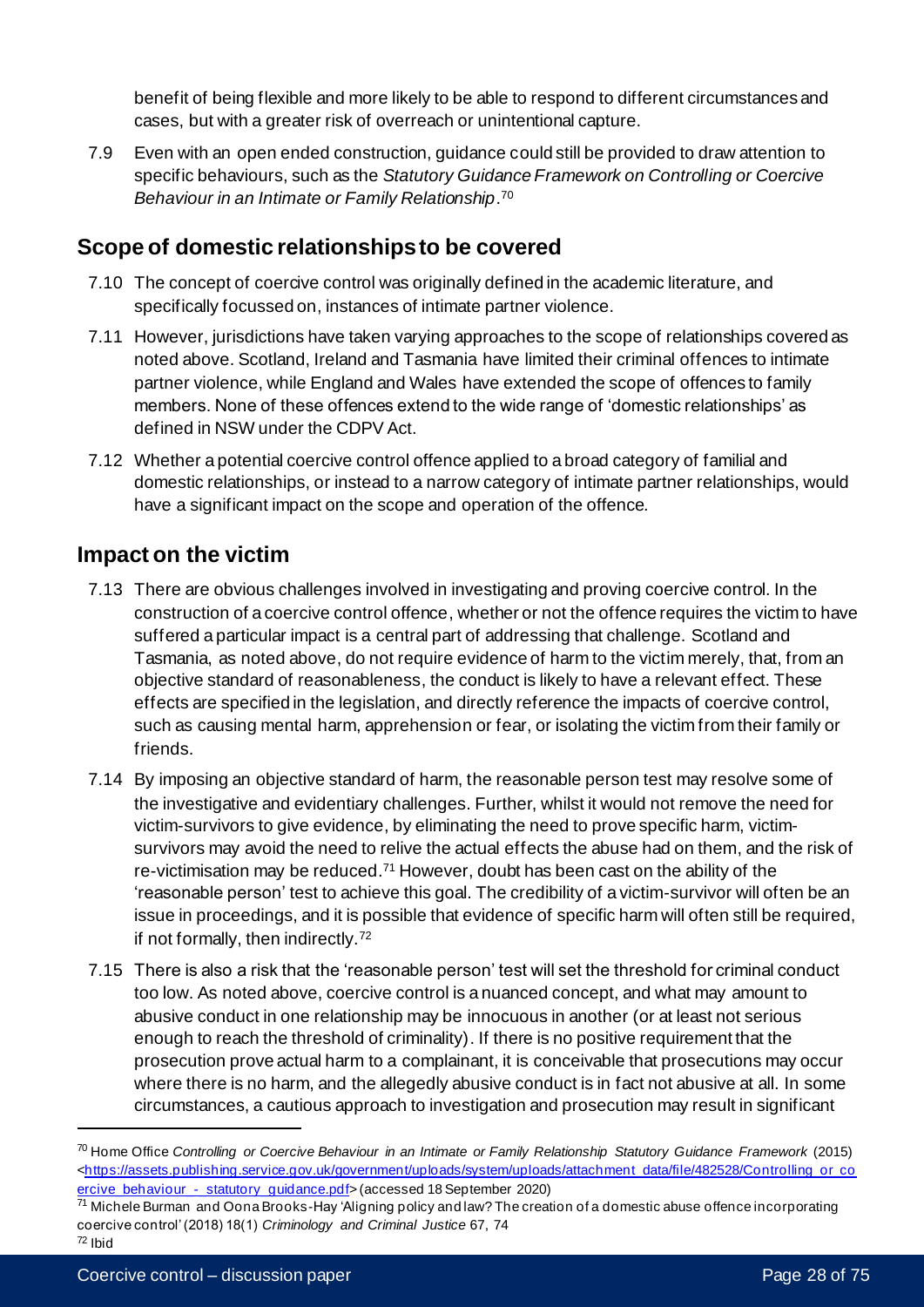benefit of being flexible and more likely to be able to respond to different circumstances and cases, but with a greater risk of overreach or unintentional capture.

7.9 Even with an open ended construction, guidance could still be provided to draw attention to specific behaviours, such as the *Statutory Guidance Framework on Controlling or Coercive Behaviour in an Intimate or Family Relationship*.[70]

## Scope of domestic relationships to be covered

7.10 The concept of coercive control was originally defined in the academic literature, and specifically focussed on, instances of intimate partner violence.

7.11 However, jurisdictions have taken varying approaches to the scope of relationships covered as noted above. Scotland, Ireland and Tasmania have limited their criminal offences to intimate partner violence, while England and Wales have extended the scope of offences to family members. None of these offences extend to the wide range of 'domestic relationships' as defined in NSW under the CDPV Act.

7.12 Whether a potential coercive control offence applied to a broad category of familial and domestic relationships, or instead to a narrow category of intimate partner relationships, would have a significant impact on the scope and operation of the offence.

## Impact on the victim

7.13 There are obvious challenges involved in investigating and proving coercive control. In the construction of a coercive control offence, whether or not the offence requires the victim to have suffered a particular impact is a central part of addressing that challenge. Scotland and Tasmania, as noted above, do not require evidence of harm to the victim merely, that, from an objective standard of reasonableness, the conduct is likely to have a relevant effect. These effects are specified in the legislation, and directly reference the impacts of coercive control, such as causing mental harm, apprehension or fear, or isolating the victim from their family or friends.

7.14 By imposing an objective standard of harm, the reasonable person test may resolve some of the investigative and evidentiary challenges. Further, whilst it would not remove the need for victim-survivors to give evidence, by eliminating the need to prove specific harm, victim-survivors may avoid the need to relive the actual effects the abuse had on them, and the risk of re-victimisation may be reduced.[71] However, doubt has been cast on the ability of the 'reasonable person' test to achieve this goal. The credibility of a victim-survivor will often be an issue in proceedings, and it is possible that evidence of specific harm will often still be required, if not formally, then indirectly.[72]

7.15 There is also a risk that the 'reasonable person' test will set the threshold for criminal conduct too low. As noted above, coercive control is a nuanced concept, and what may amount to abusive conduct in one relationship may be innocuous in another (or at least not serious enough to reach the threshold of criminality). If there is no positive requirement that the prosecution prove actual harm to a complainant, it is conceivable that prosecutions may occur where there is no harm, and the allegedly abusive conduct is in fact not abusive at all. In some circumstances, a cautious approach to investigation and prosecution may result in significant

---

[70] Home Office *Controlling or Coercive Behaviour in an Intimate or Family Relationship Statutory Guidance Framework* (2015) <https://assets.publishing.service.gov.uk/government/uploads/system/uploads/attachment_data/file/482528/Controlling_or_coercive_behaviour_-_statutory_guidance.pdf> (accessed 18 September 2020)

[71] Michele Burman and Oona Brooks-Hay 'Aligning policy and law? The creation of a domestic abuse offence incorporating coercive control' (2018) 18(1) *Criminology and Criminal Justice* 67, 74

[72] Ibid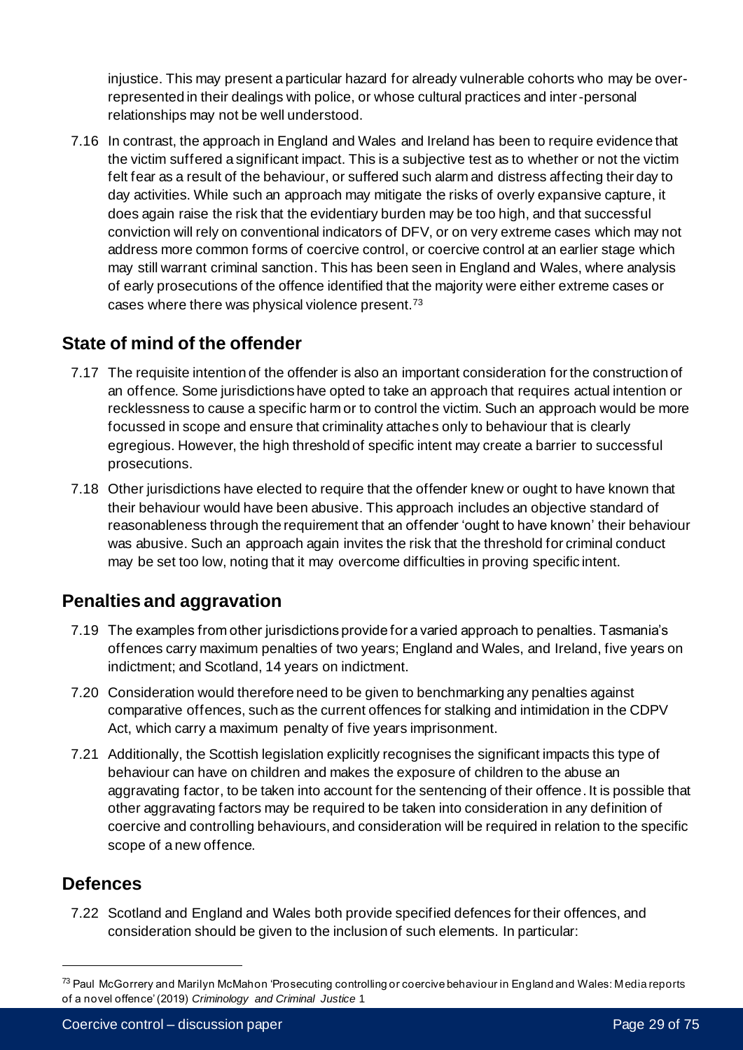injustice. This may present a particular hazard for already vulnerable cohorts who may be over-represented in their dealings with police, or whose cultural practices and inter-personal relationships may not be well understood.

7.16 In contrast, the approach in England and Wales and Ireland has been to require evidence that the victim suffered a significant impact. This is a subjective test as to whether or not the victim felt fear as a result of the behaviour, or suffered such alarm and distress affecting their day to day activities. While such an approach may mitigate the risks of overly expansive capture, it does again raise the risk that the evidentiary burden may be too high, and that successful conviction will rely on conventional indicators of DFV, or on very extreme cases which may not address more common forms of coercive control, or coercive control at an earlier stage which may still warrant criminal sanction. This has been seen in England and Wales, where analysis of early prosecutions of the offence identified that the majority were either extreme cases or cases where there was physical violence present.[73]

## State of mind of the offender

7.17 The requisite intention of the offender is also an important consideration for the construction of an offence. Some jurisdictions have opted to take an approach that requires actual intention or recklessness to cause a specific harm or to control the victim. Such an approach would be more focussed in scope and ensure that criminality attaches only to behaviour that is clearly egregious. However, the high threshold of specific intent may create a barrier to successful prosecutions.

7.18 Other jurisdictions have elected to require that the offender knew or ought to have known that their behaviour would have been abusive. This approach includes an objective standard of reasonableness through the requirement that an offender 'ought to have known' their behaviour was abusive. Such an approach again invites the risk that the threshold for criminal conduct may be set too low, noting that it may overcome difficulties in proving specific intent.

## Penalties and aggravation

7.19 The examples from other jurisdictions provide for a varied approach to penalties. Tasmania's offences carry maximum penalties of two years; England and Wales, and Ireland, five years on indictment; and Scotland, 14 years on indictment.

7.20 Consideration would therefore need to be given to benchmarking any penalties against comparative offences, such as the current offences for stalking and intimidation in the CDPV Act, which carry a maximum penalty of five years imprisonment.

7.21 Additionally, the Scottish legislation explicitly recognises the significant impacts this type of behaviour can have on children and makes the exposure of children to the abuse an aggravating factor, to be taken into account for the sentencing of their offence. It is possible that other aggravating factors may be required to be taken into consideration in any definition of coercive and controlling behaviours, and consideration will be required in relation to the specific scope of a new offence.

## Defences

7.22 Scotland and England and Wales both provide specified defences for their offences, and consideration should be given to the inclusion of such elements. In particular:

---

[73] Paul McGorrery and Marilyn McMahon 'Prosecuting controlling or coercive behaviour in England and Wales: Media reports of a novel offence' (2019) *Criminology and Criminal Justice* 1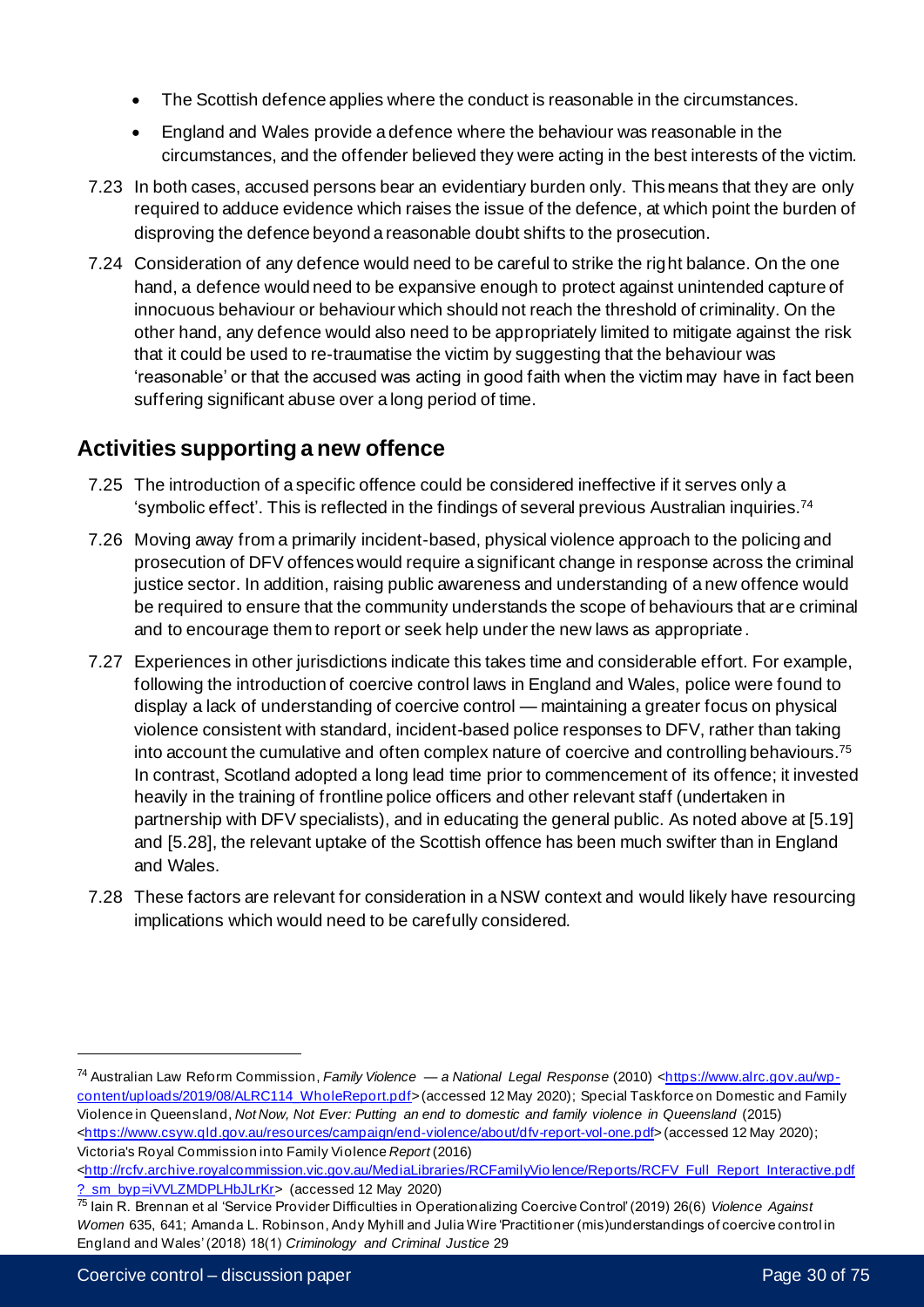- The Scottish defence applies where the conduct is reasonable in the circumstances.
- England and Wales provide a defence where the behaviour was reasonable in the circumstances, and the offender believed they were acting in the best interests of the victim.

7.23 In both cases, accused persons bear an evidentiary burden only. This means that they are only required to adduce evidence which raises the issue of the defence, at which point the burden of disproving the defence beyond a reasonable doubt shifts to the prosecution.

7.24 Consideration of any defence would need to be careful to strike the right balance. On the one hand, a defence would need to be expansive enough to protect against unintended capture of innocuous behaviour or behaviour which should not reach the threshold of criminality. On the other hand, any defence would also need to be appropriately limited to mitigate against the risk that it could be used to re-traumatise the victim by suggesting that the behaviour was 'reasonable' or that the accused was acting in good faith when the victim may have in fact been suffering significant abuse over a long period of time.

## Activities supporting a new offence

7.25 The introduction of a specific offence could be considered ineffective if it serves only a 'symbolic effect'. This is reflected in the findings of several previous Australian inquiries.[74]

7.26 Moving away from a primarily incident-based, physical violence approach to the policing and prosecution of DFV offences would require a significant change in response across the criminal justice sector. In addition, raising public awareness and understanding of a new offence would be required to ensure that the community understands the scope of behaviours that are criminal and to encourage them to report or seek help under the new laws as appropriate.

7.27 Experiences in other jurisdictions indicate this takes time and considerable effort. For example, following the introduction of coercive control laws in England and Wales, police were found to display a lack of understanding of coercive control — maintaining a greater focus on physical violence consistent with standard, incident-based police responses to DFV, rather than taking into account the cumulative and often complex nature of coercive and controlling behaviours.[75] In contrast, Scotland adopted a long lead time prior to commencement of its offence; it invested heavily in the training of frontline police officers and other relevant staff (undertaken in partnership with DFV specialists), and in educating the general public. As noted above at [5.19] and [5.28], the relevant uptake of the Scottish offence has been much swifter than in England and Wales.

7.28 These factors are relevant for consideration in a NSW context and would likely have resourcing implications which would need to be carefully considered.

---

[74] Australian Law Reform Commission, *Family Violence — a National Legal Response* (2010) <https://www.alrc.gov.au/wp-content/uploads/2019/08/ALRC114_WholeReport.pdf> (accessed 12 May 2020); Special Taskforce on Domestic and Family Violence in Queensland, *Not Now, Not Ever: Putting an end to domestic and family violence in Queensland* (2015) <https://www.csyw.qld.gov.au/resources/campaign/end-violence/about/dfv-report-vol-one.pdf> (accessed 12 May 2020); Victoria's Royal Commission into Family Violence *Report* (2016) <http://rcfv.archive.royalcommission.vic.gov.au/MediaLibraries/RCFamilyViolence/Reports/RCFV_Full_Report_Interactive.pdf?_sm_byp=iVVLZMDPLHbJLrKr> (accessed 12 May 2020)

[75] Iain R. Brennan et al 'Service Provider Difficulties in Operationalizing Coercive Control' (2019) 26(6) *Violence Against Women* 635, 641; Amanda L. Robinson, Andy Myhill and Julia Wire 'Practitioner (mis)understandings of coercive control in England and Wales' (2018) 18(1) *Criminology and Criminal Justice* 29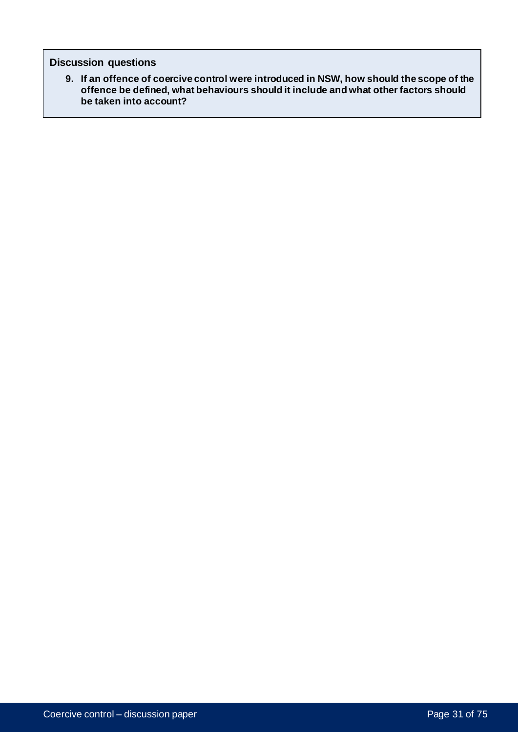**Discussion questions**

9. **If an offence of coercive control were introduced in NSW, how should the scope of the offence be defined, what behaviours should it include and what other factors should be taken into account?**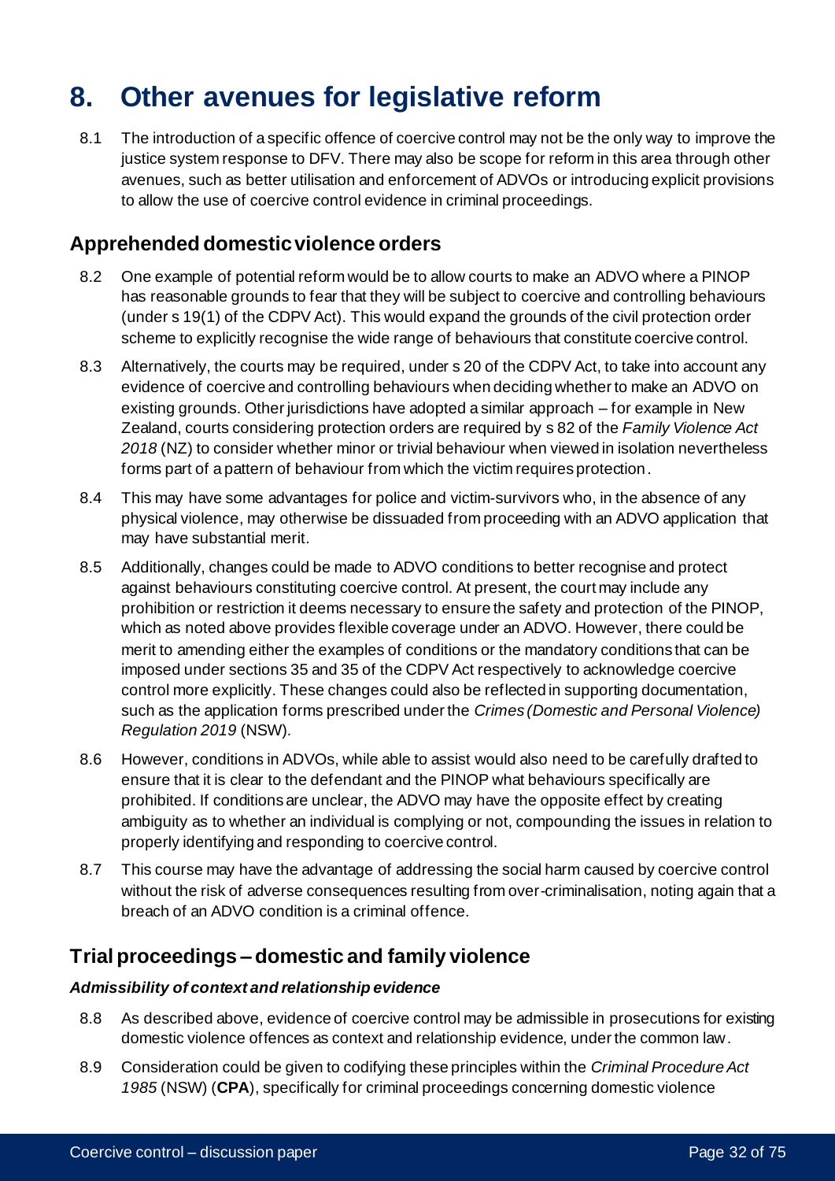# 8. Other avenues for legislative reform

8.1 The introduction of a specific offence of coercive control may not be the only way to improve the justice system response to DFV. There may also be scope for reform in this area through other avenues, such as better utilisation and enforcement of ADVOs or introducing explicit provisions to allow the use of coercive control evidence in criminal proceedings.

## Apprehended domestic violence orders

8.2 One example of potential reform would be to allow courts to make an ADVO where a PINOP has reasonable grounds to fear that they will be subject to coercive and controlling behaviours (under s 19(1) of the CDPV Act). This would expand the grounds of the civil protection order scheme to explicitly recognise the wide range of behaviours that constitute coercive control.

8.3 Alternatively, the courts may be required, under s 20 of the CDPV Act, to take into account any evidence of coercive and controlling behaviours when deciding whether to make an ADVO on existing grounds. Other jurisdictions have adopted a similar approach – for example in New Zealand, courts considering protection orders are required by s 82 of the *Family Violence Act 2018* (NZ) to consider whether minor or trivial behaviour when viewed in isolation nevertheless forms part of a pattern of behaviour from which the victim requires protection.

8.4 This may have some advantages for police and victim-survivors who, in the absence of any physical violence, may otherwise be dissuaded from proceeding with an ADVO application that may have substantial merit.

8.5 Additionally, changes could be made to ADVO conditions to better recognise and protect against behaviours constituting coercive control. At present, the court may include any prohibition or restriction it deems necessary to ensure the safety and protection of the PINOP, which as noted above provides flexible coverage under an ADVO. However, there could be merit to amending either the examples of conditions or the mandatory conditions that can be imposed under sections 35 and 35 of the CDPV Act respectively to acknowledge coercive control more explicitly. These changes could also be reflected in supporting documentation, such as the application forms prescribed under the *Crimes (Domestic and Personal Violence) Regulation 2019* (NSW).

8.6 However, conditions in ADVOs, while able to assist would also need to be carefully drafted to ensure that it is clear to the defendant and the PINOP what behaviours specifically are prohibited. If conditions are unclear, the ADVO may have the opposite effect by creating ambiguity as to whether an individual is complying or not, compounding the issues in relation to properly identifying and responding to coercive control.

8.7 This course may have the advantage of addressing the social harm caused by coercive control without the risk of adverse consequences resulting from over-criminalisation, noting again that a breach of an ADVO condition is a criminal offence.

## Trial proceedings – domestic and family violence

### *Admissibility of context and relationship evidence*

8.8 As described above, evidence of coercive control may be admissible in prosecutions for existing domestic violence offences as context and relationship evidence, under the common law.

8.9 Consideration could be given to codifying these principles within the *Criminal Procedure Act 1985* (NSW) (**CPA**), specifically for criminal proceedings concerning domestic violence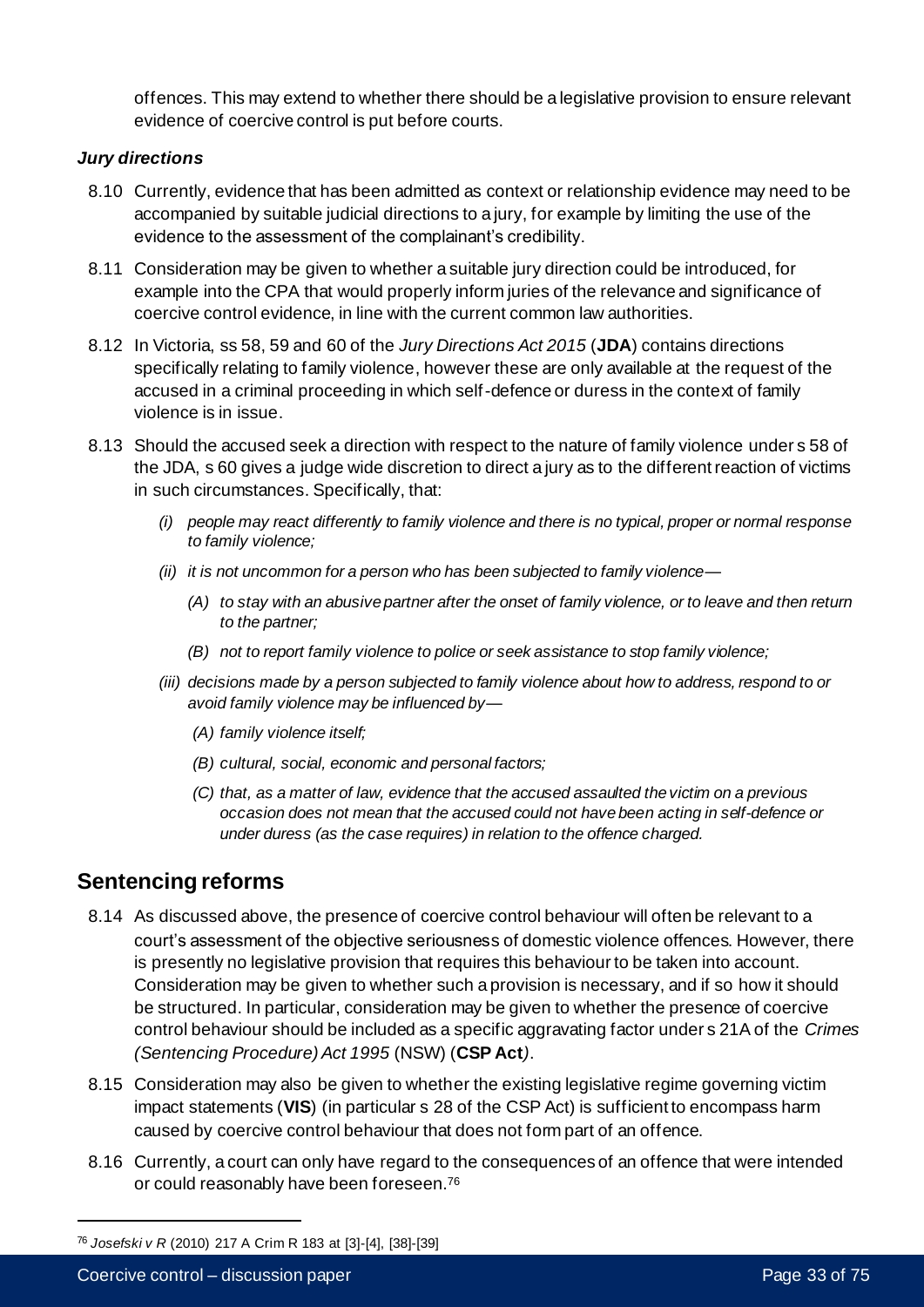offences. This may extend to whether there should be a legislative provision to ensure relevant evidence of coercive control is put before courts.

***Jury directions***

8.10 Currently, evidence that has been admitted as context or relationship evidence may need to be accompanied by suitable judicial directions to a jury, for example by limiting the use of the evidence to the assessment of the complainant's credibility.

8.11 Consideration may be given to whether a suitable jury direction could be introduced, for example into the CPA that would properly inform juries of the relevance and significance of coercive control evidence, in line with the current common law authorities.

8.12 In Victoria, ss 58, 59 and 60 of the *Jury Directions Act 2015* (**JDA**) contains directions specifically relating to family violence, however these are only available at the request of the accused in a criminal proceeding in which self-defence or duress in the context of family violence is in issue.

8.13 Should the accused seek a direction with respect to the nature of family violence under s 58 of the JDA, s 60 gives a judge wide discretion to direct a jury as to the different reaction of victims in such circumstances. Specifically, that:

> *(i) people may react differently to family violence and there is no typical, proper or normal response to family violence;*
>
> *(ii) it is not uncommon for a person who has been subjected to family violence—*
>
> > *(A) to stay with an abusive partner after the onset of family violence, or to leave and then return to the partner;*
> >
> > *(B) not to report family violence to police or seek assistance to stop family violence;*
>
> *(iii) decisions made by a person subjected to family violence about how to address, respond to or avoid family violence may be influenced by—*
>
> > *(A) family violence itself;*
> >
> > *(B) cultural, social, economic and personal factors;*
> >
> > *(C) that, as a matter of law, evidence that the accused assaulted the victim on a previous occasion does not mean that the accused could not have been acting in self-defence or under duress (as the case requires) in relation to the offence charged.*

## Sentencing reforms

8.14 As discussed above, the presence of coercive control behaviour will often be relevant to a court's assessment of the objective seriousness of domestic violence offences. However, there is presently no legislative provision that requires this behaviour to be taken into account. Consideration may be given to whether such a provision is necessary, and if so how it should be structured. In particular, consideration may be given to whether the presence of coercive control behaviour should be included as a specific aggravating factor under s 21A of the *Crimes (Sentencing Procedure) Act 1995* (NSW) (**CSP Act**).

8.15 Consideration may also be given to whether the existing legislative regime governing victim impact statements (**VIS**) (in particular s 28 of the CSP Act) is sufficient to encompass harm caused by coercive control behaviour that does not form part of an offence.

8.16 Currently, a court can only have regard to the consequences of an offence that were intended or could reasonably have been foreseen.[76]

---

[76] *Josefski v R* (2010) 217 A Crim R 183 at [3]-[4], [38]-[39]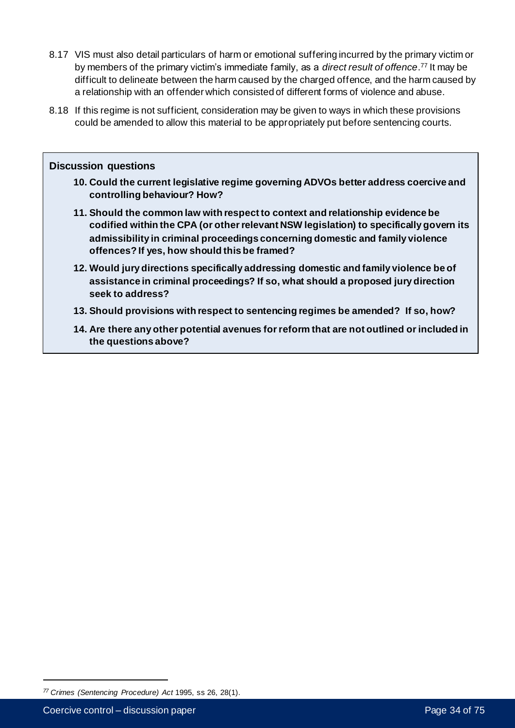8.17 VIS must also detail particulars of harm or emotional suffering incurred by the primary victim or by members of the primary victim's immediate family, as a *direct result of offence*.[77] It may be difficult to delineate between the harm caused by the charged offence, and the harm caused by a relationship with an offender which consisted of different forms of violence and abuse.

8.18 If this regime is not sufficient, consideration may be given to ways in which these provisions could be amended to allow this material to be appropriately put before sentencing courts.

**Discussion questions**

10. **Could the current legislative regime governing ADVOs better address coercive and controlling behaviour? How?**
11. **Should the common law with respect to context and relationship evidence be codified within the CPA (or other relevant NSW legislation) to specifically govern its admissibility in criminal proceedings concerning domestic and family violence offences? If yes, how should this be framed?**
12. **Would jury directions specifically addressing domestic and family violence be of assistance in criminal proceedings? If so, what should a proposed jury direction seek to address?**
13. **Should provisions with respect to sentencing regimes be amended? If so, how?**
14. **Are there any other potential avenues for reform that are not outlined or included in the questions above?**

---

[77] *Crimes (Sentencing Procedure) Act* 1995, ss 26, 28(1).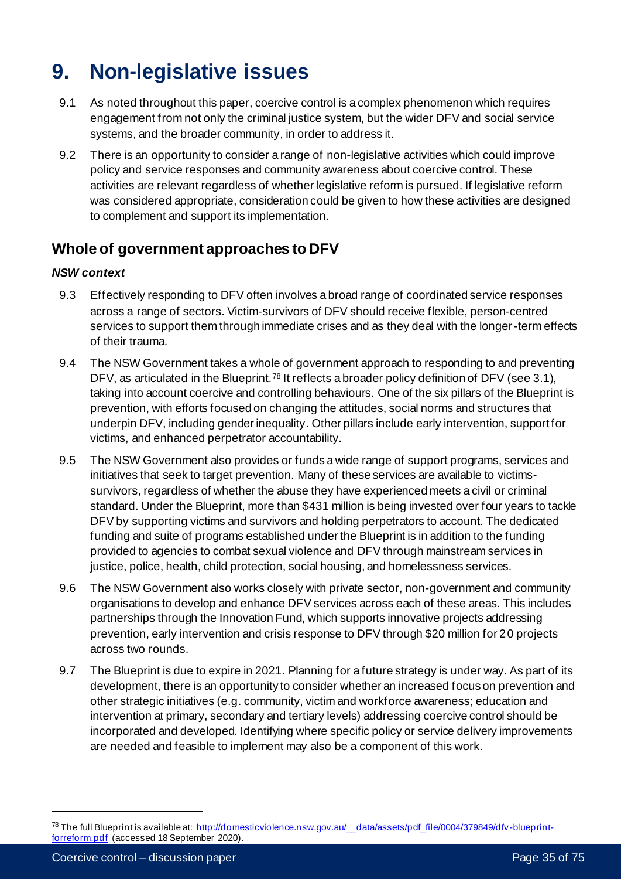# 9. Non-legislative issues

9.1 As noted throughout this paper, coercive control is a complex phenomenon which requires engagement from not only the criminal justice system, but the wider DFV and social service systems, and the broader community, in order to address it.

9.2 There is an opportunity to consider a range of non-legislative activities which could improve policy and service responses and community awareness about coercive control. These activities are relevant regardless of whether legislative reform is pursued. If legislative reform was considered appropriate, consideration could be given to how these activities are designed to complement and support its implementation.

## Whole of government approaches to DFV

### *NSW context*

9.3 Effectively responding to DFV often involves a broad range of coordinated service responses across a range of sectors. Victim-survivors of DFV should receive flexible, person-centred services to support them through immediate crises and as they deal with the longer-term effects of their trauma.

9.4 The NSW Government takes a whole of government approach to responding to and preventing DFV, as articulated in the Blueprint.[78] It reflects a broader policy definition of DFV (see 3.1), taking into account coercive and controlling behaviours. One of the six pillars of the Blueprint is prevention, with efforts focused on changing the attitudes, social norms and structures that underpin DFV, including gender inequality. Other pillars include early intervention, support for victims, and enhanced perpetrator accountability.

9.5 The NSW Government also provides or funds a wide range of support programs, services and initiatives that seek to target prevention. Many of these services are available to victims-survivors, regardless of whether the abuse they have experienced meets a civil or criminal standard. Under the Blueprint, more than $431 million is being invested over four years to tackle DFV by supporting victims and survivors and holding perpetrators to account. The dedicated funding and suite of programs established under the Blueprint is in addition to the funding provided to agencies to combat sexual violence and DFV through mainstream services in justice, police, health, child protection, social housing, and homelessness services.

9.6 The NSW Government also works closely with private sector, non-government and community organisations to develop and enhance DFV services across each of these areas. This includes partnerships through the Innovation Fund, which supports innovative projects addressing prevention, early intervention and crisis response to DFV through $20 million for 20 projects across two rounds.

9.7 The Blueprint is due to expire in 2021. Planning for a future strategy is under way. As part of its development, there is an opportunity to consider whether an increased focus on prevention and other strategic initiatives (e.g. community, victim and workforce awareness; education and intervention at primary, secondary and tertiary levels) addressing coercive control should be incorporated and developed. Identifying where specific policy or service delivery improvements are needed and feasible to implement may also be a component of this work.

---

[78] The full Blueprint is available at: http://domesticviolence.nsw.gov.au/__data/assets/pdf_file/0004/379849/dfv-blueprint-forreform.pdf (accessed 18 September 2020).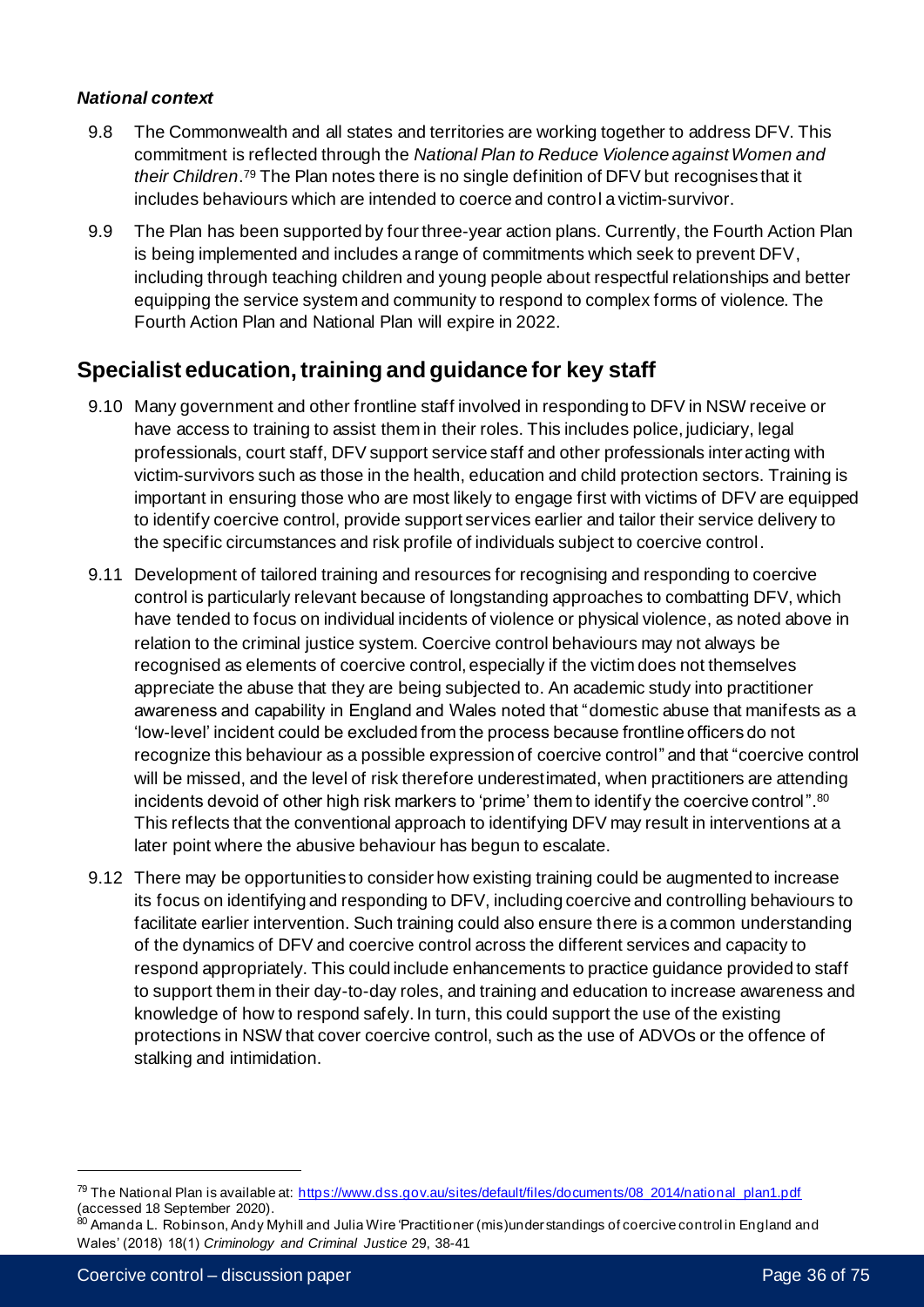### *National context*

9.8 The Commonwealth and all states and territories are working together to address DFV. This commitment is reflected through the *National Plan to Reduce Violence against Women and their Children*.[79] The Plan notes there is no single definition of DFV but recognises that it includes behaviours which are intended to coerce and control a victim-survivor.

9.9 The Plan has been supported by four three-year action plans. Currently, the Fourth Action Plan is being implemented and includes a range of commitments which seek to prevent DFV, including through teaching children and young people about respectful relationships and better equipping the service system and community to respond to complex forms of violence. The Fourth Action Plan and National Plan will expire in 2022.

## Specialist education, training and guidance for key staff

9.10 Many government and other frontline staff involved in responding to DFV in NSW receive or have access to training to assist them in their roles. This includes police, judiciary, legal professionals, court staff, DFV support service staff and other professionals interacting with victim-survivors such as those in the health, education and child protection sectors. Training is important in ensuring those who are most likely to engage first with victims of DFV are equipped to identify coercive control, provide support services earlier and tailor their service delivery to the specific circumstances and risk profile of individuals subject to coercive control.

9.11 Development of tailored training and resources for recognising and responding to coercive control is particularly relevant because of longstanding approaches to combatting DFV, which have tended to focus on individual incidents of violence or physical violence, as noted above in relation to the criminal justice system. Coercive control behaviours may not always be recognised as elements of coercive control, especially if the victim does not themselves appreciate the abuse that they are being subjected to. An academic study into practitioner awareness and capability in England and Wales noted that "domestic abuse that manifests as a 'low-level' incident could be excluded from the process because frontline officers do not recognize this behaviour as a possible expression of coercive control" and that "coercive control will be missed, and the level of risk therefore underestimated, when practitioners are attending incidents devoid of other high risk markers to 'prime' them to identify the coercive control".[80] This reflects that the conventional approach to identifying DFV may result in interventions at a later point where the abusive behaviour has begun to escalate.

9.12 There may be opportunities to consider how existing training could be augmented to increase its focus on identifying and responding to DFV, including coercive and controlling behaviours to facilitate earlier intervention. Such training could also ensure there is a common understanding of the dynamics of DFV and coercive control across the different services and capacity to respond appropriately. This could include enhancements to practice guidance provided to staff to support them in their day-to-day roles, and training and education to increase awareness and knowledge of how to respond safely. In turn, this could support the use of the existing protections in NSW that cover coercive control, such as the use of ADVOs or the offence of stalking and intimidation.

---

[79] The National Plan is available at: https://www.dss.gov.au/sites/default/files/documents/08_2014/national_plan1.pdf (accessed 18 September 2020).

[80] Amanda L. Robinson, Andy Myhill and Julia Wire 'Practitioner (mis)understandings of coercive control in England and Wales' (2018) 18(1) *Criminology and Criminal Justice* 29, 38-41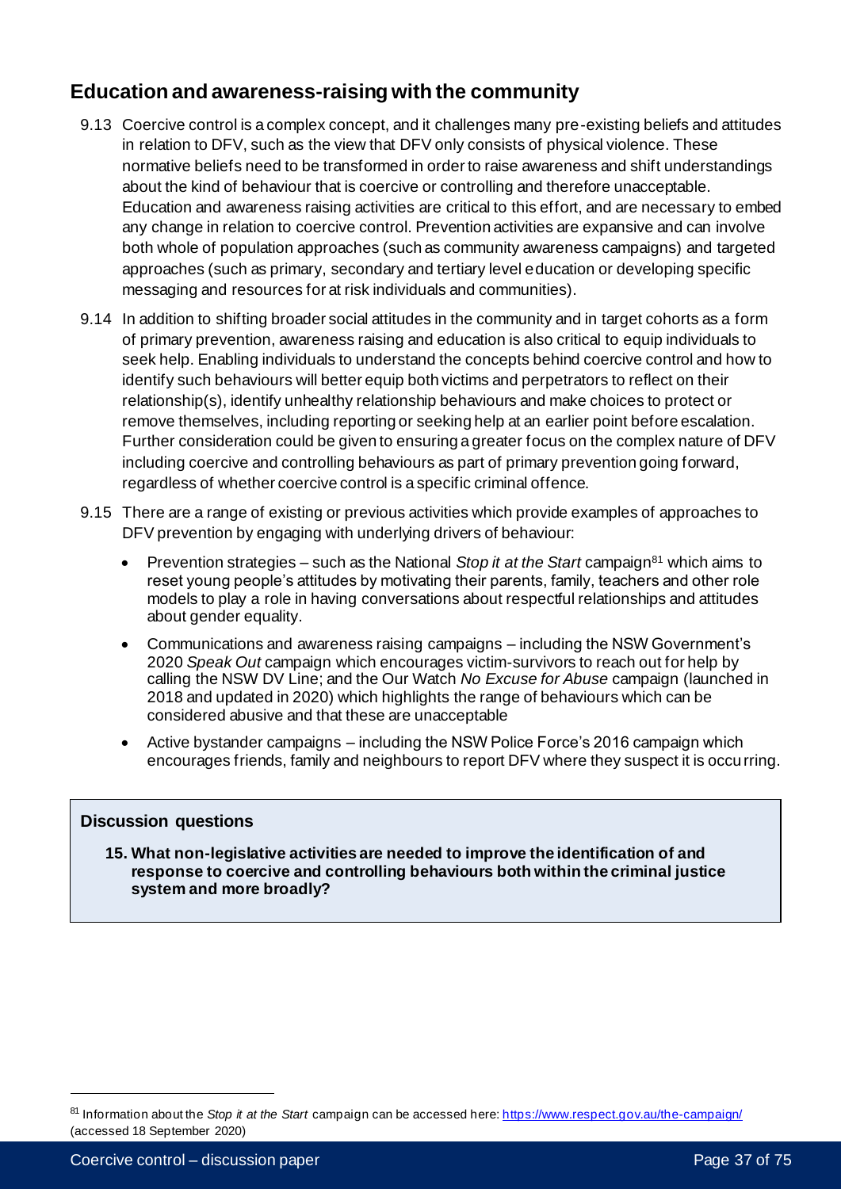## Education and awareness-raising with the community

9.13 Coercive control is a complex concept, and it challenges many pre-existing beliefs and attitudes in relation to DFV, such as the view that DFV only consists of physical violence. These normative beliefs need to be transformed in order to raise awareness and shift understandings about the kind of behaviour that is coercive or controlling and therefore unacceptable. Education and awareness raising activities are critical to this effort, and are necessary to embed any change in relation to coercive control. Prevention activities are expansive and can involve both whole of population approaches (such as community awareness campaigns) and targeted approaches (such as primary, secondary and tertiary level education or developing specific messaging and resources for at risk individuals and communities).

9.14 In addition to shifting broader social attitudes in the community and in target cohorts as a form of primary prevention, awareness raising and education is also critical to equip individuals to seek help. Enabling individuals to understand the concepts behind coercive control and how to identify such behaviours will better equip both victims and perpetrators to reflect on their relationship(s), identify unhealthy relationship behaviours and make choices to protect or remove themselves, including reporting or seeking help at an earlier point before escalation. Further consideration could be given to ensuring a greater focus on the complex nature of DFV including coercive and controlling behaviours as part of primary prevention going forward, regardless of whether coercive control is a specific criminal offence.

9.15 There are a range of existing or previous activities which provide examples of approaches to DFV prevention by engaging with underlying drivers of behaviour:

- Prevention strategies – such as the National *Stop it at the Start* campaign[81] which aims to reset young people's attitudes by motivating their parents, family, teachers and other role models to play a role in having conversations about respectful relationships and attitudes about gender equality.
- Communications and awareness raising campaigns – including the NSW Government's 2020 *Speak Out* campaign which encourages victim-survivors to reach out for help by calling the NSW DV Line; and the Our Watch *No Excuse for Abuse* campaign (launched in 2018 and updated in 2020) which highlights the range of behaviours which can be considered abusive and that these are unacceptable
- Active bystander campaigns – including the NSW Police Force's 2016 campaign which encourages friends, family and neighbours to report DFV where they suspect it is occurring.

**Discussion questions**

**15. What non-legislative activities are needed to improve the identification of and response to coercive and controlling behaviours both within the criminal justice system and more broadly?**

---

[81] Information about the *Stop it at the Start* campaign can be accessed here: https://www.respect.gov.au/the-campaign/ (accessed 18 September 2020)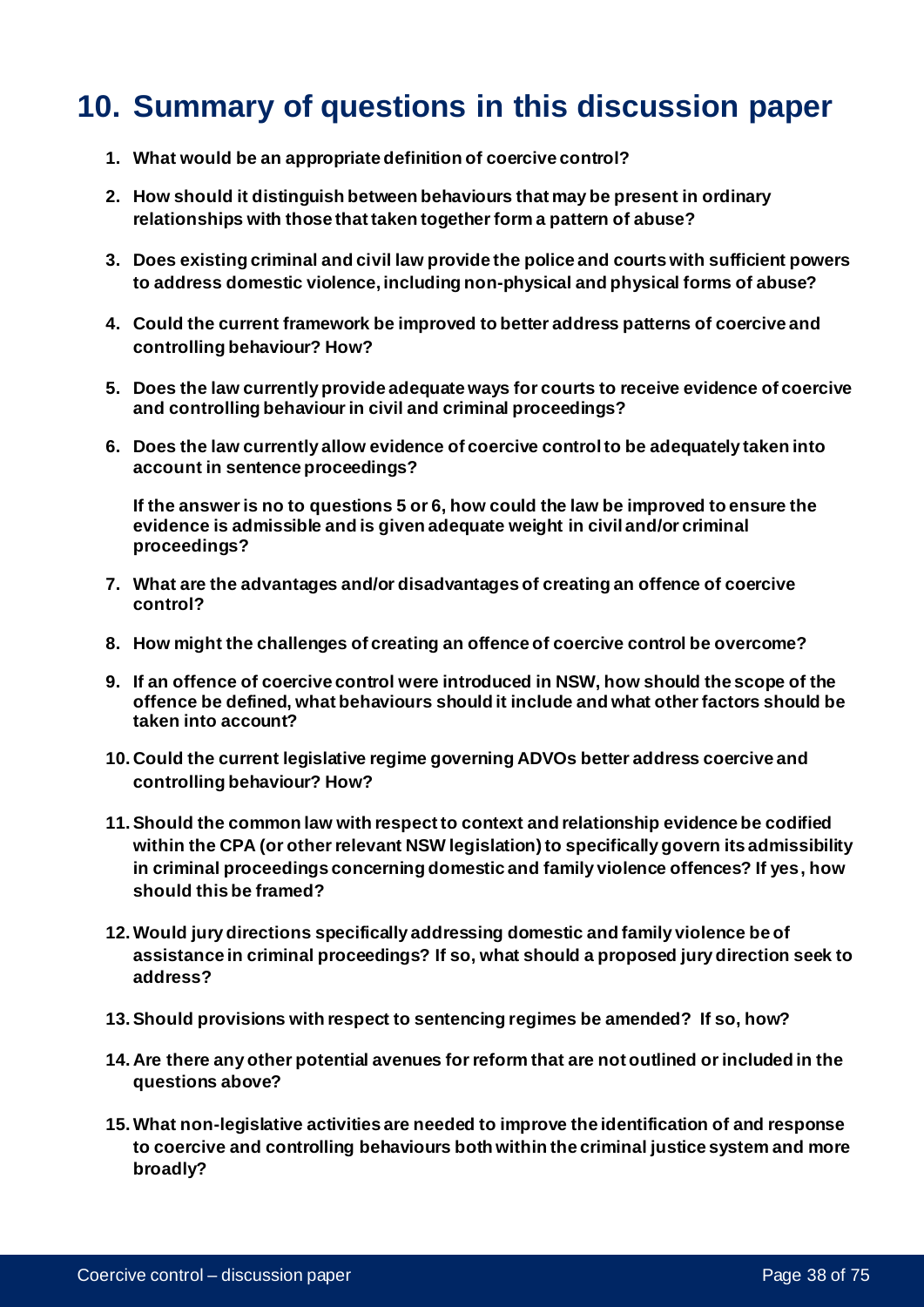# 10. Summary of questions in this discussion paper

1. **What would be an appropriate definition of coercive control?**
2. **How should it distinguish between behaviours that may be present in ordinary relationships with those that taken together form a pattern of abuse?**
3. **Does existing criminal and civil law provide the police and courts with sufficient powers to address domestic violence, including non-physical and physical forms of abuse?**
4. **Could the current framework be improved to better address patterns of coercive and controlling behaviour? How?**
5. **Does the law currently provide adequate ways for courts to receive evidence of coercive and controlling behaviour in civil and criminal proceedings?**
6. **Does the law currently allow evidence of coercive control to be adequately taken into account in sentence proceedings?**

   **If the answer is no to questions 5 or 6, how could the law be improved to ensure the evidence is admissible and is given adequate weight in civil and/or criminal proceedings?**
7. **What are the advantages and/or disadvantages of creating an offence of coercive control?**
8. **How might the challenges of creating an offence of coercive control be overcome?**
9. **If an offence of coercive control were introduced in NSW, how should the scope of the offence be defined, what behaviours should it include and what other factors should be taken into account?**
10. **Could the current legislative regime governing ADVOs better address coercive and controlling behaviour? How?**
11. **Should the common law with respect to context and relationship evidence be codified within the CPA (or other relevant NSW legislation) to specifically govern its admissibility in criminal proceedings concerning domestic and family violence offences? If yes, how should this be framed?**
12. **Would jury directions specifically addressing domestic and family violence be of assistance in criminal proceedings? If so, what should a proposed jury direction seek to address?**
13. **Should provisions with respect to sentencing regimes be amended? If so, how?**
14. **Are there any other potential avenues for reform that are not outlined or included in the questions above?**
15. **What non-legislative activities are needed to improve the identification of and response to coercive and controlling behaviours both within the criminal justice system and more broadly?**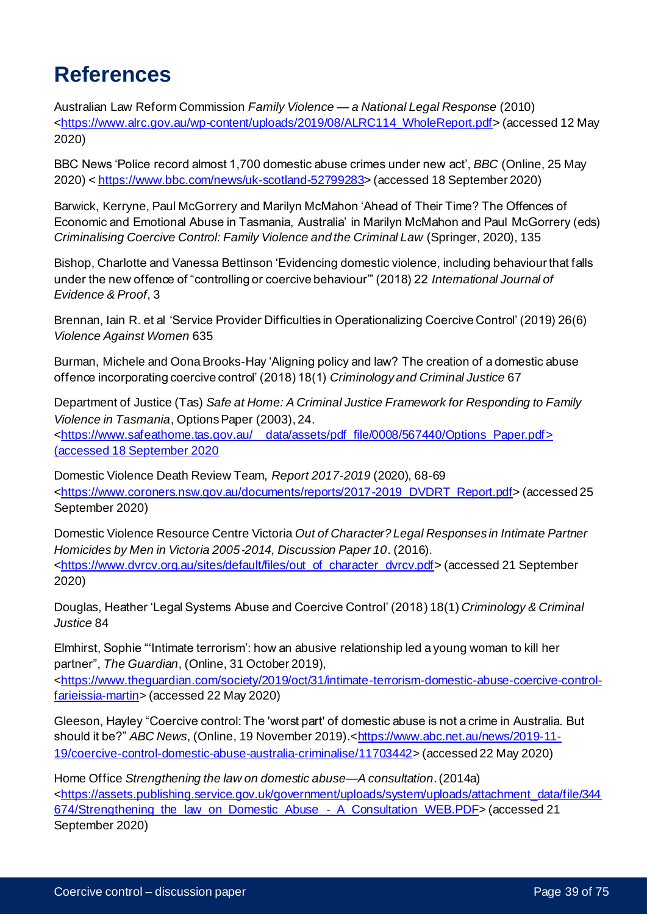# References

Australian Law Reform Commission *Family Violence — a National Legal Response* (2010) <https://www.alrc.gov.au/wp-content/uploads/2019/08/ALRC114_WholeReport.pdf> (accessed 12 May 2020)

BBC News 'Police record almost 1,700 domestic abuse crimes under new act', *BBC* (Online, 25 May 2020) < https://www.bbc.com/news/uk-scotland-52799283> (accessed 18 September 2020)

Barwick, Kerryne, Paul McGorrery and Marilyn McMahon 'Ahead of Their Time? The Offences of Economic and Emotional Abuse in Tasmania, Australia' in Marilyn McMahon and Paul McGorrery (eds) *Criminalising Coercive Control: Family Violence and the Criminal Law* (Springer, 2020), 135

Bishop, Charlotte and Vanessa Bettinson 'Evidencing domestic violence, including behaviour that falls under the new offence of "controlling or coercive behaviour"' (2018) 22 *International Journal of Evidence & Proof*, 3

Brennan, Iain R. et al 'Service Provider Difficulties in Operationalizing Coercive Control' (2019) 26(6) *Violence Against Women* 635

Burman, Michele and Oona Brooks-Hay 'Aligning policy and law? The creation of a domestic abuse offence incorporating coercive control' (2018) 18(1) *Criminology and Criminal Justice* 67

Department of Justice (Tas) *Safe at Home: A Criminal Justice Framework for Responding to Family Violence in Tasmania*, Options Paper (2003), 24. <https://www.safeathome.tas.gov.au/__data/assets/pdf_file/0008/567440/Options_Paper.pdf> (accessed 18 September 2020

Domestic Violence Death Review Team, *Report 2017-2019* (2020), 68-69 <https://www.coroners.nsw.gov.au/documents/reports/2017-2019_DVDRT_Report.pdf> (accessed 25 September 2020)

Domestic Violence Resource Centre Victoria *Out of Character? Legal Responses in Intimate Partner Homicides by Men in Victoria 2005-2014, Discussion Paper 10*. (2016). <https://www.dvrcv.org.au/sites/default/files/out_of_character_dvrcv.pdf> (accessed 21 September 2020)

Douglas, Heather 'Legal Systems Abuse and Coercive Control' (2018) 18(1) *Criminology & Criminal Justice* 84

Elmhirst, Sophie "'Intimate terrorism': how an abusive relationship led a young woman to kill her partner", *The Guardian*, (Online, 31 October 2019), <https://www.theguardian.com/society/2019/oct/31/intimate-terrorism-domestic-abuse-coercive-control-farieissia-martin> (accessed 22 May 2020)

Gleeson, Hayley "Coercive control: The 'worst part' of domestic abuse is not a crime in Australia. But should it be?" *ABC News*, (Online, 19 November 2019).<https://www.abc.net.au/news/2019-11-19/coercive-control-domestic-abuse-australia-criminalise/11703442> (accessed 22 May 2020)

Home Office *Strengthening the law on domestic abuse—A consultation*. (2014a) <https://assets.publishing.service.gov.uk/government/uploads/system/uploads/attachment_data/file/344674/Strengthening_the_law_on_Domestic_Abuse_-_A_Consultation_WEB.PDF> (accessed 21 September 2020)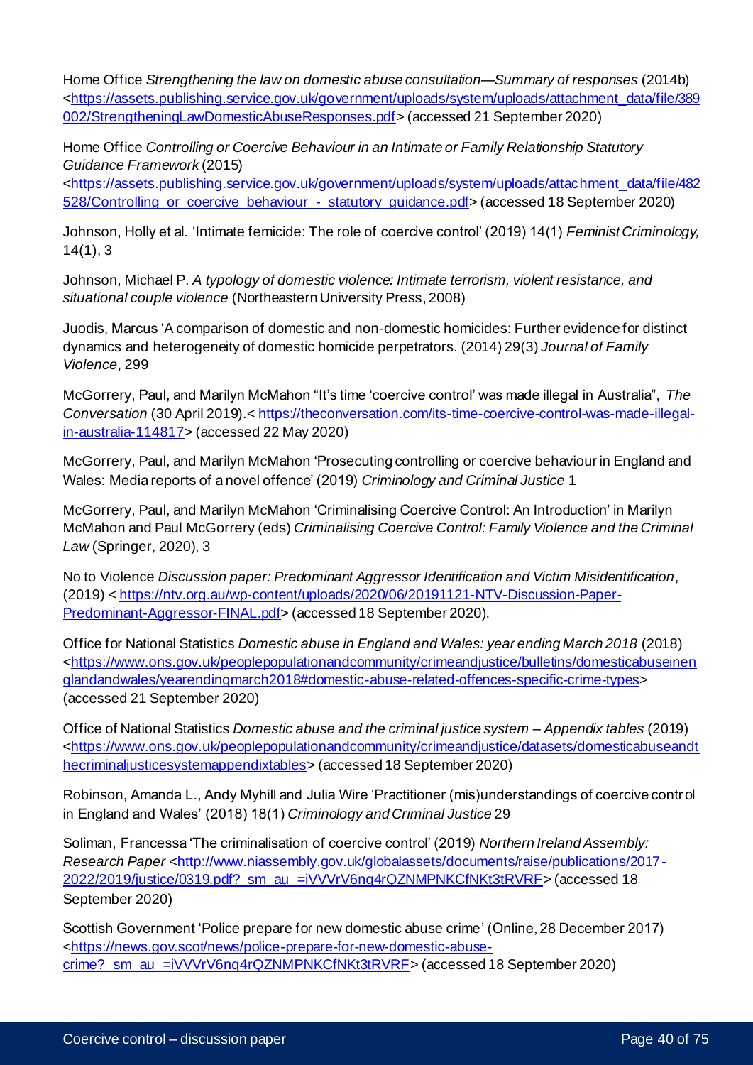Home Office *Strengthening the law on domestic abuse consultation—Summary of responses* (2014b) <https://assets.publishing.service.gov.uk/government/uploads/system/uploads/attachment_data/file/389002/StrengtheningLawDomesticAbuseResponses.pdf> (accessed 21 September 2020)

Home Office *Controlling or Coercive Behaviour in an Intimate or Family Relationship Statutory Guidance Framework* (2015) <https://assets.publishing.service.gov.uk/government/uploads/system/uploads/attachment_data/file/482528/Controlling_or_coercive_behaviour_-_statutory_guidance.pdf> (accessed 18 September 2020)

Johnson, Holly et al. 'Intimate femicide: The role of coercive control' (2019) 14(1) *Feminist Criminology,* 14(1), 3

Johnson, Michael P. *A typology of domestic violence: Intimate terrorism, violent resistance, and situational couple violence* (Northeastern University Press, 2008)

Juodis, Marcus 'A comparison of domestic and non-domestic homicides: Further evidence for distinct dynamics and heterogeneity of domestic homicide perpetrators. (2014) 29(3) *Journal of Family Violence*, 299

McGorrery, Paul, and Marilyn McMahon "It's time 'coercive control' was made illegal in Australia", *The Conversation* (30 April 2019).< https://theconversation.com/its-time-coercive-control-was-made-illegal-in-australia-114817> (accessed 22 May 2020)

McGorrery, Paul, and Marilyn McMahon 'Prosecuting controlling or coercive behaviour in England and Wales: Media reports of a novel offence' (2019) *Criminology and Criminal Justice* 1

McGorrery, Paul, and Marilyn McMahon 'Criminalising Coercive Control: An Introduction' in Marilyn McMahon and Paul McGorrery (eds) *Criminalising Coercive Control: Family Violence and the Criminal Law* (Springer, 2020), 3

No to Violence *Discussion paper: Predominant Aggressor Identification and Victim Misidentification*, (2019) < https://ntv.org.au/wp-content/uploads/2020/06/20191121-NTV-Discussion-Paper-Predominant-Aggressor-FINAL.pdf> (accessed 18 September 2020).

Office for National Statistics *Domestic abuse in England and Wales: year ending March 2018* (2018) <https://www.ons.gov.uk/peoplepopulationandcommunity/crimeandjustice/bulletins/domesticabuseinenglandandwales/yearendingmarch2018#domestic-abuse-related-offences-specific-crime-types> (accessed 21 September 2020)

Office of National Statistics *Domestic abuse and the criminal justice system – Appendix tables* (2019) <https://www.ons.gov.uk/peoplepopulationandcommunity/crimeandjustice/datasets/domesticabuseandthecriminaljusticesystemappendixtables> (accessed 18 September 2020)

Robinson, Amanda L., Andy Myhill and Julia Wire 'Practitioner (mis)understandings of coercive control in England and Wales' (2018) 18(1) *Criminology and Criminal Justice* 29

Soliman, Francessa 'The criminalisation of coercive control' (2019) *Northern Ireland Assembly: Research Paper* <http://www.niassembly.gov.uk/globalassets/documents/raise/publications/2017-2022/2019/justice/0319.pdf?_sm_au_=iVVVrV6nq4rQZNMPNKCfNKt3tRVRF> (accessed 18 September 2020)

Scottish Government 'Police prepare for new domestic abuse crime' (Online, 28 December 2017) <https://news.gov.scot/news/police-prepare-for-new-domestic-abuse-crime?_sm_au_=iVVVrV6nq4rQZNMPNKCfNKt3tRVRF> (accessed 18 September 2020)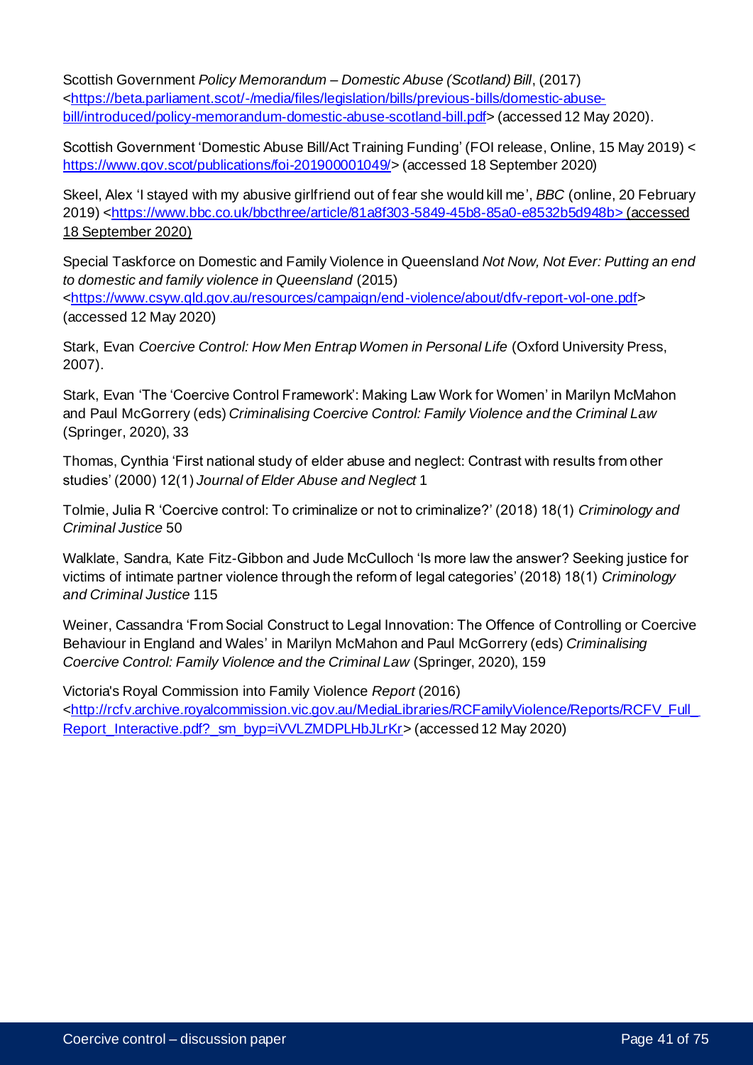Scottish Government *Policy Memorandum – Domestic Abuse (Scotland) Bill*, (2017) <https://beta.parliament.scot/-/media/files/legislation/bills/previous-bills/domestic-abuse-bill/introduced/policy-memorandum-domestic-abuse-scotland-bill.pdf> (accessed 12 May 2020).

Scottish Government 'Domestic Abuse Bill/Act Training Funding' (FOI release, Online, 15 May 2019) < https://www.gov.scot/publications/foi-201900001049/> (accessed 18 September 2020)

Skeel, Alex 'I stayed with my abusive girlfriend out of fear she would kill me', *BBC* (online, 20 February 2019) <https://www.bbc.co.uk/bbcthree/article/81a8f303-5849-45b8-85a0-e8532b5d948b> (accessed 18 September 2020)

Special Taskforce on Domestic and Family Violence in Queensland *Not Now, Not Ever: Putting an end to domestic and family violence in Queensland* (2015) <https://www.csyw.qld.gov.au/resources/campaign/end-violence/about/dfv-report-vol-one.pdf> (accessed 12 May 2020)

Stark, Evan *Coercive Control: How Men Entrap Women in Personal Life* (Oxford University Press, 2007).

Stark, Evan 'The 'Coercive Control Framework': Making Law Work for Women' in Marilyn McMahon and Paul McGorrery (eds) *Criminalising Coercive Control: Family Violence and the Criminal Law* (Springer, 2020), 33

Thomas, Cynthia 'First national study of elder abuse and neglect: Contrast with results from other studies' (2000) 12(1) *Journal of Elder Abuse and Neglect* 1

Tolmie, Julia R 'Coercive control: To criminalize or not to criminalize?' (2018) 18(1) *Criminology and Criminal Justice* 50

Walklate, Sandra, Kate Fitz-Gibbon and Jude McCulloch 'Is more law the answer? Seeking justice for victims of intimate partner violence through the reform of legal categories' (2018) 18(1) *Criminology and Criminal Justice* 115

Weiner, Cassandra 'From Social Construct to Legal Innovation: The Offence of Controlling or Coercive Behaviour in England and Wales' in Marilyn McMahon and Paul McGorrery (eds) *Criminalising Coercive Control: Family Violence and the Criminal Law* (Springer, 2020), 159

Victoria's Royal Commission into Family Violence *Report* (2016) <http://rcfv.archive.royalcommission.vic.gov.au/MediaLibraries/RCFamilyViolence/Reports/RCFV_Full_Report_Interactive.pdf?_sm_byp=iVVLZMDPLHbJLrKr> (accessed 12 May 2020)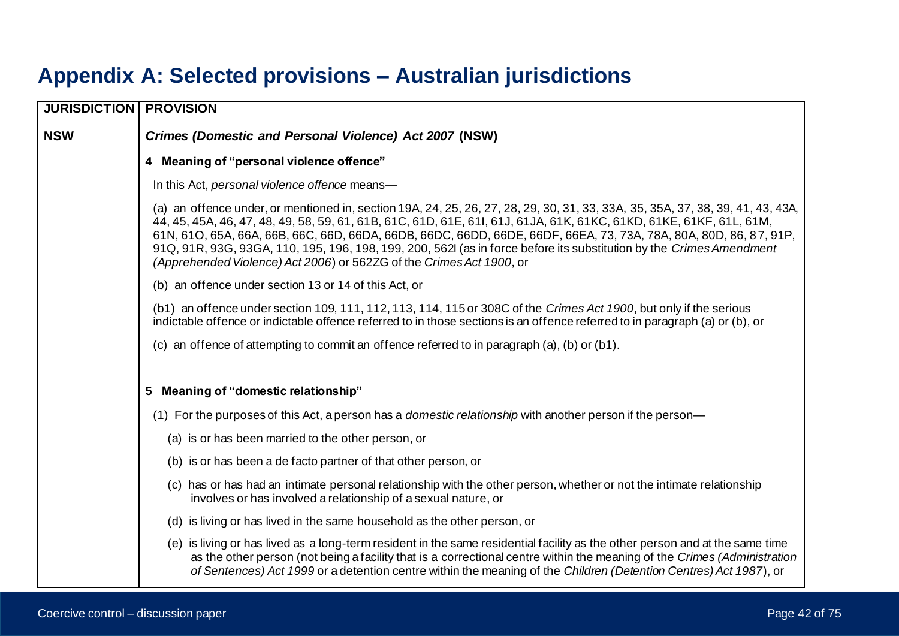# Appendix A: Selected provisions – Australian jurisdictions

| JURISDICTION | PROVISION |
|---|---|
| NSW | ***Crimes (Domestic and Personal Violence) Act 2007* (NSW)**<br><br>**4 Meaning of "personal violence offence"**<br><br>In this Act, *personal violence offence* means—<br><br>(a) an offence under, or mentioned in, section 19A, 24, 25, 26, 27, 28, 29, 30, 31, 33, 33A, 35, 35A, 37, 38, 39, 41, 43, 43A, 44, 45, 45A, 46, 47, 48, 49, 58, 59, 61, 61B, 61C, 61D, 61E, 61I, 61J, 61JA, 61K, 61KC, 61KD, 61KE, 61KF, 61L, 61M, 61N, 61O, 65A, 66A, 66B, 66C, 66D, 66DA, 66DB, 66DC, 66DD, 66DE, 66DF, 66EA, 73, 73A, 78A, 80A, 80D, 86, 87, 91P, 91Q, 91R, 93G, 93GA, 110, 195, 196, 198, 199, 200, 562I (as in force before its substitution by the *Crimes Amendment (Apprehended Violence) Act 2006*) or 562ZG of the *Crimes Act 1900*, or<br><br>(b) an offence under section 13 or 14 of this Act, or<br><br>(b1) an offence under section 109, 111, 112, 113, 114, 115 or 308C of the *Crimes Act 1900*, but only if the serious indictable offence or indictable offence referred to in those sections is an offence referred to in paragraph (a) or (b), or<br><br>(c) an offence of attempting to commit an offence referred to in paragraph (a), (b) or (b1).<br><br>**5 Meaning of "domestic relationship"**<br><br>(1) For the purposes of this Act, a person has a *domestic relationship* with another person if the person—<br><br>(a) is or has been married to the other person, or<br><br>(b) is or has been a de facto partner of that other person, or<br><br>(c) has or has had an intimate personal relationship with the other person, whether or not the intimate relationship involves or has involved a relationship of a sexual nature, or<br><br>(d) is living or has lived in the same household as the other person, or<br><br>(e) is living or has lived as a long-term resident in the same residential facility as the other person and at the same time as the other person (not being a facility that is a correctional centre within the meaning of the *Crimes (Administration of Sentences) Act 1999* or a detention centre within the meaning of the *Children (Detention Centres) Act 1987*), or |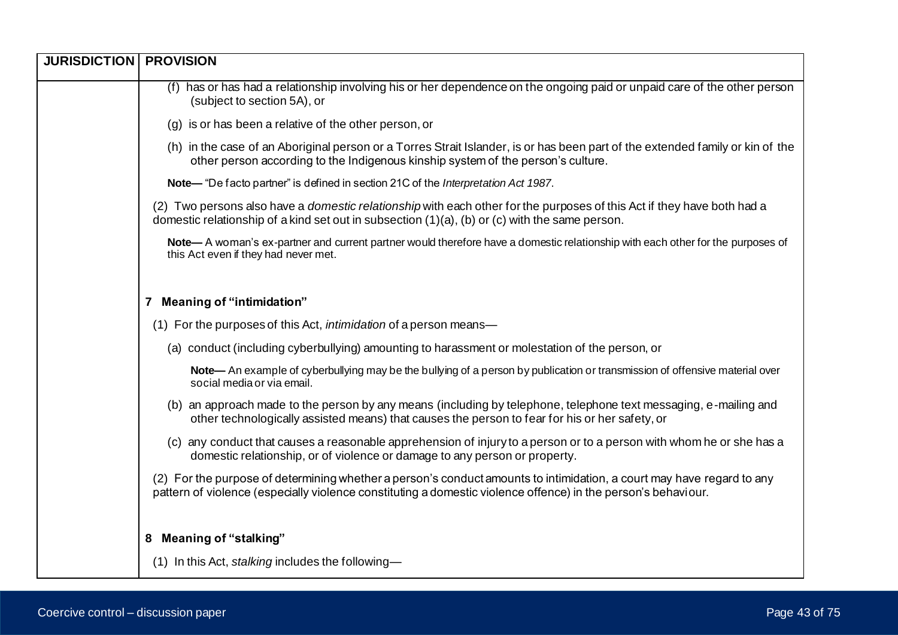| JURISDICTION | PROVISION |
|---|---|
| | (f) has or has had a relationship involving his or her dependence on the ongoing paid or unpaid care of the other person (subject to section 5A), or<br><br>(g) is or has been a relative of the other person, or<br><br>(h) in the case of an Aboriginal person or a Torres Strait Islander, is or has been part of the extended family or kin of the other person according to the Indigenous kinship system of the person's culture.<br><br>**Note—** "De facto partner" is defined in section 21C of the *Interpretation Act 1987*.<br><br>(2) Two persons also have a *domestic relationship* with each other for the purposes of this Act if they have both had a domestic relationship of a kind set out in subsection (1)(a), (b) or (c) with the same person.<br><br>**Note—** A woman's ex-partner and current partner would therefore have a domestic relationship with each other for the purposes of this Act even if they had never met.<br><br>**7 Meaning of "intimidation"**<br><br>(1) For the purposes of this Act, *intimidation* of a person means—<br><br>(a) conduct (including cyberbullying) amounting to harassment or molestation of the person, or<br><br>**Note—** An example of cyberbullying may be the bullying of a person by publication or transmission of offensive material over social media or via email.<br><br>(b) an approach made to the person by any means (including by telephone, telephone text messaging, e-mailing and other technologically assisted means) that causes the person to fear for his or her safety, or<br><br>(c) any conduct that causes a reasonable apprehension of injury to a person or to a person with whom he or she has a domestic relationship, or of violence or damage to any person or property.<br><br>(2) For the purpose of determining whether a person's conduct amounts to intimidation, a court may have regard to any pattern of violence (especially violence constituting a domestic violence offence) in the person's behaviour.<br><br>**8 Meaning of "stalking"**<br><br>(1) In this Act, *stalking* includes the following— |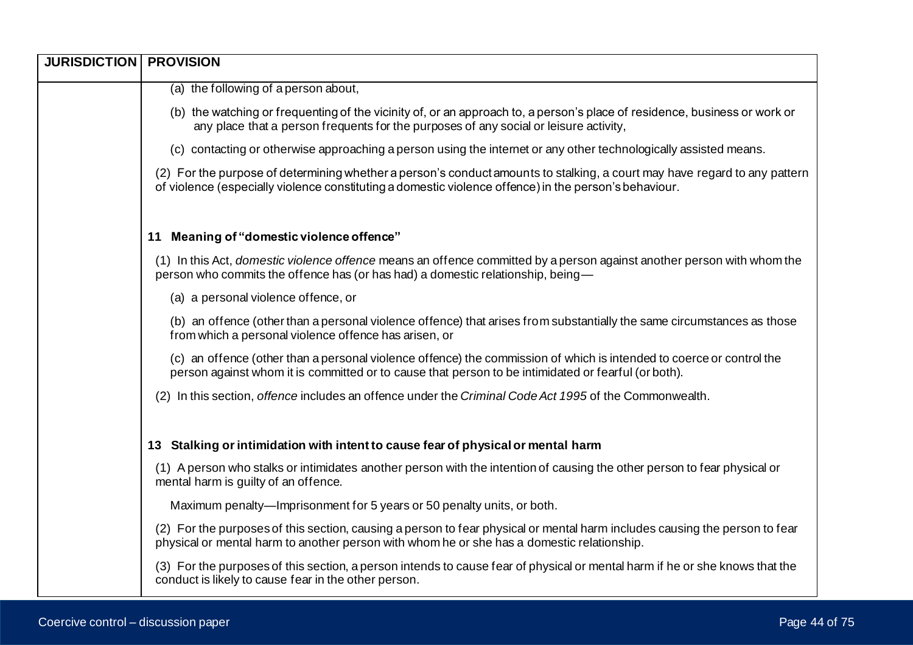| JURISDICTION | PROVISION |
| --- | --- |
| | (a) the following of a person about,<br><br>(b) the watching or frequenting of the vicinity of, or an approach to, a person's place of residence, business or work or any place that a person frequents for the purposes of any social or leisure activity,<br><br>(c) contacting or otherwise approaching a person using the internet or any other technologically assisted means.<br><br>(2) For the purpose of determining whether a person's conduct amounts to stalking, a court may have regard to any pattern of violence (especially violence constituting a domestic violence offence) in the person's behaviour.<br><br>**11 Meaning of "domestic violence offence"**<br><br>(1) In this Act, *domestic violence offence* means an offence committed by a person against another person with whom the person who commits the offence has (or has had) a domestic relationship, being—<br><br>(a) a personal violence offence, or<br><br>(b) an offence (other than a personal violence offence) that arises from substantially the same circumstances as those from which a personal violence offence has arisen, or<br><br>(c) an offence (other than a personal violence offence) the commission of which is intended to coerce or control the person against whom it is committed or to cause that person to be intimidated or fearful (or both).<br><br>(2) In this section, *offence* includes an offence under the *Criminal Code Act 1995* of the Commonwealth.<br><br>**13 Stalking or intimidation with intent to cause fear of physical or mental harm**<br><br>(1) A person who stalks or intimidates another person with the intention of causing the other person to fear physical or mental harm is guilty of an offence.<br><br>Maximum penalty—Imprisonment for 5 years or 50 penalty units, or both.<br><br>(2) For the purposes of this section, causing a person to fear physical or mental harm includes causing the person to fear physical or mental harm to another person with whom he or she has a domestic relationship.<br><br>(3) For the purposes of this section, a person intends to cause fear of physical or mental harm if he or she knows that the conduct is likely to cause fear in the other person. |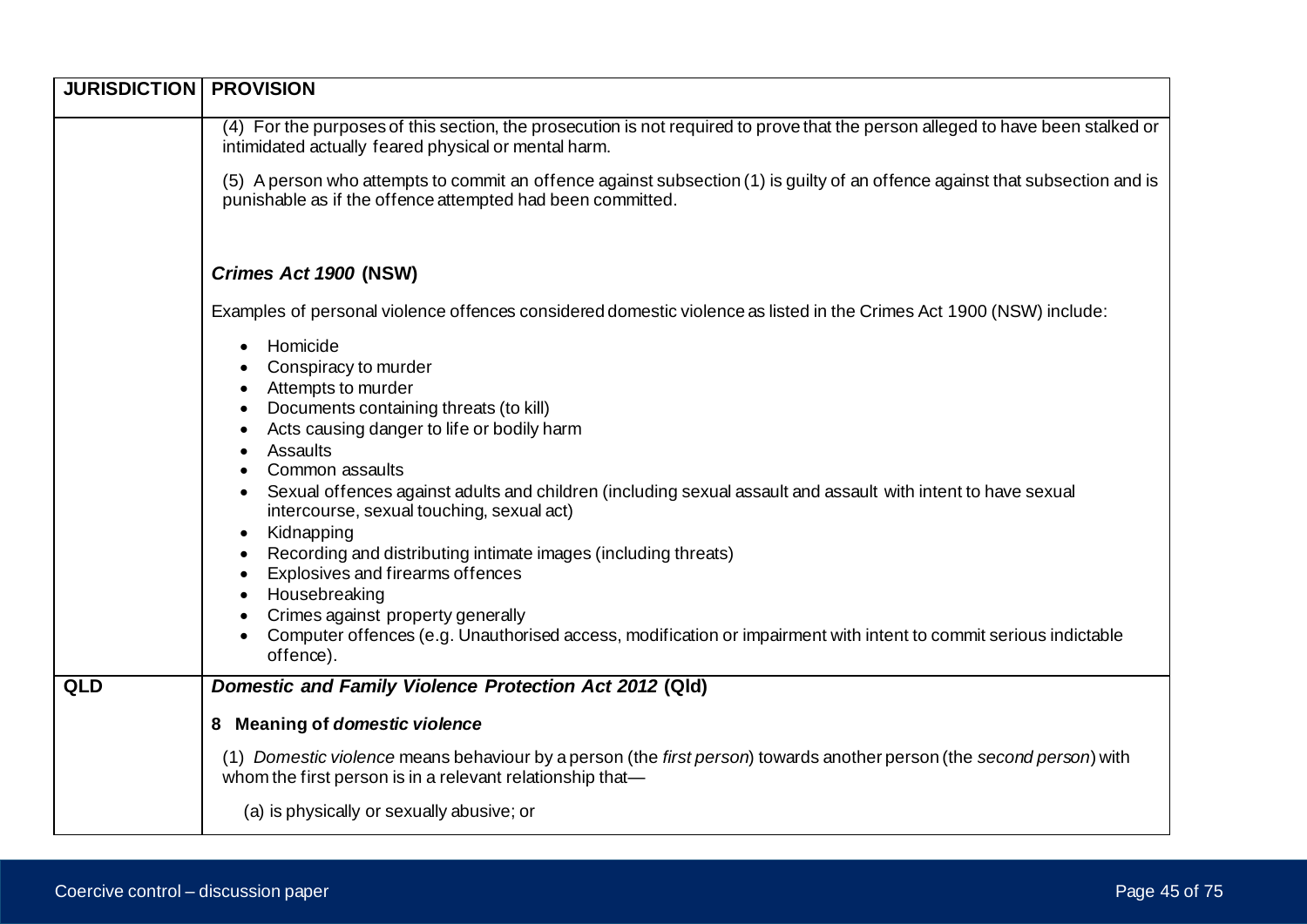| JURISDICTION | PROVISION |
| --- | --- |
| | (4) For the purposes of this section, the prosecution is not required to prove that the person alleged to have been stalked or intimidated actually feared physical or mental harm.<br><br>(5) A person who attempts to commit an offence against subsection (1) is guilty of an offence against that subsection and is punishable as if the offence attempted had been committed.<br><br>***Crimes Act 1900* (NSW)**<br><br>Examples of personal violence offences considered domestic violence as listed in the Crimes Act 1900 (NSW) include:<br><br>• Homicide<br>• Conspiracy to murder<br>• Attempts to murder<br>• Documents containing threats (to kill)<br>• Acts causing danger to life or bodily harm<br>• Assaults<br>• Common assaults<br>• Sexual offences against adults and children (including sexual assault and assault with intent to have sexual intercourse, sexual touching, sexual act)<br>• Kidnapping<br>• Recording and distributing intimate images (including threats)<br>• Explosives and firearms offences<br>• Housebreaking<br>• Crimes against property generally<br>• Computer offences (e.g. Unauthorised access, modification or impairment with intent to commit serious indictable offence). |
| **QLD** | ***Domestic and Family Violence Protection Act 2012* (Qld)**<br><br>**8 Meaning of *domestic violence***<br><br>(1) *Domestic violence* means behaviour by a person (the *first person*) towards another person (the *second person*) with whom the first person is in a relevant relationship that—<br><br>(a) is physically or sexually abusive; or |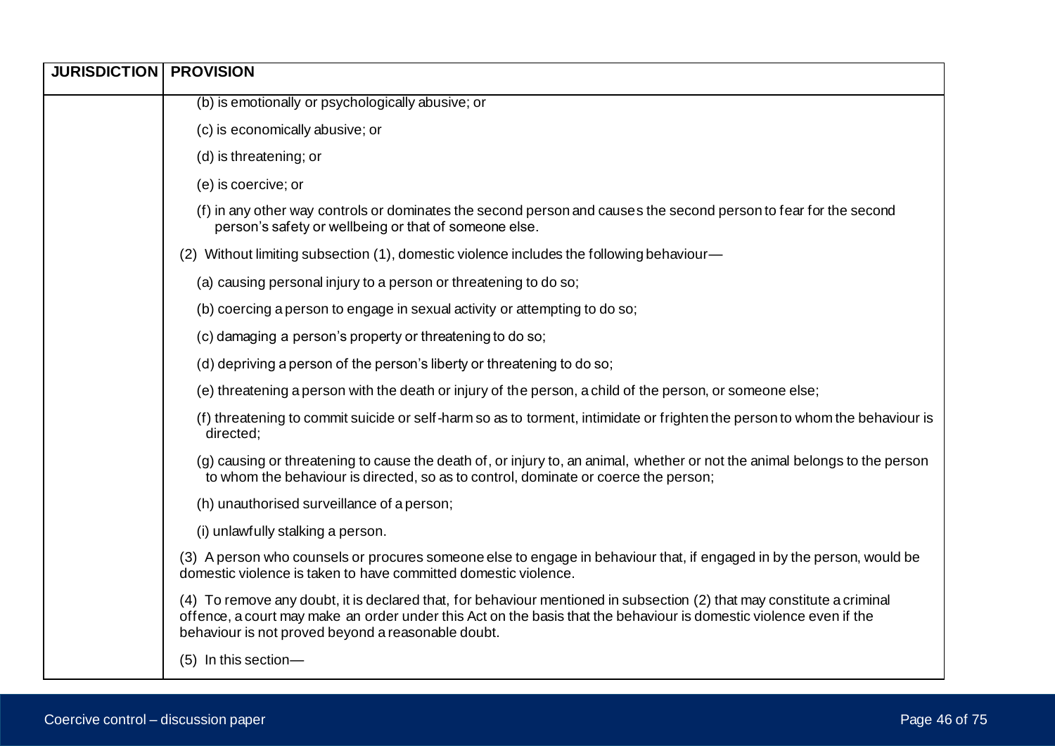| JURISDICTION | PROVISION |
|---|---|
| | (b) is emotionally or psychologically abusive; or<br><br>(c) is economically abusive; or<br><br>(d) is threatening; or<br><br>(e) is coercive; or<br><br>(f) in any other way controls or dominates the second person and causes the second person to fear for the second person's safety or wellbeing or that of someone else.<br><br>(2) Without limiting subsection (1), domestic violence includes the following behaviour—<br><br>(a) causing personal injury to a person or threatening to do so;<br><br>(b) coercing a person to engage in sexual activity or attempting to do so;<br><br>(c) damaging a person's property or threatening to do so;<br><br>(d) depriving a person of the person's liberty or threatening to do so;<br><br>(e) threatening a person with the death or injury of the person, a child of the person, or someone else;<br><br>(f) threatening to commit suicide or self-harm so as to torment, intimidate or frighten the person to whom the behaviour is directed;<br><br>(g) causing or threatening to cause the death of, or injury to, an animal, whether or not the animal belongs to the person to whom the behaviour is directed, so as to control, dominate or coerce the person;<br><br>(h) unauthorised surveillance of a person;<br><br>(i) unlawfully stalking a person.<br><br>(3) A person who counsels or procures someone else to engage in behaviour that, if engaged in by the person, would be domestic violence is taken to have committed domestic violence.<br><br>(4) To remove any doubt, it is declared that, for behaviour mentioned in subsection (2) that may constitute a criminal offence, a court may make an order under this Act on the basis that the behaviour is domestic violence even if the behaviour is not proved beyond a reasonable doubt.<br><br>(5) In this section— |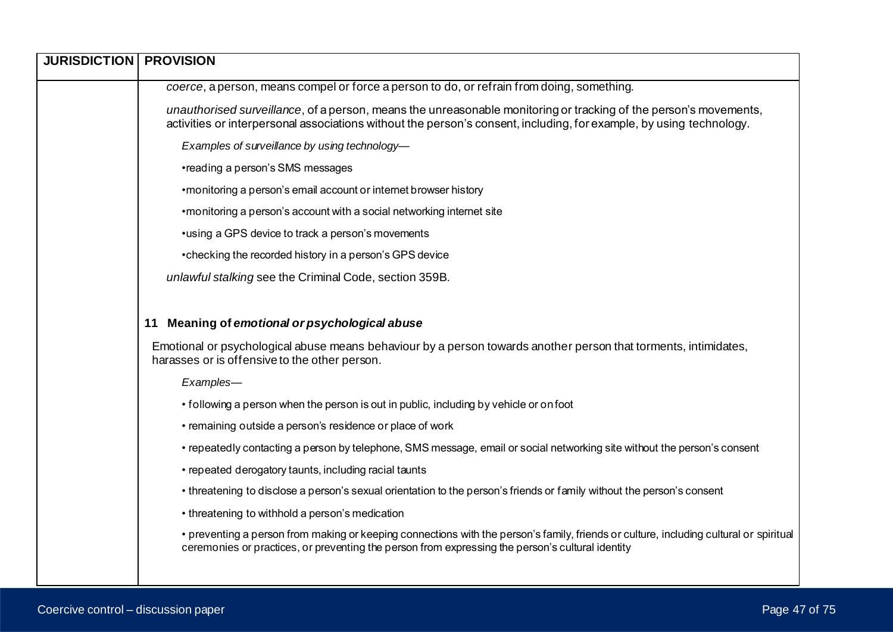| JURISDICTION | PROVISION |
|---|---|
| | *coerce*, a person, means compel or force a person to do, or refrain from doing, something.<br><br>*unauthorised surveillance*, of a person, means the unreasonable monitoring or tracking of the person's movements, activities or interpersonal associations without the person's consent, including, for example, by using technology.<br><br>*Examples of surveillance by using technology—*<br><br>•reading a person's SMS messages<br><br>•monitoring a person's email account or internet browser history<br><br>•monitoring a person's account with a social networking internet site<br><br>•using a GPS device to track a person's movements<br><br>•checking the recorded history in a person's GPS device<br><br>*unlawful stalking* see the Criminal Code, section 359B.<br><br>**11 Meaning of *emotional or psychological abuse***<br><br>Emotional or psychological abuse means behaviour by a person towards another person that torments, intimidates, harasses or is offensive to the other person.<br><br>*Examples—*<br><br>• following a person when the person is out in public, including by vehicle or on foot<br><br>• remaining outside a person's residence or place of work<br><br>• repeatedly contacting a person by telephone, SMS message, email or social networking site without the person's consent<br><br>• repeated derogatory taunts, including racial taunts<br><br>• threatening to disclose a person's sexual orientation to the person's friends or family without the person's consent<br><br>• threatening to withhold a person's medication<br><br>• preventing a person from making or keeping connections with the person's family, friends or culture, including cultural or spiritual ceremonies or practices, or preventing the person from expressing the person's cultural identity |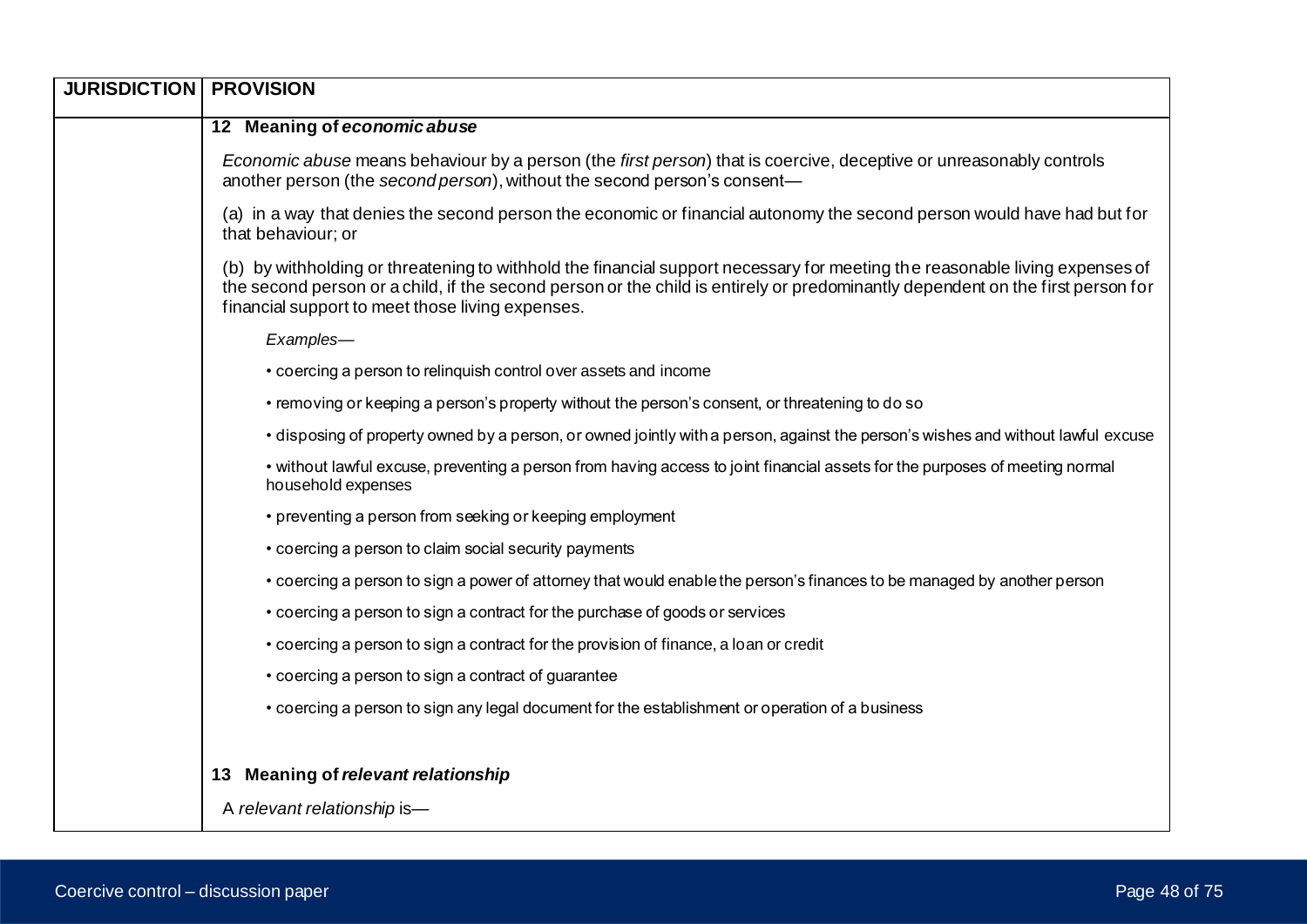| JURISDICTION | PROVISION |
|---|---|
| | **12 Meaning of *economic abuse***<br><br>*Economic abuse* means behaviour by a person (the *first person*) that is coercive, deceptive or unreasonably controls another person (the *second person*), without the second person's consent—<br><br>(a) in a way that denies the second person the economic or financial autonomy the second person would have had but for that behaviour; or<br><br>(b) by withholding or threatening to withhold the financial support necessary for meeting the reasonable living expenses of the second person or a child, if the second person or the child is entirely or predominantly dependent on the first person for financial support to meet those living expenses.<br><br>*Examples—*<br><br>• coercing a person to relinquish control over assets and income<br><br>• removing or keeping a person's property without the person's consent, or threatening to do so<br><br>• disposing of property owned by a person, or owned jointly with a person, against the person's wishes and without lawful excuse<br><br>• without lawful excuse, preventing a person from having access to joint financial assets for the purposes of meeting normal household expenses<br><br>• preventing a person from seeking or keeping employment<br><br>• coercing a person to claim social security payments<br><br>• coercing a person to sign a power of attorney that would enable the person's finances to be managed by another person<br><br>• coercing a person to sign a contract for the purchase of goods or services<br><br>• coercing a person to sign a contract for the provision of finance, a loan or credit<br><br>• coercing a person to sign a contract of guarantee<br><br>• coercing a person to sign any legal document for the establishment or operation of a business<br><br>**13 Meaning of *relevant relationship***<br><br>A *relevant relationship* is— |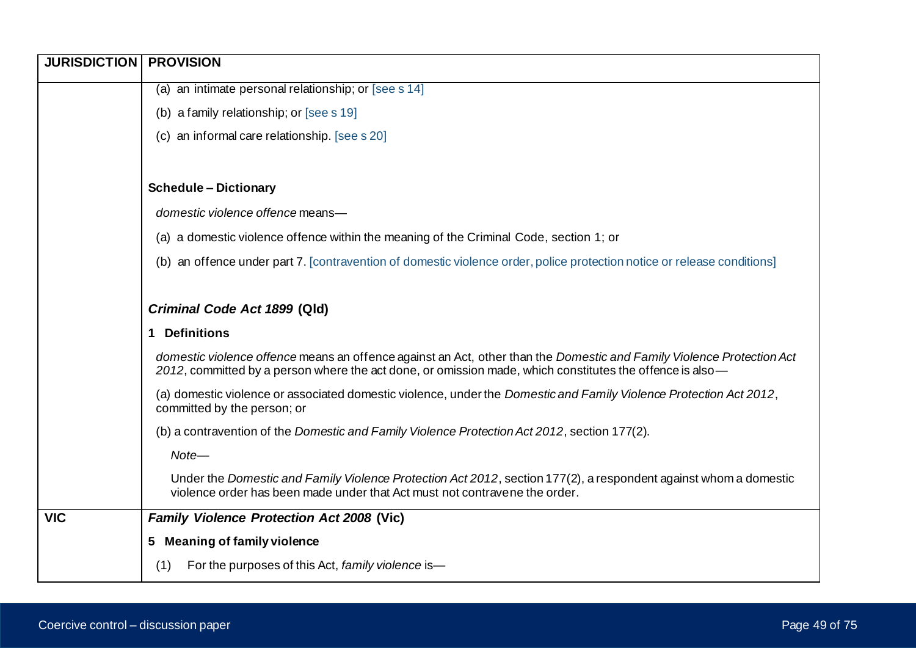| JURISDICTION | PROVISION |
|---|---|
| | (a) an intimate personal relationship; or [see s 14]<br><br>(b) a family relationship; or [see s 19]<br><br>(c) an informal care relationship. [see s 20]<br><br>**Schedule – Dictionary**<br><br>*domestic violence offence* means—<br><br>(a) a domestic violence offence within the meaning of the Criminal Code, section 1; or<br><br>(b) an offence under part 7. [contravention of domestic violence order, police protection notice or release conditions]<br><br>***Criminal Code Act 1899* (Qld)**<br><br>**1 Definitions**<br><br>*domestic violence offence* means an offence against an Act, other than the *Domestic and Family Violence Protection Act 2012*, committed by a person where the act done, or omission made, which constitutes the offence is also—<br><br>(a) domestic violence or associated domestic violence, under the *Domestic and Family Violence Protection Act 2012*, committed by the person; or<br><br>(b) a contravention of the *Domestic and Family Violence Protection Act 2012*, section 177(2).<br><br>*Note*—<br><br>Under the *Domestic and Family Violence Protection Act 2012*, section 177(2), a respondent against whom a domestic violence order has been made under that Act must not contravene the order. |
| **VIC** | ***Family Violence Protection Act 2008* (Vic)**<br><br>**5 Meaning of family violence**<br><br>(1) For the purposes of this Act, *family violence* is— |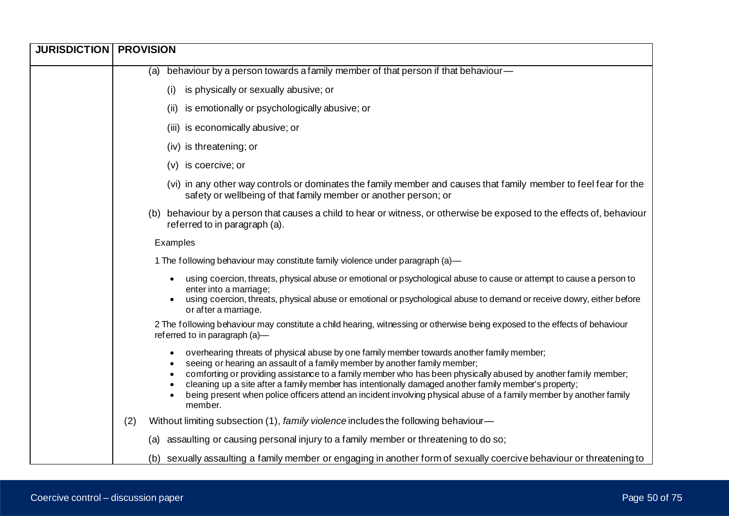| JURISDICTION | PROVISION |
|---|---|
| | (a) behaviour by a person towards a family member of that person if that behaviour—<br><br>(i) is physically or sexually abusive; or<br><br>(ii) is emotionally or psychologically abusive; or<br><br>(iii) is economically abusive; or<br><br>(iv) is threatening; or<br><br>(v) is coercive; or<br><br>(vi) in any other way controls or dominates the family member and causes that family member to feel fear for the safety or wellbeing of that family member or another person; or<br><br>(b) behaviour by a person that causes a child to hear or witness, or otherwise be exposed to the effects of, behaviour referred to in paragraph (a).<br><br>Examples<br><br>1 The following behaviour may constitute family violence under paragraph (a)—<br><br>• using coercion, threats, physical abuse or emotional or psychological abuse to cause or attempt to cause a person to enter into a marriage;<br>• using coercion, threats, physical abuse or emotional or psychological abuse to demand or receive dowry, either before or after a marriage.<br><br>2 The following behaviour may constitute a child hearing, witnessing or otherwise being exposed to the effects of behaviour referred to in paragraph (a)—<br><br>• overhearing threats of physical abuse by one family member towards another family member;<br>• seeing or hearing an assault of a family member by another family member;<br>• comforting or providing assistance to a family member who has been physically abused by another family member;<br>• cleaning up a site after a family member has intentionally damaged another family member's property;<br>• being present when police officers attend an incident involving physical abuse of a family member by another family member.<br><br>(2) Without limiting subsection (1), *family violence* includes the following behaviour—<br><br>(a) assaulting or causing personal injury to a family member or threatening to do so;<br><br>(b) sexually assaulting a family member or engaging in another form of sexually coercive behaviour or threatening to |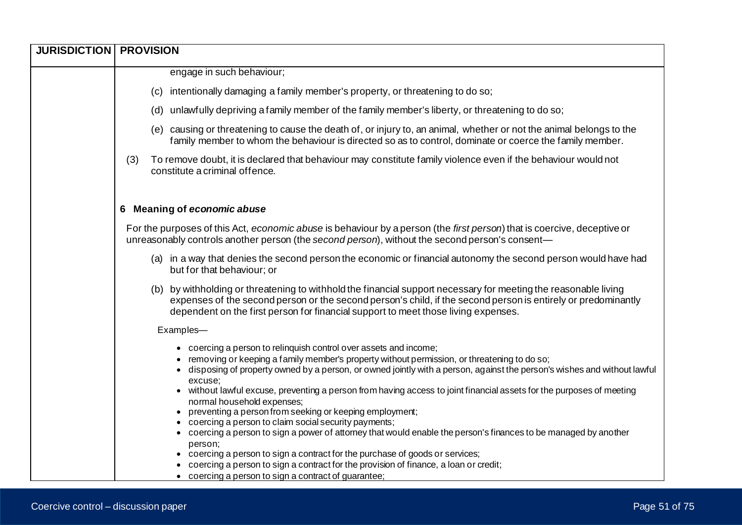| JURISDICTION | PROVISION |
|---|---|
| | engage in such behaviour;<br><br>(c) intentionally damaging a family member's property, or threatening to do so;<br><br>(d) unlawfully depriving a family member of the family member's liberty, or threatening to do so;<br><br>(e) causing or threatening to cause the death of, or injury to, an animal, whether or not the animal belongs to the family member to whom the behaviour is directed so as to control, dominate or coerce the family member.<br><br>(3) To remove doubt, it is declared that behaviour may constitute family violence even if the behaviour would not constitute a criminal offence.<br><br>**6 Meaning of *economic abuse***<br><br>For the purposes of this Act, *economic abuse* is behaviour by a person (the *first person*) that is coercive, deceptive or unreasonably controls another person (the *second person*), without the second person's consent—<br><br>(a) in a way that denies the second person the economic or financial autonomy the second person would have had but for that behaviour; or<br><br>(b) by withholding or threatening to withhold the financial support necessary for meeting the reasonable living expenses of the second person or the second person's child, if the second person is entirely or predominantly dependent on the first person for financial support to meet those living expenses.<br><br>Examples—<br><br>• coercing a person to relinquish control over assets and income;<br>• removing or keeping a family member's property without permission, or threatening to do so;<br>• disposing of property owned by a person, or owned jointly with a person, against the person's wishes and without lawful excuse;<br>• without lawful excuse, preventing a person from having access to joint financial assets for the purposes of meeting normal household expenses;<br>• preventing a person from seeking or keeping employment;<br>• coercing a person to claim social security payments;<br>• coercing a person to sign a power of attorney that would enable the person's finances to be managed by another person;<br>• coercing a person to sign a contract for the purchase of goods or services;<br>• coercing a person to sign a contract for the provision of finance, a loan or credit;<br>• coercing a person to sign a contract of guarantee; |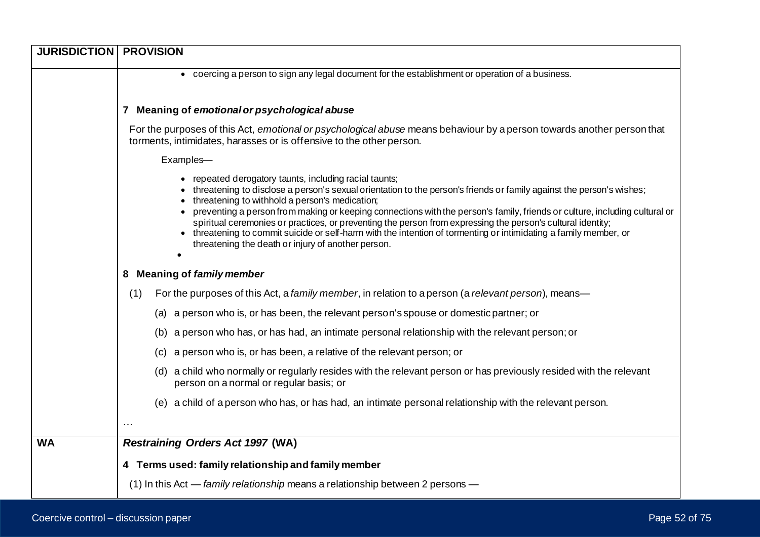| JURISDICTION | PROVISION |
|---|---|
| | • coercing a person to sign any legal document for the establishment or operation of a business.<br><br>**7 Meaning of *emotional or psychological abuse***<br><br>For the purposes of this Act, *emotional or psychological abuse* means behaviour by a person towards another person that torments, intimidates, harasses or is offensive to the other person.<br><br>Examples—<br><br>• repeated derogatory taunts, including racial taunts;<br>• threatening to disclose a person's sexual orientation to the person's friends or family against the person's wishes;<br>• threatening to withhold a person's medication;<br>• preventing a person from making or keeping connections with the person's family, friends or culture, including cultural or spiritual ceremonies or practices, or preventing the person from expressing the person's cultural identity;<br>• threatening to commit suicide or self-harm with the intention of tormenting or intimidating a family member, or threatening the death or injury of another person.<br>•<br><br>**8 Meaning of *family member***<br><br>(1) For the purposes of this Act, a *family member*, in relation to a person (a *relevant person*), means—<br><br>(a) a person who is, or has been, the relevant person's spouse or domestic partner; or<br><br>(b) a person who has, or has had, an intimate personal relationship with the relevant person; or<br><br>(c) a person who is, or has been, a relative of the relevant person; or<br><br>(d) a child who normally or regularly resides with the relevant person or has previously resided with the relevant person on a normal or regular basis; or<br><br>(e) a child of a person who has, or has had, an intimate personal relationship with the relevant person.<br><br>… |
| **WA** | ***Restraining Orders Act 1997* (WA)**<br><br>**4 Terms used: family relationship and family member**<br><br>(1) In this Act — *family relationship* means a relationship between 2 persons — |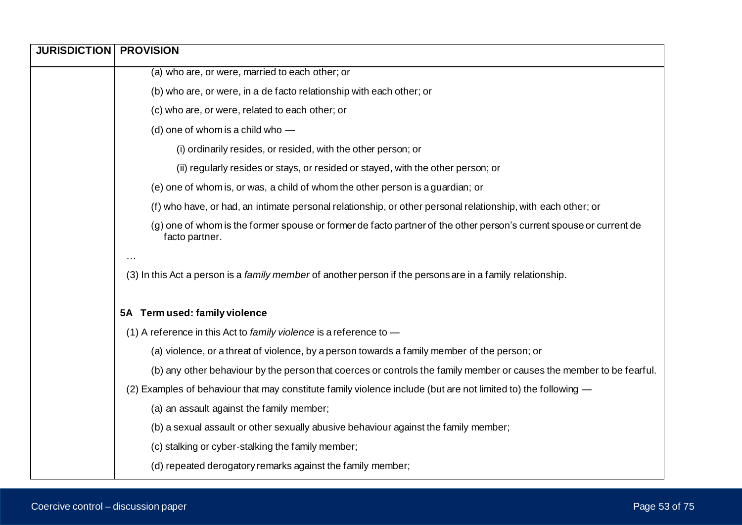| JURISDICTION | PROVISION |
| --- | --- |
| | (a) who are, or were, married to each other; or<br><br>(b) who are, or were, in a de facto relationship with each other; or<br><br>(c) who are, or were, related to each other; or<br><br>(d) one of whom is a child who —<br><br>(i) ordinarily resides, or resided, with the other person; or<br><br>(ii) regularly resides or stays, or resided or stayed, with the other person; or<br><br>(e) one of whom is, or was, a child of whom the other person is a guardian; or<br><br>(f) who have, or had, an intimate personal relationship, or other personal relationship, with each other; or<br><br>(g) one of whom is the former spouse or former de facto partner of the other person's current spouse or current de facto partner.<br><br>…<br><br>(3) In this Act a person is a *family member* of another person if the persons are in a family relationship.<br><br>**5A Term used: family violence**<br><br>(1) A reference in this Act to *family violence* is a reference to —<br><br>(a) violence, or a threat of violence, by a person towards a family member of the person; or<br><br>(b) any other behaviour by the person that coerces or controls the family member or causes the member to be fearful.<br><br>(2) Examples of behaviour that may constitute family violence include (but are not limited to) the following —<br><br>(a) an assault against the family member;<br><br>(b) a sexual assault or other sexually abusive behaviour against the family member;<br><br>(c) stalking or cyber-stalking the family member;<br><br>(d) repeated derogatory remarks against the family member; |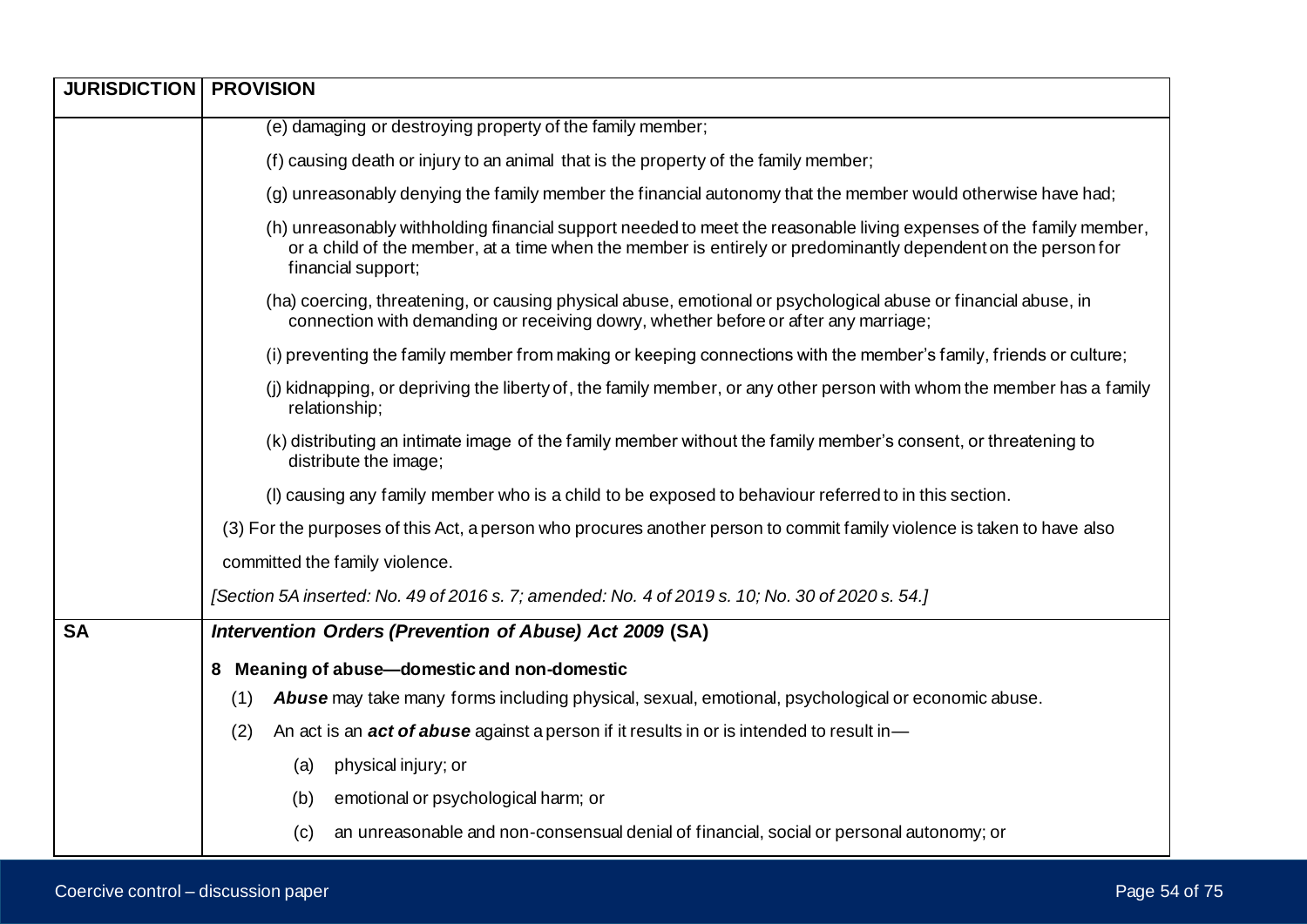| JURISDICTION | PROVISION |
| --- | --- |
| | (e) damaging or destroying property of the family member;<br><br>(f) causing death or injury to an animal that is the property of the family member;<br><br>(g) unreasonably denying the family member the financial autonomy that the member would otherwise have had;<br><br>(h) unreasonably withholding financial support needed to meet the reasonable living expenses of the family member, or a child of the member, at a time when the member is entirely or predominantly dependent on the person for financial support;<br><br>(ha) coercing, threatening, or causing physical abuse, emotional or psychological abuse or financial abuse, in connection with demanding or receiving dowry, whether before or after any marriage;<br><br>(i) preventing the family member from making or keeping connections with the member's family, friends or culture;<br><br>(j) kidnapping, or depriving the liberty of, the family member, or any other person with whom the member has a family relationship;<br><br>(k) distributing an intimate image of the family member without the family member's consent, or threatening to distribute the image;<br><br>(l) causing any family member who is a child to be exposed to behaviour referred to in this section.<br><br>(3) For the purposes of this Act, a person who procures another person to commit family violence is taken to have also committed the family violence.<br><br>*[Section 5A inserted: No. 49 of 2016 s. 7; amended: No. 4 of 2019 s. 10; No. 30 of 2020 s. 54.]* |
| **SA** | ***Intervention Orders (Prevention of Abuse) Act 2009* (SA)**<br><br>**8 Meaning of abuse—domestic and non-domestic**<br><br>(1) ***Abuse*** may take many forms including physical, sexual, emotional, psychological or economic abuse.<br><br>(2) An act is an ***act of abuse*** against a person if it results in or is intended to result in—<br><br>(a) physical injury; or<br><br>(b) emotional or psychological harm; or<br><br>(c) an unreasonable and non-consensual denial of financial, social or personal autonomy; or |

Coercive control – discussion paper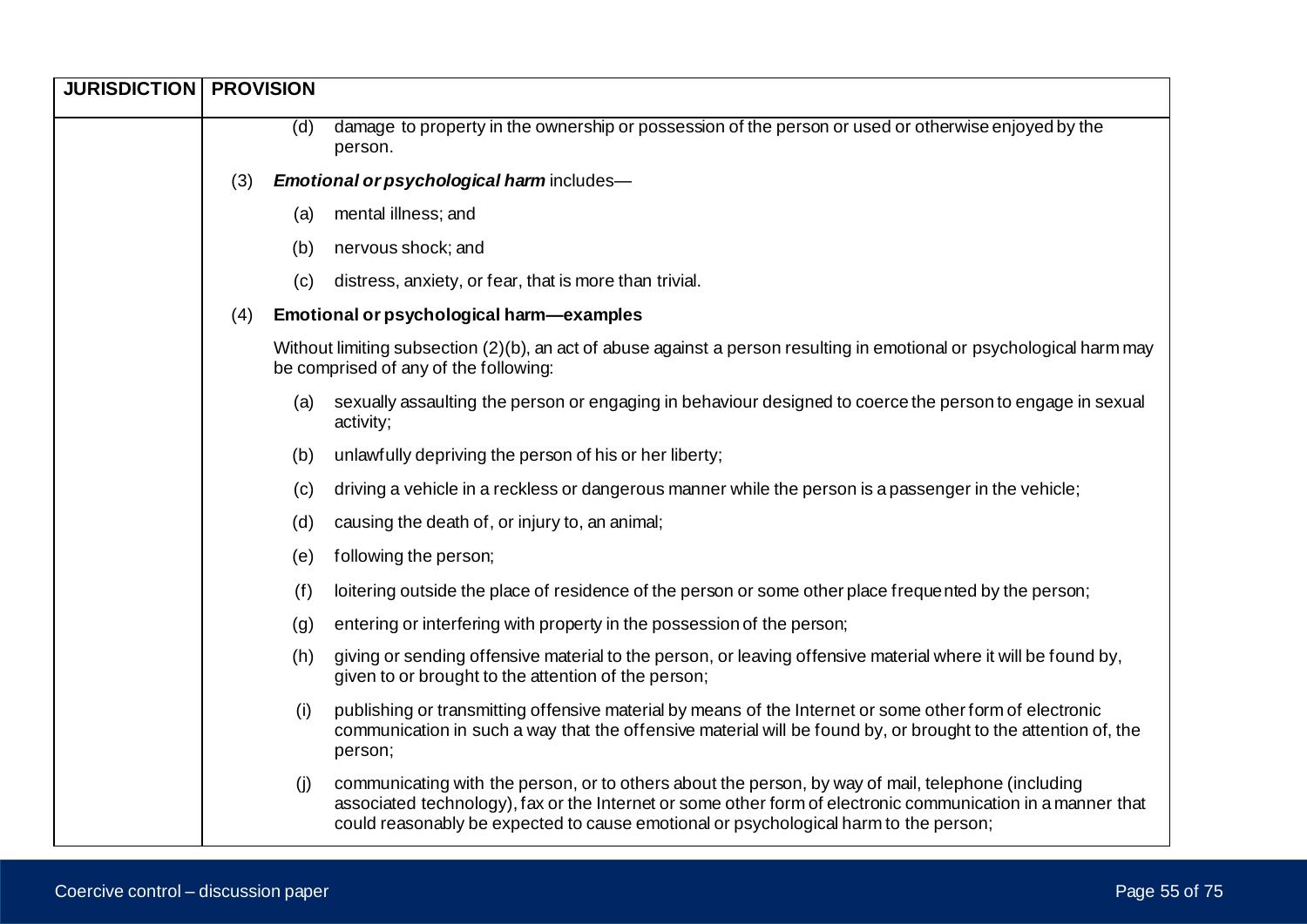| JURISDICTION | PROVISION |
|---|---|
| | (d) damage to property in the ownership or possession of the person or used or otherwise enjoyed by the person. |
| | (3) ***Emotional or psychological harm*** includes— |
| | (a) mental illness; and |
| | (b) nervous shock; and |
| | (c) distress, anxiety, or fear, that is more than trivial. |
| | (4) **Emotional or psychological harm—examples** |
| | Without limiting subsection (2)(b), an act of abuse against a person resulting in emotional or psychological harm may be comprised of any of the following: |
| | (a) sexually assaulting the person or engaging in behaviour designed to coerce the person to engage in sexual activity; |
| | (b) unlawfully depriving the person of his or her liberty; |
| | (c) driving a vehicle in a reckless or dangerous manner while the person is a passenger in the vehicle; |
| | (d) causing the death of, or injury to, an animal; |
| | (e) following the person; |
| | (f) loitering outside the place of residence of the person or some other place frequented by the person; |
| | (g) entering or interfering with property in the possession of the person; |
| | (h) giving or sending offensive material to the person, or leaving offensive material where it will be found by, given to or brought to the attention of the person; |
| | (i) publishing or transmitting offensive material by means of the Internet or some other form of electronic communication in such a way that the offensive material will be found by, or brought to the attention of, the person; |
| | (j) communicating with the person, or to others about the person, by way of mail, telephone (including associated technology), fax or the Internet or some other form of electronic communication in a manner that could reasonably be expected to cause emotional or psychological harm to the person; |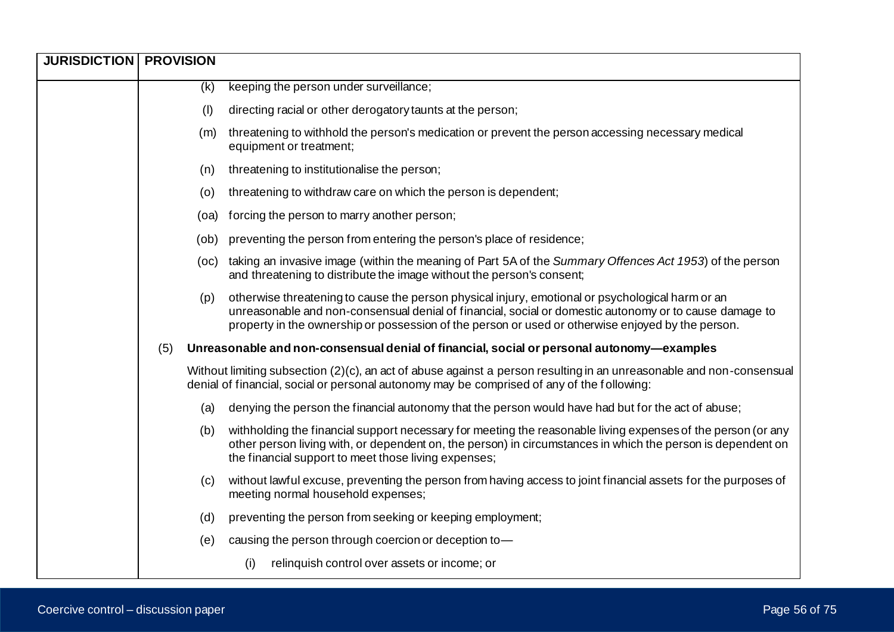| JURISDICTION | PROVISION |
| --- | --- |
| | (k) keeping the person under surveillance;<br><br>(l) directing racial or other derogatory taunts at the person;<br><br>(m) threatening to withhold the person's medication or prevent the person accessing necessary medical equipment or treatment;<br><br>(n) threatening to institutionalise the person;<br><br>(o) threatening to withdraw care on which the person is dependent;<br><br>(oa) forcing the person to marry another person;<br><br>(ob) preventing the person from entering the person's place of residence;<br><br>(oc) taking an invasive image (within the meaning of Part 5A of the *Summary Offences Act 1953*) of the person and threatening to distribute the image without the person's consent;<br><br>(p) otherwise threatening to cause the person physical injury, emotional or psychological harm or an unreasonable and non-consensual denial of financial, social or domestic autonomy or to cause damage to property in the ownership or possession of the person or used or otherwise enjoyed by the person.<br><br>(5) **Unreasonable and non-consensual denial of financial, social or personal autonomy—examples**<br><br>Without limiting subsection (2)(c), an act of abuse against a person resulting in an unreasonable and non-consensual denial of financial, social or personal autonomy may be comprised of any of the following:<br><br>(a) denying the person the financial autonomy that the person would have had but for the act of abuse;<br><br>(b) withholding the financial support necessary for meeting the reasonable living expenses of the person (or any other person living with, or dependent on, the person) in circumstances in which the person is dependent on the financial support to meet those living expenses;<br><br>(c) without lawful excuse, preventing the person from having access to joint financial assets for the purposes of meeting normal household expenses;<br><br>(d) preventing the person from seeking or keeping employment;<br><br>(e) causing the person through coercion or deception to—<br><br>(i) relinquish control over assets or income; or |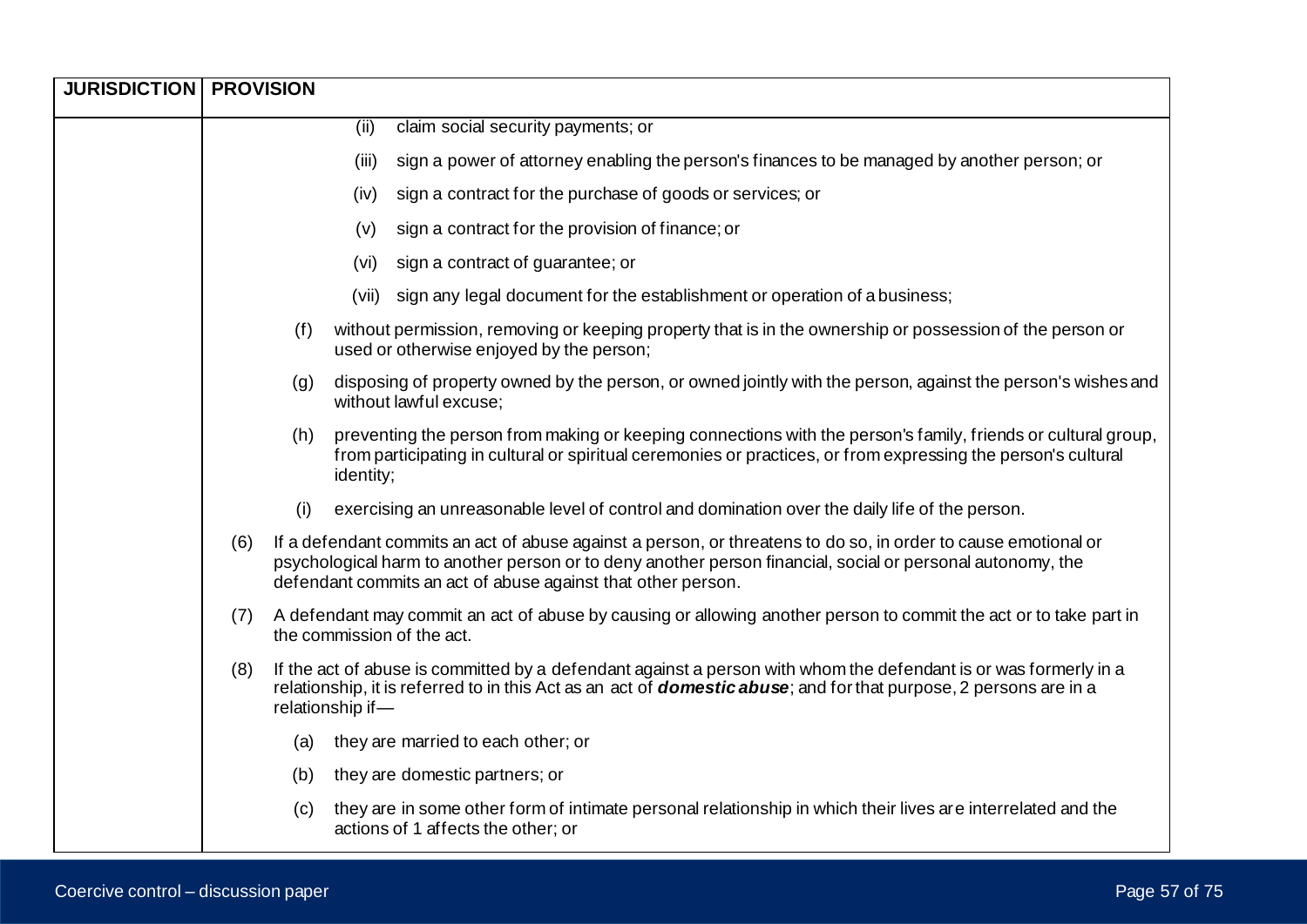| JURISDICTION | PROVISION |
|---|---|
| | (ii) claim social security payments; or<br><br>(iii) sign a power of attorney enabling the person's finances to be managed by another person; or<br><br>(iv) sign a contract for the purchase of goods or services; or<br><br>(v) sign a contract for the provision of finance; or<br><br>(vi) sign a contract of guarantee; or<br><br>(vii) sign any legal document for the establishment or operation of a business;<br><br>(f) without permission, removing or keeping property that is in the ownership or possession of the person or used or otherwise enjoyed by the person;<br><br>(g) disposing of property owned by the person, or owned jointly with the person, against the person's wishes and without lawful excuse;<br><br>(h) preventing the person from making or keeping connections with the person's family, friends or cultural group, from participating in cultural or spiritual ceremonies or practices, or from expressing the person's cultural identity;<br><br>(i) exercising an unreasonable level of control and domination over the daily life of the person.<br><br>(6) If a defendant commits an act of abuse against a person, or threatens to do so, in order to cause emotional or psychological harm to another person or to deny another person financial, social or personal autonomy, the defendant commits an act of abuse against that other person.<br><br>(7) A defendant may commit an act of abuse by causing or allowing another person to commit the act or to take part in the commission of the act.<br><br>(8) If the act of abuse is committed by a defendant against a person with whom the defendant is or was formerly in a relationship, it is referred to in this Act as an act of ***domestic abuse***; and for that purpose, 2 persons are in a relationship if—<br><br>(a) they are married to each other; or<br><br>(b) they are domestic partners; or<br><br>(c) they are in some other form of intimate personal relationship in which their lives are interrelated and the actions of 1 affects the other; or |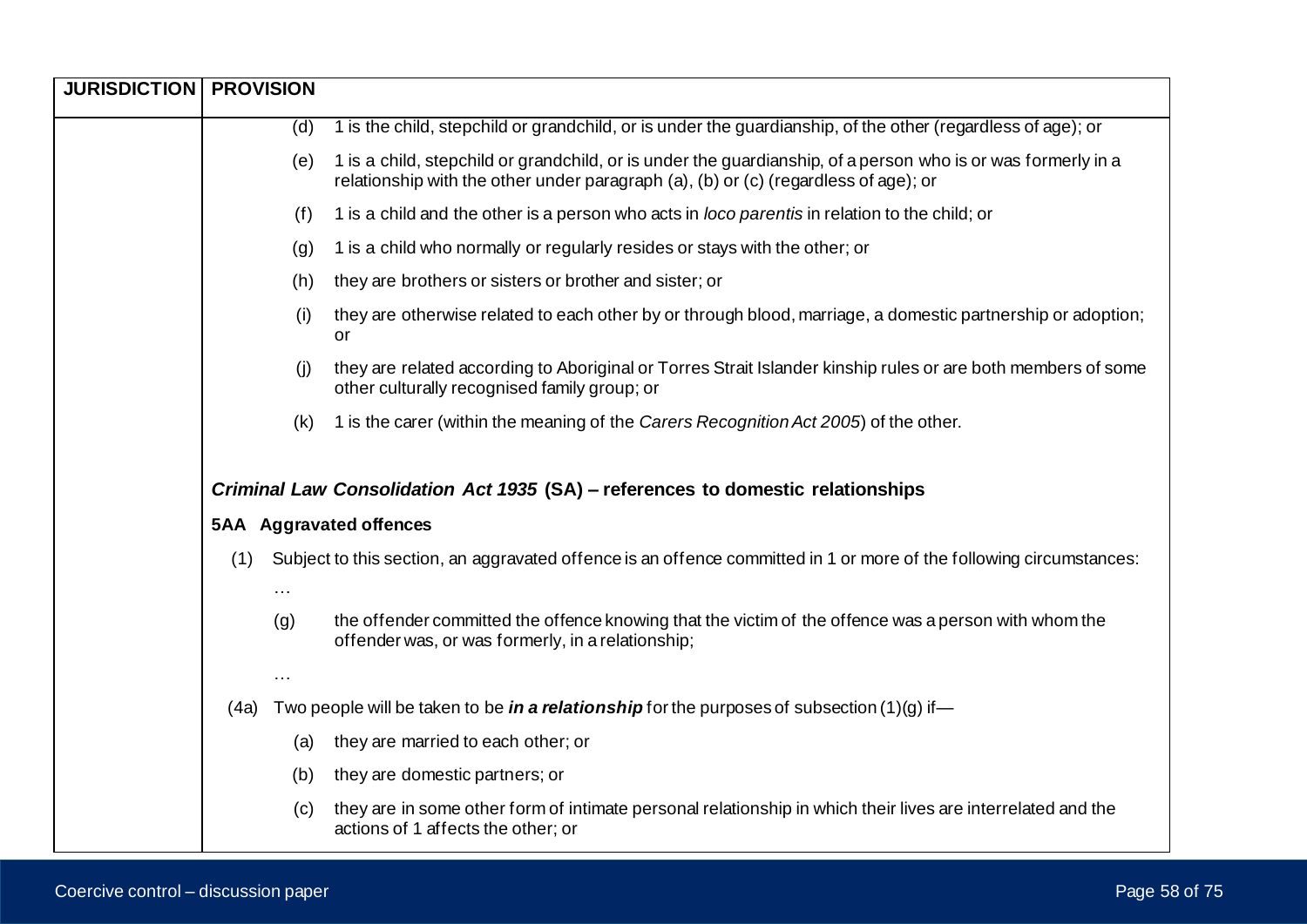| JURISDICTION | PROVISION |
|---|---|
| | (d) 1 is the child, stepchild or grandchild, or is under the guardianship, of the other (regardless of age); or<br><br>(e) 1 is a child, stepchild or grandchild, or is under the guardianship, of a person who is or was formerly in a relationship with the other under paragraph (a), (b) or (c) (regardless of age); or<br><br>(f) 1 is a child and the other is a person who acts in *loco parentis* in relation to the child; or<br><br>(g) 1 is a child who normally or regularly resides or stays with the other; or<br><br>(h) they are brothers or sisters or brother and sister; or<br><br>(i) they are otherwise related to each other by or through blood, marriage, a domestic partnership or adoption; or<br><br>(j) they are related according to Aboriginal or Torres Strait Islander kinship rules or are both members of some other culturally recognised family group; or<br><br>(k) 1 is the carer (within the meaning of the *Carers Recognition Act 2005*) of the other.<br><br>***Criminal Law Consolidation Act 1935* (SA) – references to domestic relationships**<br><br>**5AA Aggravated offences**<br><br>(1) Subject to this section, an aggravated offence is an offence committed in 1 or more of the following circumstances:<br><br>…<br><br>(g) the offender committed the offence knowing that the victim of the offence was a person with whom the offender was, or was formerly, in a relationship;<br><br>…<br><br>(4a) Two people will be taken to be ***in a relationship*** for the purposes of subsection (1)(g) if—<br><br>(a) they are married to each other; or<br><br>(b) they are domestic partners; or<br><br>(c) they are in some other form of intimate personal relationship in which their lives are interrelated and the actions of 1 affects the other; or |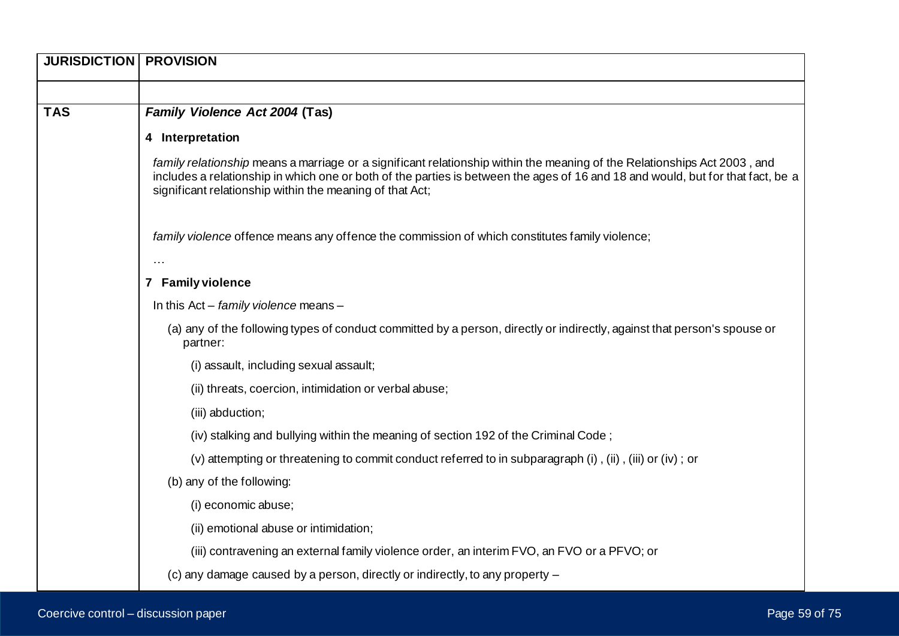| JURISDICTION | PROVISION |
|---|---|
| | |
| **TAS** | ***Family Violence Act 2004* (Tas)**<br><br>**4 Interpretation**<br><br>*family relationship* means a marriage or a significant relationship within the meaning of the Relationships Act 2003 , and includes a relationship in which one or both of the parties is between the ages of 16 and 18 and would, but for that fact, be a significant relationship within the meaning of that Act;<br><br>*family violence* offence means any offence the commission of which constitutes family violence;<br><br>…<br><br>**7 Family violence**<br><br>In this Act – *family violence* means –<br><br>(a) any of the following types of conduct committed by a person, directly or indirectly, against that person's spouse or partner:<br><br>(i) assault, including sexual assault;<br><br>(ii) threats, coercion, intimidation or verbal abuse;<br><br>(iii) abduction;<br><br>(iv) stalking and bullying within the meaning of section 192 of the Criminal Code ;<br><br>(v) attempting or threatening to commit conduct referred to in subparagraph (i) , (ii) , (iii) or (iv) ; or<br><br>(b) any of the following:<br><br>(i) economic abuse;<br><br>(ii) emotional abuse or intimidation;<br><br>(iii) contravening an external family violence order, an interim FVO, an FVO or a PFVO; or<br><br>(c) any damage caused by a person, directly or indirectly, to any property – |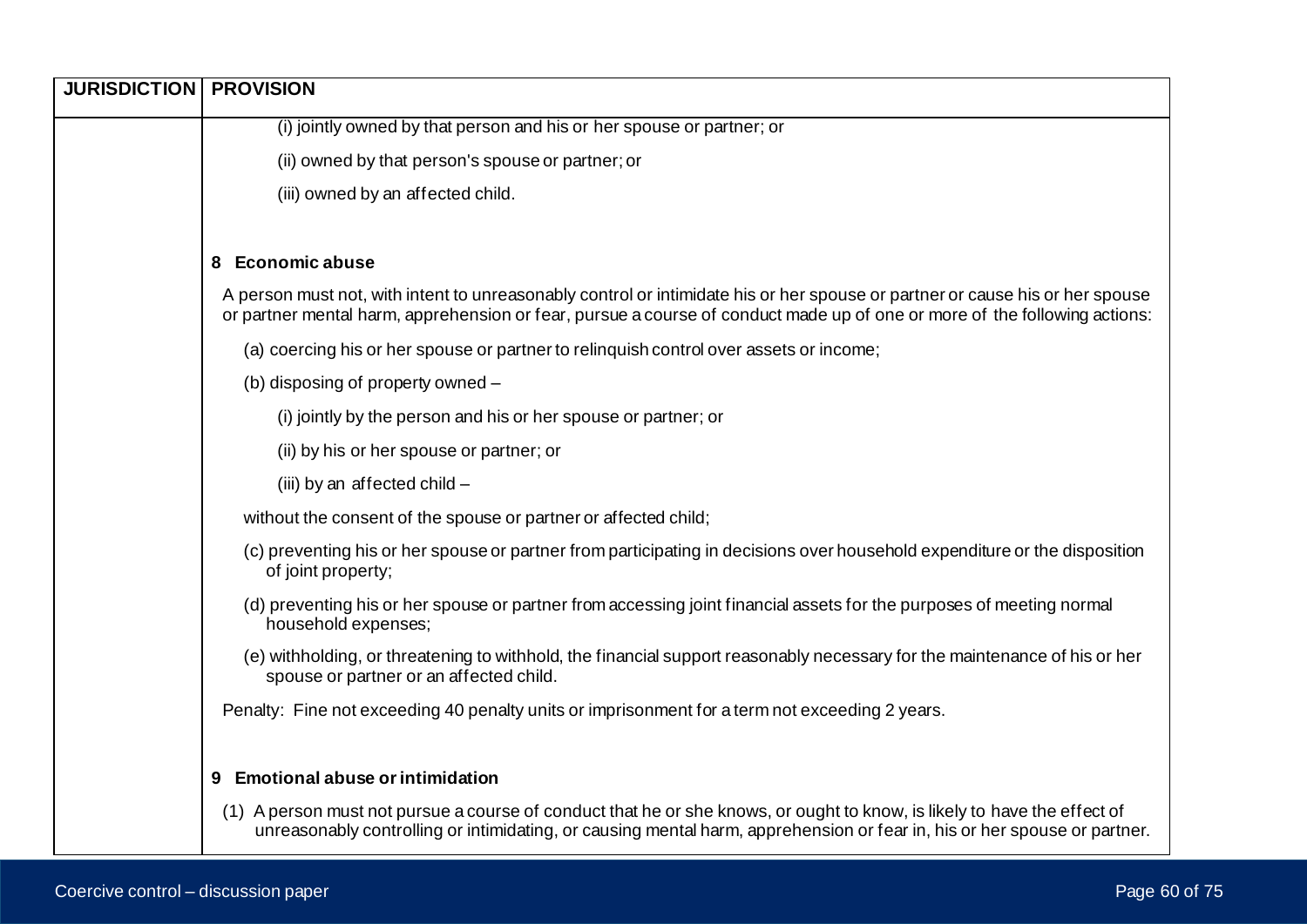| JURISDICTION | PROVISION |
|---|---|
| | (i) jointly owned by that person and his or her spouse or partner; or<br><br>(ii) owned by that person's spouse or partner; or<br><br>(iii) owned by an affected child.<br><br>**8 Economic abuse**<br><br>A person must not, with intent to unreasonably control or intimidate his or her spouse or partner or cause his or her spouse or partner mental harm, apprehension or fear, pursue a course of conduct made up of one or more of the following actions:<br><br>(a) coercing his or her spouse or partner to relinquish control over assets or income;<br><br>(b) disposing of property owned –<br><br>(i) jointly by the person and his or her spouse or partner; or<br><br>(ii) by his or her spouse or partner; or<br><br>(iii) by an affected child –<br><br>without the consent of the spouse or partner or affected child;<br><br>(c) preventing his or her spouse or partner from participating in decisions over household expenditure or the disposition of joint property;<br><br>(d) preventing his or her spouse or partner from accessing joint financial assets for the purposes of meeting normal household expenses;<br><br>(e) withholding, or threatening to withhold, the financial support reasonably necessary for the maintenance of his or her spouse or partner or an affected child.<br><br>Penalty: Fine not exceeding 40 penalty units or imprisonment for a term not exceeding 2 years.<br><br>**9 Emotional abuse or intimidation**<br><br>(1) A person must not pursue a course of conduct that he or she knows, or ought to know, is likely to have the effect of unreasonably controlling or intimidating, or causing mental harm, apprehension or fear in, his or her spouse or partner. |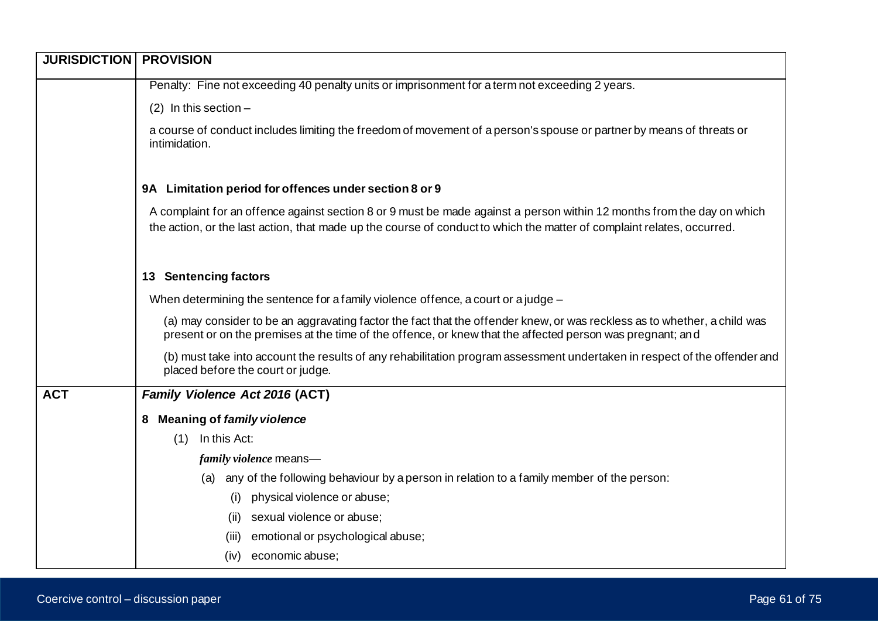| JURISDICTION | PROVISION |
|---|---|
| | Penalty: Fine not exceeding 40 penalty units or imprisonment for a term not exceeding 2 years.<br><br>(2) In this section –<br><br>a course of conduct includes limiting the freedom of movement of a person's spouse or partner by means of threats or intimidation.<br><br>**9A Limitation period for offences under section 8 or 9**<br><br>A complaint for an offence against section 8 or 9 must be made against a person within 12 months from the day on which the action, or the last action, that made up the course of conduct to which the matter of complaint relates, occurred.<br><br>**13 Sentencing factors**<br><br>When determining the sentence for a family violence offence, a court or a judge –<br><br>(a) may consider to be an aggravating factor the fact that the offender knew, or was reckless as to whether, a child was present or on the premises at the time of the offence, or knew that the affected person was pregnant; and<br><br>(b) must take into account the results of any rehabilitation program assessment undertaken in respect of the offender and placed before the court or judge. |
| **ACT** | ***Family Violence Act 2016* (ACT)**<br><br>**8 Meaning of *family violence***<br><br>(1) In this Act:<br><br>***family violence*** means—<br><br>(a) any of the following behaviour by a person in relation to a family member of the person:<br><br>(i) physical violence or abuse;<br><br>(ii) sexual violence or abuse;<br><br>(iii) emotional or psychological abuse;<br><br>(iv) economic abuse; |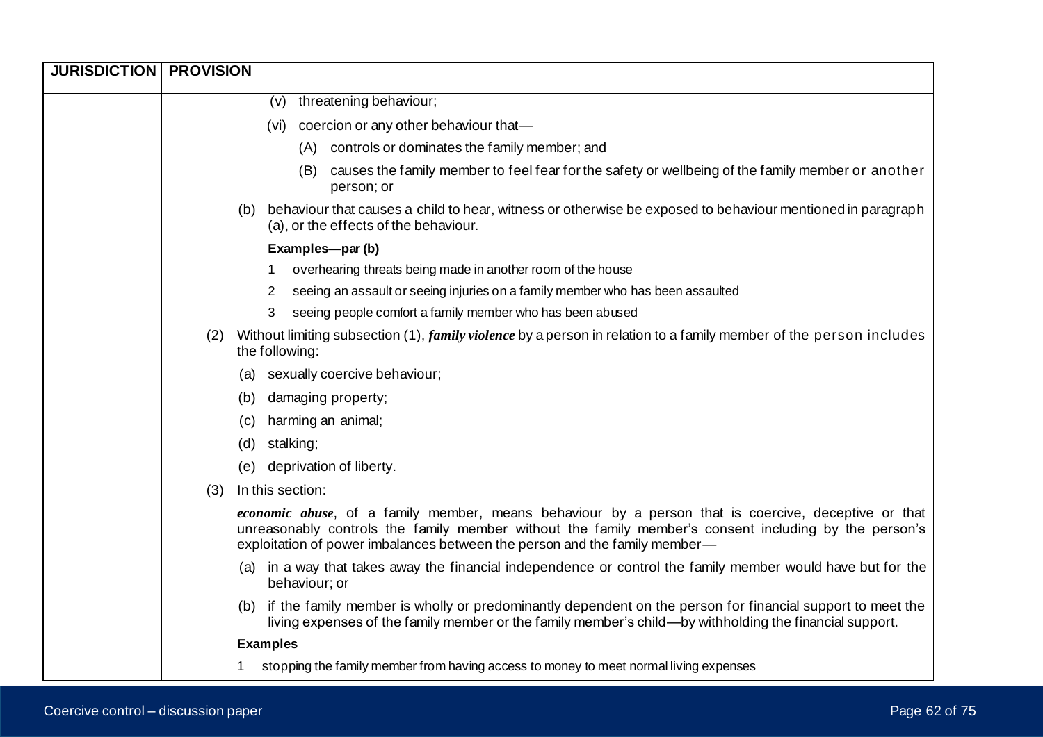| JURISDICTION | PROVISION |
| --- | --- |
| | (v) threatening behaviour;<br><br>(vi) coercion or any other behaviour that—<br><br>(A) controls or dominates the family member; and<br><br>(B) causes the family member to feel fear for the safety or wellbeing of the family member or another person; or<br><br>(b) behaviour that causes a child to hear, witness or otherwise be exposed to behaviour mentioned in paragraph (a), or the effects of the behaviour.<br><br>**Examples—par (b)**<br><br>1 overhearing threats being made in another room of the house<br><br>2 seeing an assault or seeing injuries on a family member who has been assaulted<br><br>3 seeing people comfort a family member who has been abused<br><br>(2) Without limiting subsection (1), ***family violence*** by a person in relation to a family member of the person includes the following:<br><br>(a) sexually coercive behaviour;<br><br>(b) damaging property;<br><br>(c) harming an animal;<br><br>(d) stalking;<br><br>(e) deprivation of liberty.<br><br>(3) In this section:<br><br>***economic abuse***, of a family member, means behaviour by a person that is coercive, deceptive or that unreasonably controls the family member without the family member's consent including by the person's exploitation of power imbalances between the person and the family member—<br><br>(a) in a way that takes away the financial independence or control the family member would have but for the behaviour; or<br><br>(b) if the family member is wholly or predominantly dependent on the person for financial support to meet the living expenses of the family member or the family member's child—by withholding the financial support.<br><br>**Examples**<br><br>1 stopping the family member from having access to money to meet normal living expenses |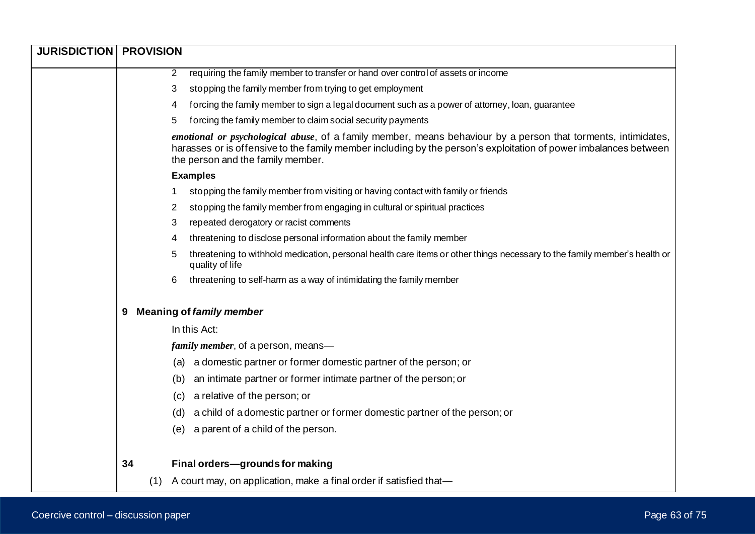| JURISDICTION | PROVISION |
|---|---|
| | 2 requiring the family member to transfer or hand over control of assets or income<br>3 stopping the family member from trying to get employment<br>4 forcing the family member to sign a legal document such as a power of attorney, loan, guarantee<br>5 forcing the family member to claim social security payments<br>***emotional or psychological abuse***, of a family member, means behaviour by a person that torments, intimidates, harasses or is offensive to the family member including by the person's exploitation of power imbalances between the person and the family member.<br>**Examples**<br>1 stopping the family member from visiting or having contact with family or friends<br>2 stopping the family member from engaging in cultural or spiritual practices<br>3 repeated derogatory or racist comments<br>4 threatening to disclose personal information about the family member<br>5 threatening to withhold medication, personal health care items or other things necessary to the family member's health or quality of life<br>6 threatening to self-harm as a way of intimidating the family member<br><br>**9 Meaning of *family member***<br>In this Act:<br>***family member***, of a person, means—<br>(a) a domestic partner or former domestic partner of the person; or<br>(b) an intimate partner or former intimate partner of the person; or<br>(c) a relative of the person; or<br>(d) a child of a domestic partner or former domestic partner of the person; or<br>(e) a parent of a child of the person.<br><br>**34 Final orders—grounds for making**<br>(1) A court may, on application, make a final order if satisfied that— |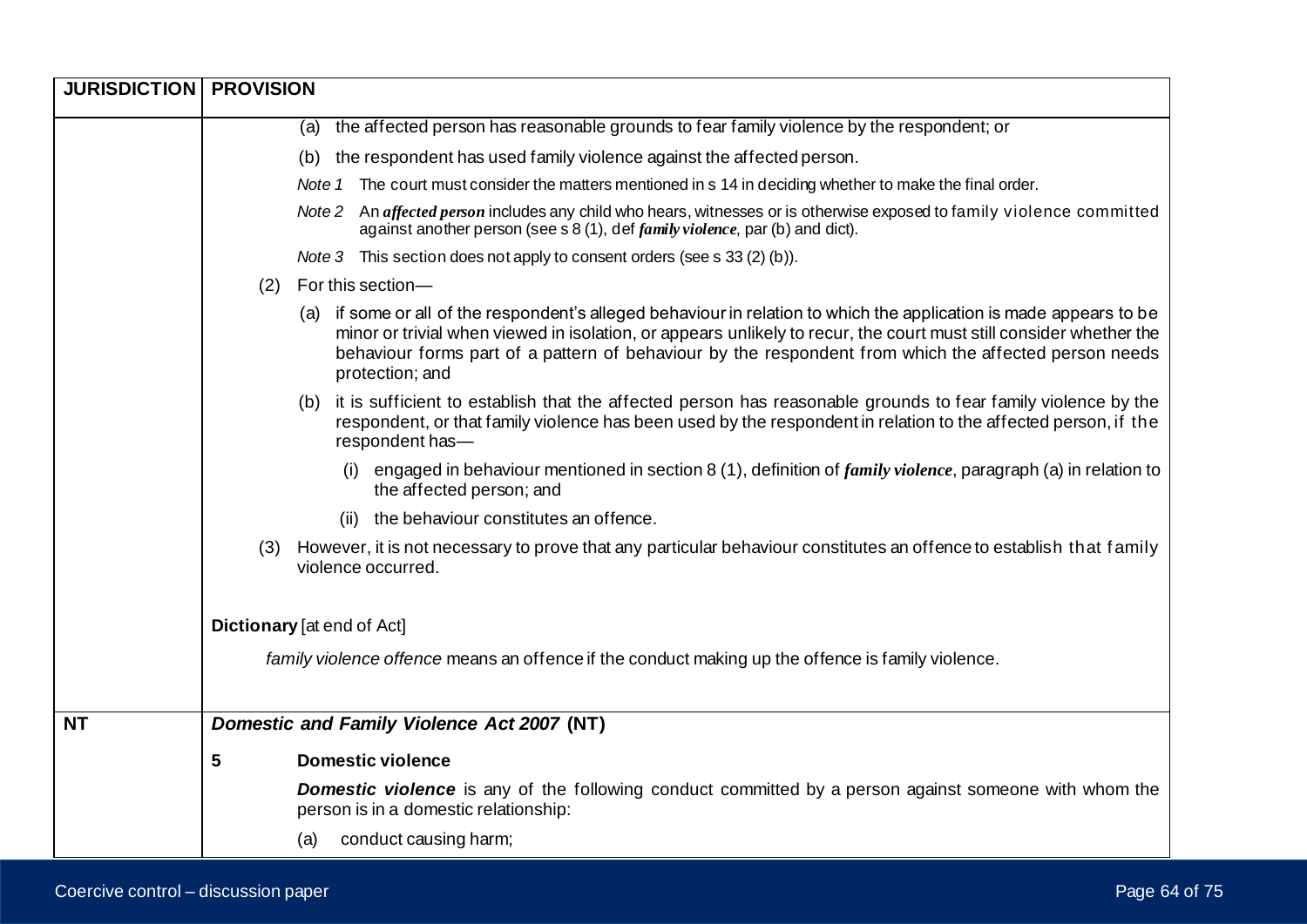| JURISDICTION | PROVISION |
|---|---|
| | (a) the affected person has reasonable grounds to fear family violence by the respondent; or<br><br>(b) the respondent has used family violence against the affected person.<br><br>*Note 1* The court must consider the matters mentioned in s 14 in deciding whether to make the final order.<br><br>*Note 2* An ***affected person*** includes any child who hears, witnesses or is otherwise exposed to family violence committed against another person (see s 8 (1), def ***family violence***, par (b) and dict).<br><br>*Note 3* This section does not apply to consent orders (see s 33 (2) (b)).<br><br>(2) For this section—<br><br>(a) if some or all of the respondent's alleged behaviour in relation to which the application is made appears to be minor or trivial when viewed in isolation, or appears unlikely to recur, the court must still consider whether the behaviour forms part of a pattern of behaviour by the respondent from which the affected person needs protection; and<br><br>(b) it is sufficient to establish that the affected person has reasonable grounds to fear family violence by the respondent, or that family violence has been used by the respondent in relation to the affected person, if the respondent has—<br><br>(i) engaged in behaviour mentioned in section 8 (1), definition of ***family violence***, paragraph (a) in relation to the affected person; and<br><br>(ii) the behaviour constitutes an offence.<br><br>(3) However, it is not necessary to prove that any particular behaviour constitutes an offence to establish that family violence occurred.<br><br>**Dictionary** [at end of Act]<br><br>*family violence offence* means an offence if the conduct making up the offence is family violence. |
| **NT** | ***Domestic and Family Violence Act 2007* (NT)**<br><br>**5 Domestic violence**<br><br>***Domestic violence*** is any of the following conduct committed by a person against someone with whom the person is in a domestic relationship:<br><br>(a) conduct causing harm; |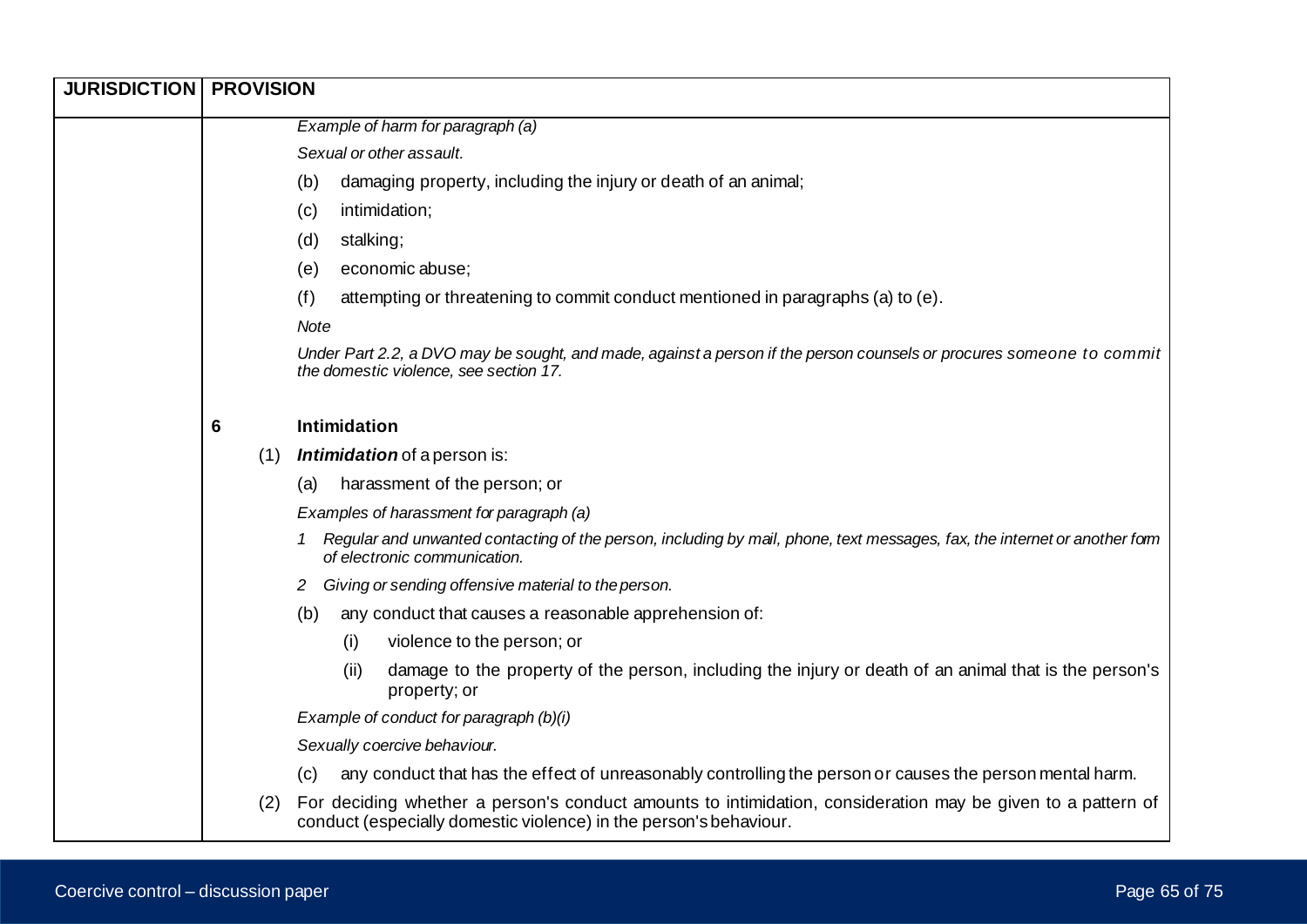| JURISDICTION | PROVISION |
|---|---|
| | *Example of harm for paragraph (a)*<br>*Sexual or other assault.*<br>(b) damaging property, including the injury or death of an animal;<br>(c) intimidation;<br>(d) stalking;<br>(e) economic abuse;<br>(f) attempting or threatening to commit conduct mentioned in paragraphs (a) to (e).<br>*Note*<br>*Under Part 2.2, a DVO may be sought, and made, against a person if the person counsels or procures someone to commit the domestic violence, see section 17.*<br><br>**6 Intimidation**<br>(1) ***Intimidation*** of a person is:<br>(a) harassment of the person; or<br>*Examples of harassment for paragraph (a)*<br>*1 Regular and unwanted contacting of the person, including by mail, phone, text messages, fax, the internet or another form of electronic communication.*<br>*2 Giving or sending offensive material to the person.*<br>(b) any conduct that causes a reasonable apprehension of:<br>(i) violence to the person; or<br>(ii) damage to the property of the person, including the injury or death of an animal that is the person's property; or<br>*Example of conduct for paragraph (b)(i)*<br>*Sexually coercive behaviour.*<br>(c) any conduct that has the effect of unreasonably controlling the person or causes the person mental harm.<br>(2) For deciding whether a person's conduct amounts to intimidation, consideration may be given to a pattern of conduct (especially domestic violence) in the person's behaviour. |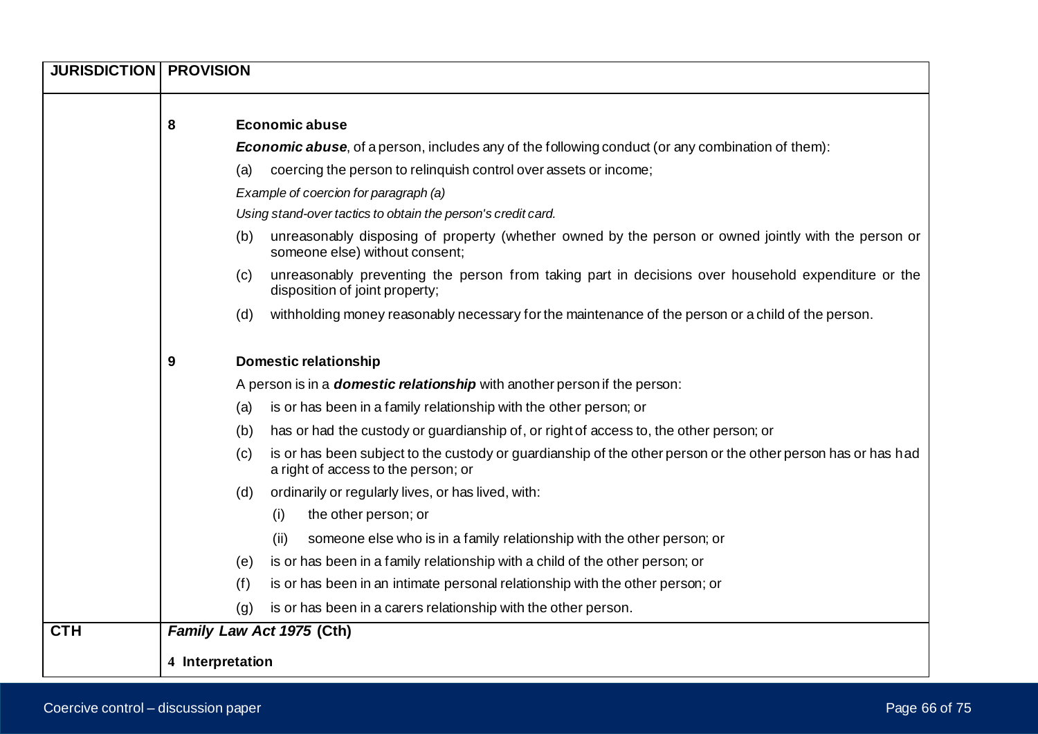| JURISDICTION | PROVISION |
| --- | --- |
| | **8 Economic abuse**<br><br>***Economic abuse***, of a person, includes any of the following conduct (or any combination of them):<br><br>(a) coercing the person to relinquish control over assets or income;<br><br>*Example of coercion for paragraph (a)*<br><br>*Using stand-over tactics to obtain the person's credit card.*<br><br>(b) unreasonably disposing of property (whether owned by the person or owned jointly with the person or someone else) without consent;<br><br>(c) unreasonably preventing the person from taking part in decisions over household expenditure or the disposition of joint property;<br><br>(d) withholding money reasonably necessary for the maintenance of the person or a child of the person.<br><br>**9 Domestic relationship**<br><br>A person is in a ***domestic relationship*** with another person if the person:<br><br>(a) is or has been in a family relationship with the other person; or<br><br>(b) has or had the custody or guardianship of, or right of access to, the other person; or<br><br>(c) is or has been subject to the custody or guardianship of the other person or the other person has or has had a right of access to the person; or<br><br>(d) ordinarily or regularly lives, or has lived, with:<br><br>(i) the other person; or<br><br>(ii) someone else who is in a family relationship with the other person; or<br><br>(e) is or has been in a family relationship with a child of the other person; or<br><br>(f) is or has been in an intimate personal relationship with the other person; or<br><br>(g) is or has been in a carers relationship with the other person. |
| **CTH** | ***Family Law Act 1975* (Cth)**<br><br>**4 Interpretation** |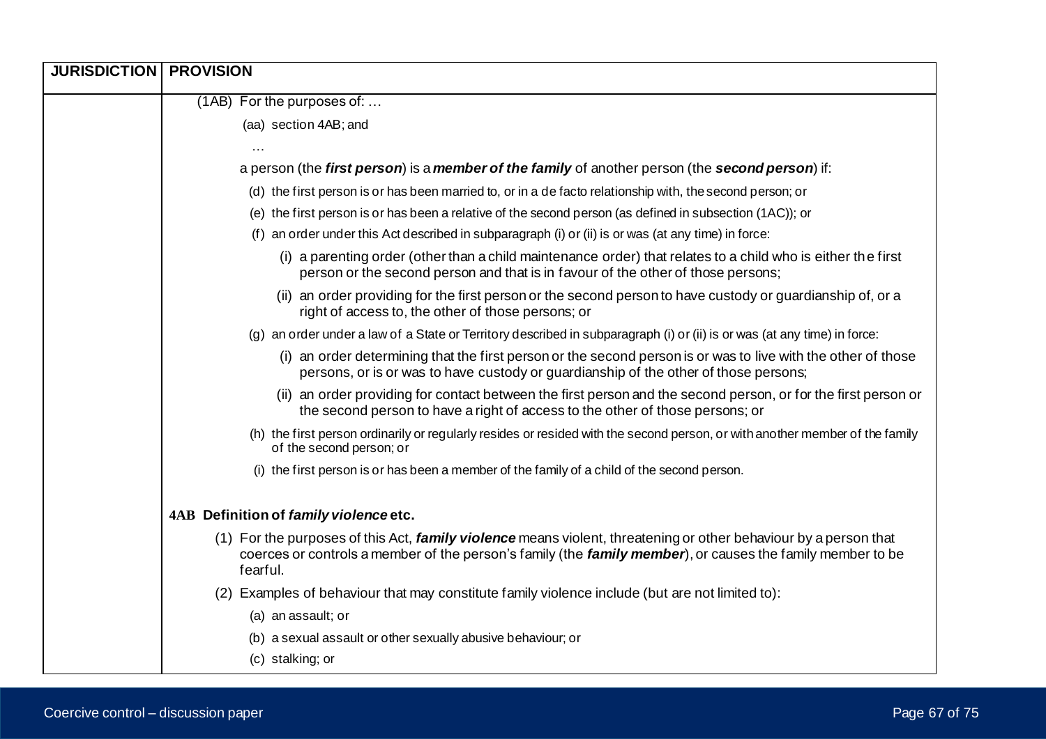| JURISDICTION | PROVISION |
| --- | --- |
| | (1AB) For the purposes of: … <br> (aa) section 4AB; and <br> … <br> a person (the ***first person***) is a ***member of the family*** of another person (the ***second person***) if: <br> (d) the first person is or has been married to, or in a de facto relationship with, the second person; or <br> (e) the first person is or has been a relative of the second person (as defined in subsection (1AC)); or <br> (f) an order under this Act described in subparagraph (i) or (ii) is or was (at any time) in force: <br> (i) a parenting order (other than a child maintenance order) that relates to a child who is either the first person or the second person and that is in favour of the other of those persons; <br> (ii) an order providing for the first person or the second person to have custody or guardianship of, or a right of access to, the other of those persons; or <br> (g) an order under a law of a State or Territory described in subparagraph (i) or (ii) is or was (at any time) in force: <br> (i) an order determining that the first person or the second person is or was to live with the other of those persons, or is or was to have custody or guardianship of the other of those persons; <br> (ii) an order providing for contact between the first person and the second person, or for the first person or the second person to have a right of access to the other of those persons; or <br> (h) the first person ordinarily or regularly resides or resided with the second person, or with another member of the family of the second person; or <br> (i) the first person is or has been a member of the family of a child of the second person. <br><br> **4AB Definition of *family violence* etc.** <br> (1) For the purposes of this Act, ***family violence*** means violent, threatening or other behaviour by a person that coerces or controls a member of the person's family (the ***family member***), or causes the family member to be fearful. <br> (2) Examples of behaviour that may constitute family violence include (but are not limited to): <br> (a) an assault; or <br> (b) a sexual assault or other sexually abusive behaviour; or <br> (c) stalking; or |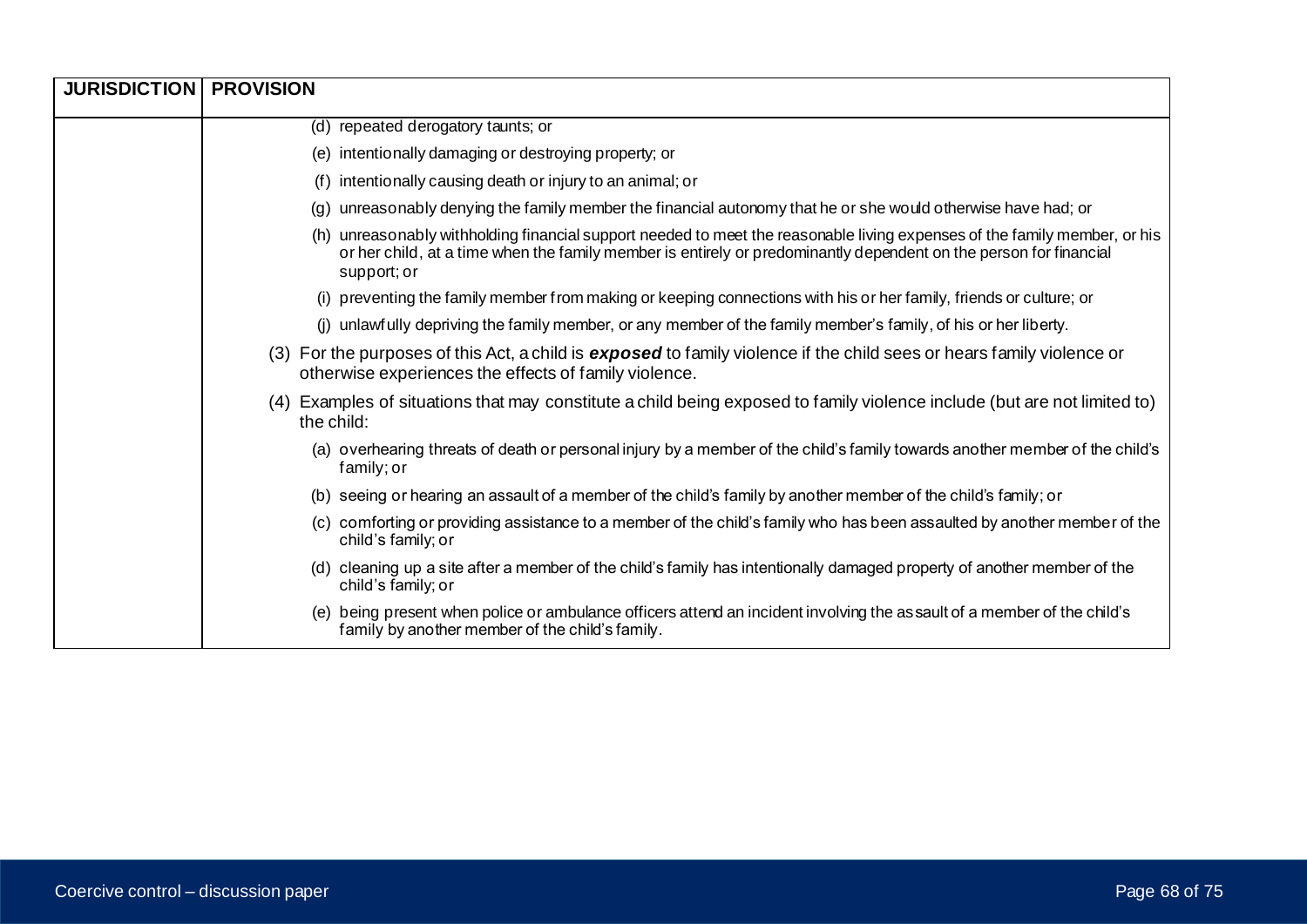| JURISDICTION | PROVISION |
|---|---|
| | (d) repeated derogatory taunts; or<br>(e) intentionally damaging or destroying property; or<br>(f) intentionally causing death or injury to an animal; or<br>(g) unreasonably denying the family member the financial autonomy that he or she would otherwise have had; or<br>(h) unreasonably withholding financial support needed to meet the reasonable living expenses of the family member, or his or her child, at a time when the family member is entirely or predominantly dependent on the person for financial support; or<br>(i) preventing the family member from making or keeping connections with his or her family, friends or culture; or<br>(j) unlawfully depriving the family member, or any member of the family member's family, of his or her liberty.<br>(3) For the purposes of this Act, a child is ***exposed*** to family violence if the child sees or hears family violence or otherwise experiences the effects of family violence.<br>(4) Examples of situations that may constitute a child being exposed to family violence include (but are not limited to) the child:<br>(a) overhearing threats of death or personal injury by a member of the child's family towards another member of the child's family; or<br>(b) seeing or hearing an assault of a member of the child's family by another member of the child's family; or<br>(c) comforting or providing assistance to a member of the child's family who has been assaulted by another member of the child's family; or<br>(d) cleaning up a site after a member of the child's family has intentionally damaged property of another member of the child's family; or<br>(e) being present when police or ambulance officers attend an incident involving the assault of a member of the child's family by another member of the child's family. |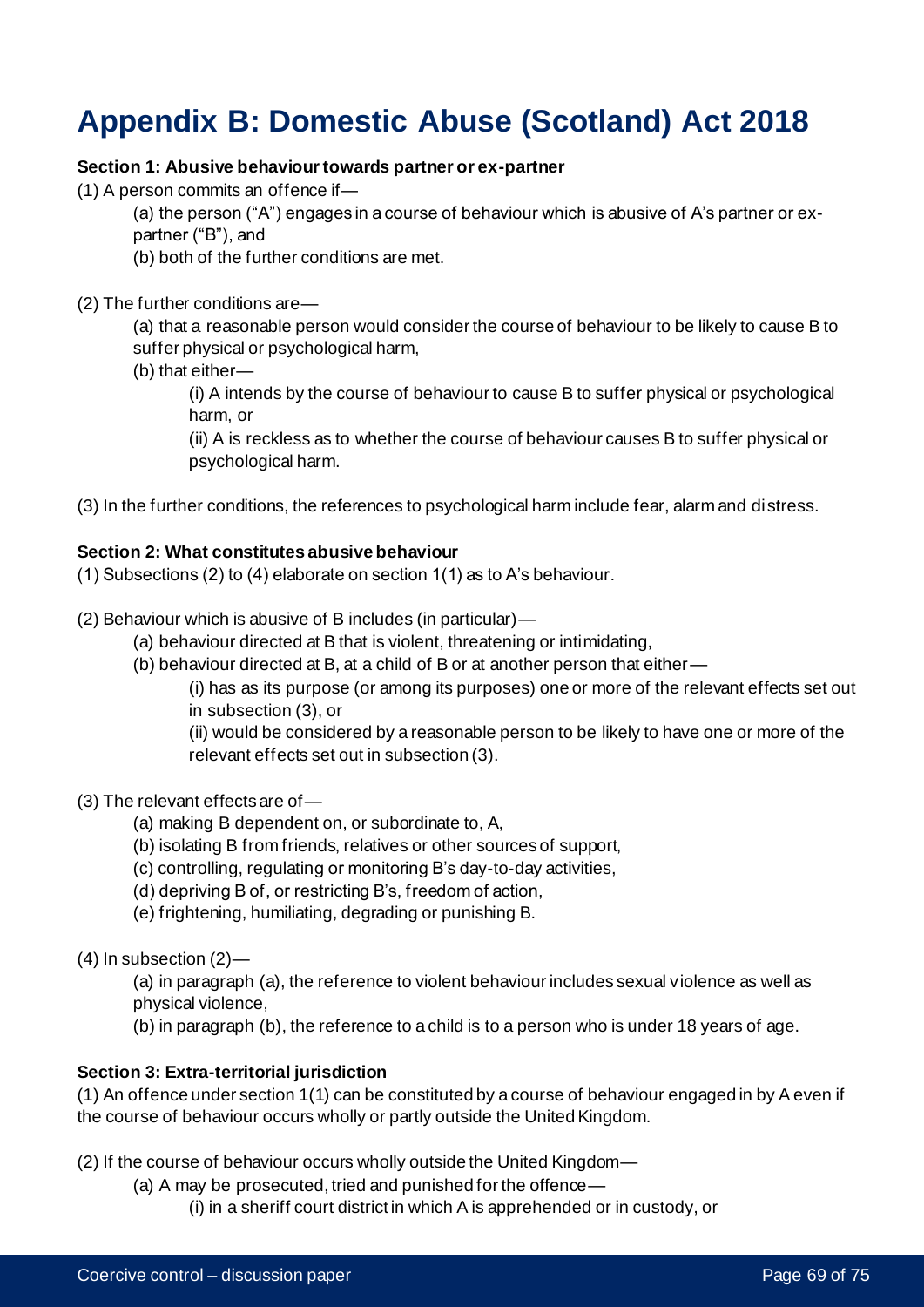# Appendix B: Domestic Abuse (Scotland) Act 2018

**Section 1: Abusive behaviour towards partner or ex-partner**

(1) A person commits an offence if—

(a) the person ("A") engages in a course of behaviour which is abusive of A's partner or ex-partner ("B"), and

(b) both of the further conditions are met.

(2) The further conditions are—

(a) that a reasonable person would consider the course of behaviour to be likely to cause B to suffer physical or psychological harm,

(b) that either—

(i) A intends by the course of behaviour to cause B to suffer physical or psychological harm, or

(ii) A is reckless as to whether the course of behaviour causes B to suffer physical or psychological harm.

(3) In the further conditions, the references to psychological harm include fear, alarm and distress.

**Section 2: What constitutes abusive behaviour**

(1) Subsections (2) to (4) elaborate on section 1(1) as to A's behaviour.

(2) Behaviour which is abusive of B includes (in particular)—

(a) behaviour directed at B that is violent, threatening or intimidating,

(b) behaviour directed at B, at a child of B or at another person that either—

(i) has as its purpose (or among its purposes) one or more of the relevant effects set out in subsection (3), or

(ii) would be considered by a reasonable person to be likely to have one or more of the relevant effects set out in subsection (3).

(3) The relevant effects are of—

(a) making B dependent on, or subordinate to, A,

(b) isolating B from friends, relatives or other sources of support,

(c) controlling, regulating or monitoring B's day-to-day activities,

(d) depriving B of, or restricting B's, freedom of action,

(e) frightening, humiliating, degrading or punishing B.

(4) In subsection (2)—

(a) in paragraph (a), the reference to violent behaviour includes sexual violence as well as physical violence,

(b) in paragraph (b), the reference to a child is to a person who is under 18 years of age.

**Section 3: Extra-territorial jurisdiction**

(1) An offence under section 1(1) can be constituted by a course of behaviour engaged in by A even if the course of behaviour occurs wholly or partly outside the United Kingdom.

(2) If the course of behaviour occurs wholly outside the United Kingdom—

(a) A may be prosecuted, tried and punished for the offence—

(i) in a sheriff court district in which A is apprehended or in custody, or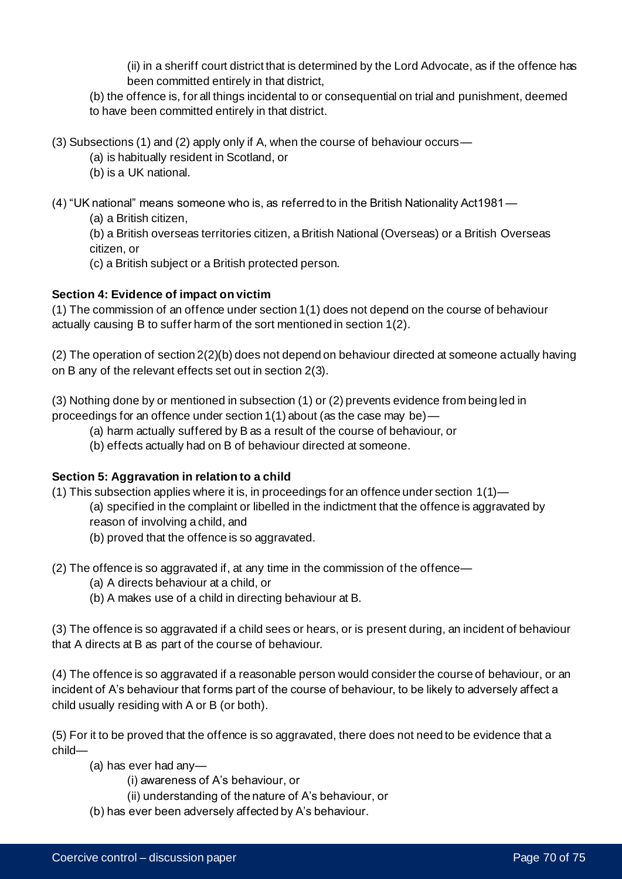(ii) in a sheriff court district that is determined by the Lord Advocate, as if the offence has been committed entirely in that district,

(b) the offence is, for all things incidental to or consequential on trial and punishment, deemed to have been committed entirely in that district.

(3) Subsections (1) and (2) apply only if A, when the course of behaviour occurs—

(a) is habitually resident in Scotland, or

(b) is a UK national.

(4) "UK national" means someone who is, as referred to in the British Nationality Act1981—

(a) a British citizen,

(b) a British overseas territories citizen, a British National (Overseas) or a British Overseas citizen, or

(c) a British subject or a British protected person.

**Section 4: Evidence of impact on victim**

(1) The commission of an offence under section 1(1) does not depend on the course of behaviour actually causing B to suffer harm of the sort mentioned in section 1(2).

(2) The operation of section 2(2)(b) does not depend on behaviour directed at someone actually having on B any of the relevant effects set out in section 2(3).

(3) Nothing done by or mentioned in subsection (1) or (2) prevents evidence from being led in proceedings for an offence under section 1(1) about (as the case may be)—

(a) harm actually suffered by B as a result of the course of behaviour, or

(b) effects actually had on B of behaviour directed at someone.

**Section 5: Aggravation in relation to a child**

(1) This subsection applies where it is, in proceedings for an offence under section 1(1)—

(a) specified in the complaint or libelled in the indictment that the offence is aggravated by reason of involving a child, and

(b) proved that the offence is so aggravated.

(2) The offence is so aggravated if, at any time in the commission of the offence—

(a) A directs behaviour at a child, or

(b) A makes use of a child in directing behaviour at B.

(3) The offence is so aggravated if a child sees or hears, or is present during, an incident of behaviour that A directs at B as part of the course of behaviour.

(4) The offence is so aggravated if a reasonable person would consider the course of behaviour, or an incident of A's behaviour that forms part of the course of behaviour, to be likely to adversely affect a child usually residing with A or B (or both).

(5) For it to be proved that the offence is so aggravated, there does not need to be evidence that a child—

(a) has ever had any—

(i) awareness of A's behaviour, or

(ii) understanding of the nature of A's behaviour, or

(b) has ever been adversely affected by A's behaviour.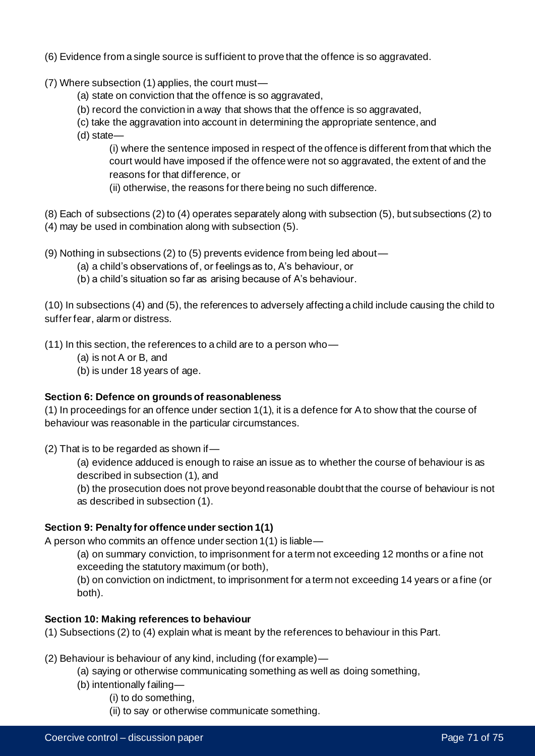(6) Evidence from a single source is sufficient to prove that the offence is so aggravated.

(7) Where subsection (1) applies, the court must—

- (a) state on conviction that the offence is so aggravated,
- (b) record the conviction in a way that shows that the offence is so aggravated,
- (c) take the aggravation into account in determining the appropriate sentence, and
- (d) state—
  - (i) where the sentence imposed in respect of the offence is different from that which the court would have imposed if the offence were not so aggravated, the extent of and the reasons for that difference, or
  - (ii) otherwise, the reasons for there being no such difference.

(8) Each of subsections (2) to (4) operates separately along with subsection (5), but subsections (2) to (4) may be used in combination along with subsection (5).

(9) Nothing in subsections (2) to (5) prevents evidence from being led about—

- (a) a child's observations of, or feelings as to, A's behaviour, or
- (b) a child's situation so far as arising because of A's behaviour.

(10) In subsections (4) and (5), the references to adversely affecting a child include causing the child to suffer fear, alarm or distress.

(11) In this section, the references to a child are to a person who—

- (a) is not A or B, and
- (b) is under 18 years of age.

**Section 6: Defence on grounds of reasonableness**

(1) In proceedings for an offence under section 1(1), it is a defence for A to show that the course of behaviour was reasonable in the particular circumstances.

(2) That is to be regarded as shown if—

- (a) evidence adduced is enough to raise an issue as to whether the course of behaviour is as described in subsection (1), and
- (b) the prosecution does not prove beyond reasonable doubt that the course of behaviour is not as described in subsection (1).

**Section 9: Penalty for offence under section 1(1)**

A person who commits an offence under section 1(1) is liable—

- (a) on summary conviction, to imprisonment for a term not exceeding 12 months or a fine not exceeding the statutory maximum (or both),
- (b) on conviction on indictment, to imprisonment for a term not exceeding 14 years or a fine (or both).

**Section 10: Making references to behaviour**

(1) Subsections (2) to (4) explain what is meant by the references to behaviour in this Part.

(2) Behaviour is behaviour of any kind, including (for example)—

- (a) saying or otherwise communicating something as well as doing something,
- (b) intentionally failing—
  - (i) to do something,
  - (ii) to say or otherwise communicate something.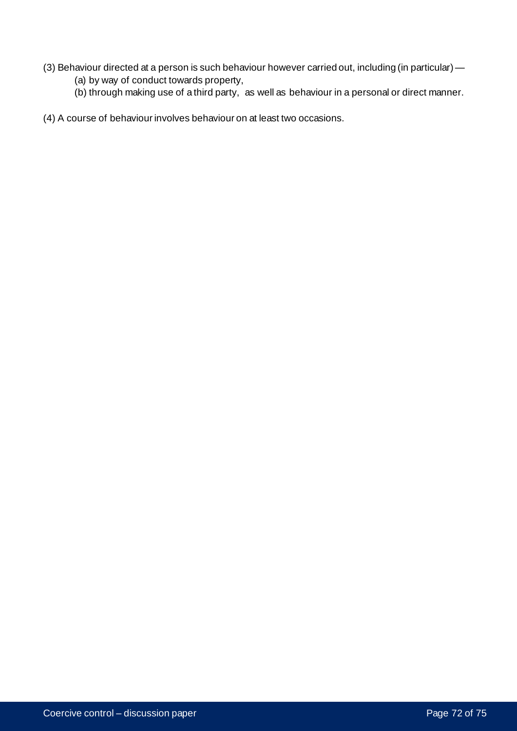(3) Behaviour directed at a person is such behaviour however carried out, including (in particular) —

(a) by way of conduct towards property,

(b) through making use of a third party, as well as behaviour in a personal or direct manner.

(4) A course of behaviour involves behaviour on at least two occasions.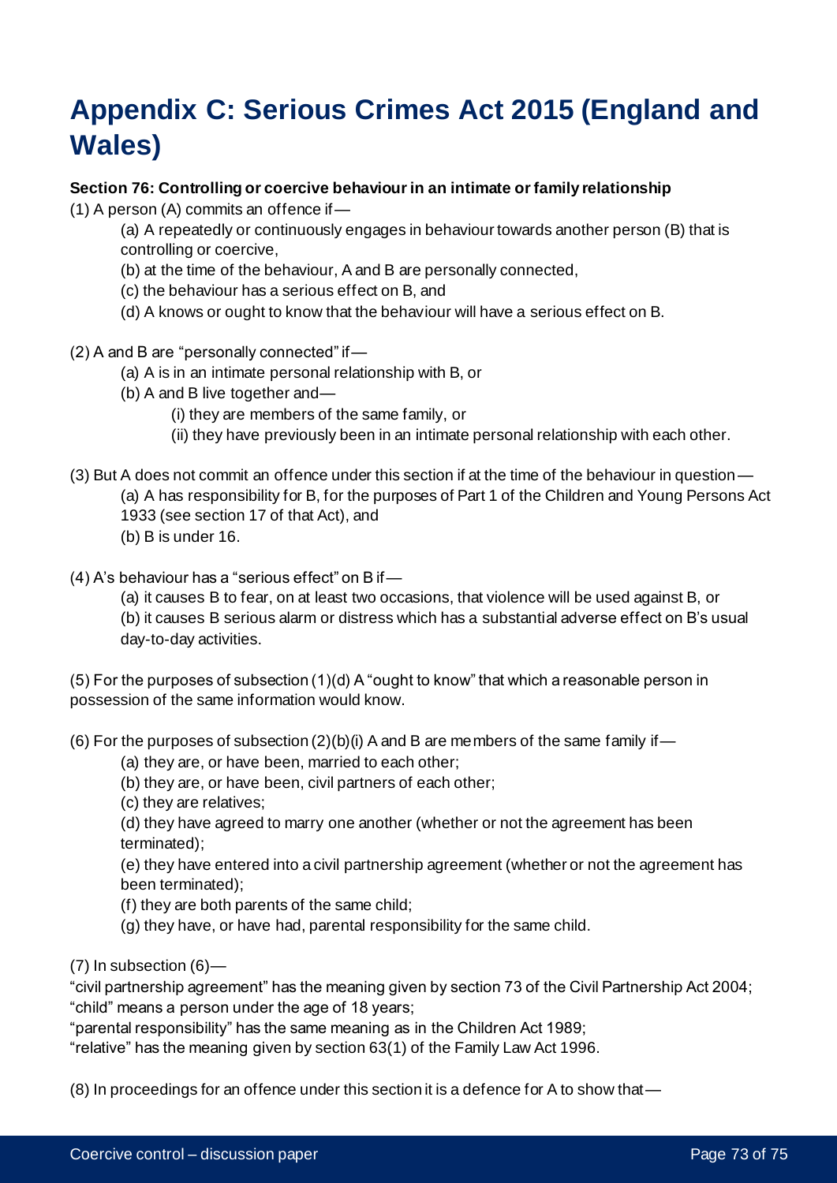# Appendix C: Serious Crimes Act 2015 (England and Wales)

**Section 76: Controlling or coercive behaviour in an intimate or family relationship**

(1) A person (A) commits an offence if—

> (a) A repeatedly or continuously engages in behaviour towards another person (B) that is controlling or coercive,
>
> (b) at the time of the behaviour, A and B are personally connected,
>
> (c) the behaviour has a serious effect on B, and
>
> (d) A knows or ought to know that the behaviour will have a serious effect on B.

(2) A and B are "personally connected" if—

> (a) A is in an intimate personal relationship with B, or
>
> (b) A and B live together and—
>
> > (i) they are members of the same family, or
> >
> > (ii) they have previously been in an intimate personal relationship with each other.

(3) But A does not commit an offence under this section if at the time of the behaviour in question—

> (a) A has responsibility for B, for the purposes of Part 1 of the Children and Young Persons Act 1933 (see section 17 of that Act), and
>
> (b) B is under 16.

(4) A's behaviour has a "serious effect" on B if—

> (a) it causes B to fear, on at least two occasions, that violence will be used against B, or
>
> (b) it causes B serious alarm or distress which has a substantial adverse effect on B's usual day-to-day activities.

(5) For the purposes of subsection (1)(d) A "ought to know" that which a reasonable person in possession of the same information would know.

(6) For the purposes of subsection (2)(b)(i) A and B are members of the same family if—

> (a) they are, or have been, married to each other;
>
> (b) they are, or have been, civil partners of each other;
>
> (c) they are relatives;
>
> (d) they have agreed to marry one another (whether or not the agreement has been terminated);
>
> (e) they have entered into a civil partnership agreement (whether or not the agreement has been terminated);
>
> (f) they are both parents of the same child;
>
> (g) they have, or have had, parental responsibility for the same child.

(7) In subsection (6)—

"civil partnership agreement" has the meaning given by section 73 of the Civil Partnership Act 2004;
"child" means a person under the age of 18 years;
"parental responsibility" has the same meaning as in the Children Act 1989;
"relative" has the meaning given by section 63(1) of the Family Law Act 1996.

(8) In proceedings for an offence under this section it is a defence for A to show that—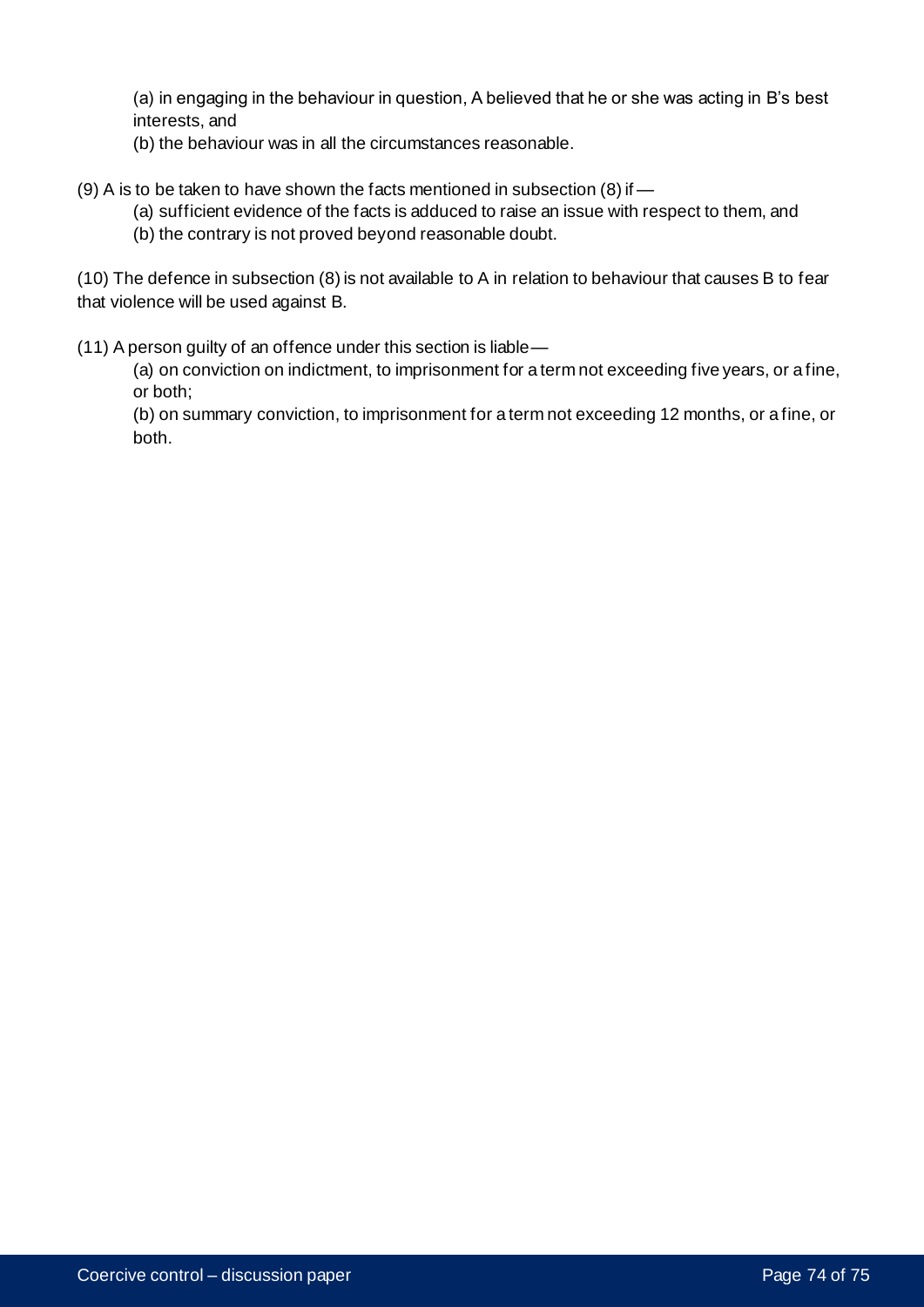(a) in engaging in the behaviour in question, A believed that he or she was acting in B's best interests, and

(b) the behaviour was in all the circumstances reasonable.

(9) A is to be taken to have shown the facts mentioned in subsection (8) if—

(a) sufficient evidence of the facts is adduced to raise an issue with respect to them, and

(b) the contrary is not proved beyond reasonable doubt.

(10) The defence in subsection (8) is not available to A in relation to behaviour that causes B to fear that violence will be used against B.

(11) A person guilty of an offence under this section is liable—

(a) on conviction on indictment, to imprisonment for a term not exceeding five years, or a fine, or both;

(b) on summary conviction, to imprisonment for a term not exceeding 12 months, or a fine, or both.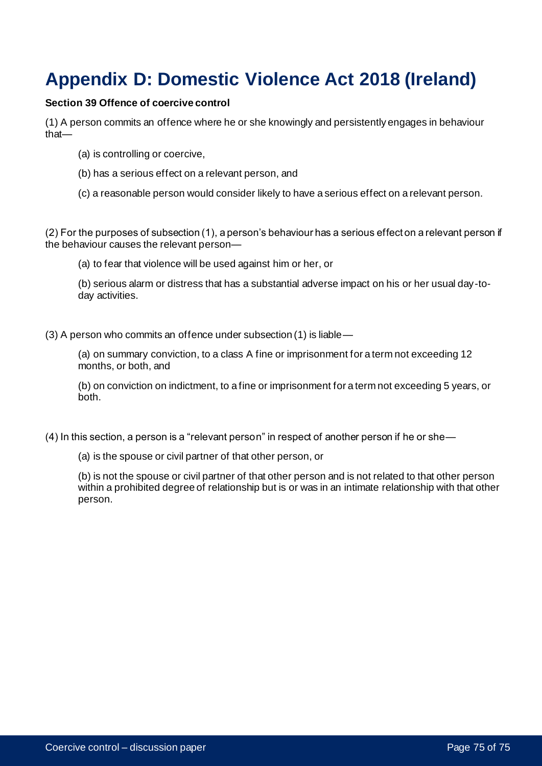# Appendix D: Domestic Violence Act 2018 (Ireland)

**Section 39 Offence of coercive control**

(1) A person commits an offence where he or she knowingly and persistently engages in behaviour that—

(a) is controlling or coercive,

(b) has a serious effect on a relevant person, and

(c) a reasonable person would consider likely to have a serious effect on a relevant person.

(2) For the purposes of subsection (1), a person's behaviour has a serious effect on a relevant person if the behaviour causes the relevant person—

(a) to fear that violence will be used against him or her, or

(b) serious alarm or distress that has a substantial adverse impact on his or her usual day-to-day activities.

(3) A person who commits an offence under subsection (1) is liable—

(a) on summary conviction, to a class A fine or imprisonment for a term not exceeding 12 months, or both, and

(b) on conviction on indictment, to a fine or imprisonment for a term not exceeding 5 years, or both.

(4) In this section, a person is a "relevant person" in respect of another person if he or she—

(a) is the spouse or civil partner of that other person, or

(b) is not the spouse or civil partner of that other person and is not related to that other person within a prohibited degree of relationship but is or was in an intimate relationship with that other person.